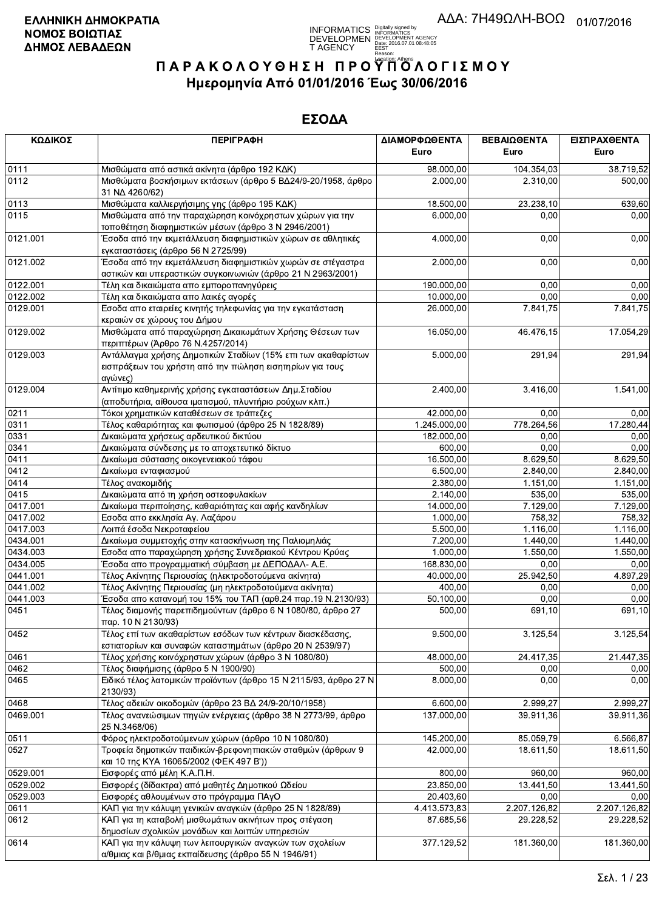**ΕΛΛΗΝΙΚΗ ΔΗΜΟΚΡΑΤΙΑ**
**ΝΟΜΟΣ ΒΟΙΩΤΙΑΣ**
**ΔΗΜΟΣ ΛΕΒΑΔΕΩΝ**

ΑΔΑ: 7Η49ΩΛΗ-ΒΟΩ 01/07/2016

# ΠΑΡΑΚΟΛΟΥΘΗΣΗ ΠΡΟΫΠΟΛΟΓΙΣΜΟΥ

## Ημερομηνία Από 01/01/2016 Έως 30/06/2016

## ΕΣΟΔΑ

| ΚΩΔΙΚΟΣ | ΠΕΡΙΓΡΑΦΗ | ΔΙΑΜΟΡΦΩΘΕΝΤΑ Euro | ΒΕΒΑΙΩΘΕΝΤΑ Euro | ΕΙΣΠΡΑΧΘΕΝΤΑ Euro |
|---|---|---|---|---|
| 0111 | Μισθώματα από αστικά ακίνητα (άρθρο 192 ΚΔΚ) | 98.000,00 | 104.354,03 | 38.719,52 |
| 0112 | Μισθώματα βοσκήσιμων εκτάσεων (άρθρο 5 ΒΔ24/9-20/1958, άρθρο 31 ΝΔ 4260/62) | 2.000,00 | 2.310,00 | 500,00 |
| 0113 | Μισθώματα καλλιεργήσιμης γης (άρθρο 195 ΚΔΚ) | 18.500,00 | 23.238,10 | 639,60 |
| 0115 | Μισθώματα από την παραχώρηση κοινόχρηστων χώρων για την τοποθέτηση διαφημιστικών μέσων (άρθρο 3 Ν 2946/2001) | 6.000,00 | 0,00 | 0,00 |
| 0121.001 | Έσοδα από την εκμετάλλευση διαφημιστικών χώρων σε αθλητικές εγκαταστάσεις (άρθρο 56 Ν 2725/99) | 4.000,00 | 0,00 | 0,00 |
| 0121.002 | Έσοδα από την εκμετάλλευση διαφημιστικών χωρών σε στέγαστρα αστικών και υπεραστικών συγκοινωνιών (άρθρο 21 Ν 2963/2001) | 2.000,00 | 0,00 | 0,00 |
| 0122.001 | Τέλη και δικαιώματα απο εμποροπανηγύρεις | 190.000,00 | 0,00 | 0,00 |
| 0122.002 | Τέλη και δικαιώματα απο λαικές αγορές | 10.000,00 | 0,00 | 0,00 |
| 0129.001 | Εσοδα απο εταιρείες κινητής τηλεφωνίας για την εγκατάσταση κεραιών σε χώρους του Δήμου | 26.000,00 | 7.841,75 | 7.841,75 |
| 0129.002 | Μισθώματα από παραχώρηση Δικαιωμάτων Χρήσης Θέσεων των περιπτέρων (Άρθρο 76 Ν.4257/2014) | 16.050,00 | 46.476,15 | 17.054,29 |
| 0129.003 | Αντάλλαγμα χρήσης Δημοτικών Σταδίων (15% επι των ακαθαρίστων εισπράξεων του χρήστη από την πώληση εισιτηρίων για τους αγώνες) | 5.000,00 | 291,94 | 291,94 |
| 0129.004 | Αντίτιμο καθημερινής χρήσης εγκαταστάσεων Δημ.Σταδίου (αποδυτήρια, αίθουσα ιματισμού, πλυντήριο ρούχων κλπ.) | 2.400,00 | 3.416,00 | 1.541,00 |
| 0211 | Τόκοι χρηματικών καταθέσεων σε τράπεζες | 42.000,00 | 0,00 | 0,00 |
| 0311 | Τέλος καθαριότητας και φωτισμού (άρθρο 25 Ν 1828/89) | 1.245.000,00 | 778.264,56 | 17.280,44 |
| 0331 | Δικαιώματα χρήσεως αρδευτικού δικτύου | 182.000,00 | 0,00 | 0,00 |
| 0341 | Δικαιώματα σύνδεσης με το αποχετευτικό δίκτυο | 600,00 | 0,00 | 0,00 |
| 0411 | Δικαίωμα σύστασης οικογενειακού τάφου | 16.500,00 | 8.629,50 | 8.629,50 |
| 0412 | Δικαίωμα ενταφιασμού | 6.500,00 | 2.840,00 | 2.840,00 |
| 0414 | Τέλος ανακομιδής | 2.380,00 | 1.151,00 | 1.151,00 |
| 0415 | Δικαιώματα από τη χρήση οστεοφυλακίων | 2.140,00 | 535,00 | 535,00 |
| 0417.001 | Δικαίωμα περιποίησης, καθαριότητας και αφής κανδηλίων | 14.000,00 | 7.129,00 | 7.129,00 |
| 0417.002 | Εσοδα απο εκκλησία Αγ. Λαζάρου | 1.000,00 | 758,32 | 758,32 |
| 0417.003 | Λοιπά έσοδα Νεκροταφείου | 5.500,00 | 1.116,00 | 1.116,00 |
| 0434.001 | Δικαίωμα συμμετοχής στην κατασκήνωση της Παλιομηλιάς | 7.200,00 | 1.440,00 | 1.440,00 |
| 0434.003 | Εσοδα απο παραχώρηση χρήσης Συνεδριακού Κέντρου Κρύας | 1.000,00 | 1.550,00 | 1.550,00 |
| 0434.005 | Έσοδα απο προγραμματική σύμβαση με ΔΕΠΟΔΑΛ- Α.Ε. | 168.830,00 | 0,00 | 0,00 |
| 0441.001 | Τέλος Ακίνητης Περιουσίας (ηλεκτροδοτούμενα ακίνητα) | 40.000,00 | 25.942,50 | 4.897,29 |
| 0441.002 | Τέλος Ακίνητης Περιουσίας (μη ηλεκτροδοτούμενα ακίνητα) | 400,00 | 0,00 | 0,00 |
| 0441.003 | Έσοδα απο κατανομή του 15% του ΤΑΠ (αρθ.24 παρ.19 Ν.2130/93) | 50.100,00 | 0,00 | 0,00 |
| 0451 | Τέλος διαμονής παρεπιδημούντων (άρθρο 6 Ν 1080/80, άρθρο 27 παρ. 10 Ν 2130/93) | 500,00 | 691,10 | 691,10 |
| 0452 | Τέλος επί των ακαθαρίστων εσόδων των κέντρων διασκέδασης, εστιατορίων και συναφών καταστημάτων (άρθρο 20 Ν 2539/97) | 9.500,00 | 3.125,54 | 3.125,54 |
| 0461 | Τέλος χρήσης κοινόχρηστων χώρων (άρθρο 3 Ν 1080/80) | 48.000,00 | 24.417,35 | 21.447,35 |
| 0462 | Τέλος διαφήμισης (άρθρο 5 Ν 1900/90) | 500,00 | 0,00 | 0,00 |
| 0465 | Ειδικό τέλος λατομικών προϊόντων (άρθρο 15 Ν 2115/93, άρθρο 27 Ν 2130/93) | 8.000,00 | 0,00 | 0,00 |
| 0468 | Τέλος αδειών οικοδομών (άρθρο 23 ΒΔ 24/9-20/10/1958) | 6.600,00 | 2.999,27 | 2.999,27 |
| 0469.001 | Τέλος ανανεώσιμων πηγών ενέργειας (άρθρο 38 Ν 2773/99, άρθρο 25 Ν.3468/06) | 137.000,00 | 39.911,36 | 39.911,36 |
| 0511 | Φόρος ηλεκτροδοτούμενων χώρων (άρθρο 10 Ν 1080/80) | 145.200,00 | 85.059,79 | 6.566,87 |
| 0527 | Τροφεία δημοτικών παιδικών-βρεφονηπιακών σταθμών (άρθρων 9 και 10 της ΚΥΑ 16065/2002 (ΦΕΚ 497 Β')) | 42.000,00 | 18.611,50 | 18.611,50 |
| 0529.001 | Εισφορές από μέλη Κ.Α.Π.Η. | 800,00 | 960,00 | 960,00 |
| 0529.002 | Εισφορές (δίδακτρα) από μαθητές Δημοτικού Ωδείου | 23.850,00 | 13.441,50 | 13.441,50 |
| 0529.003 | Εισφορές αθλουμένων στο πρόγραμμα ΠΑγΟ | 20.403,60 | 0,00 | 0,00 |
| 0611 | ΚΑΠ για την κάλυψη γενικών αναγκών (άρθρο 25 Ν 1828/89) | 4.413.573,83 | 2.207.126,82 | 2.207.126,82 |
| 0612 | ΚΑΠ για τη καταβολή μισθωμάτων ακινήτων προς στέγαση δημοσίων σχολικών μονάδων και λοιπών υπηρεσιών | 87.685,56 | 29.228,52 | 29.228,52 |
| 0614 | ΚΑΠ για την κάλυψη των λειτουργικών αναγκών των σχολείων α/θμιας και β/θμιας εκπαίδευσης (άρθρο 55 Ν 1946/91) | 377.129,52 | 181.360,00 | 181.360,00 |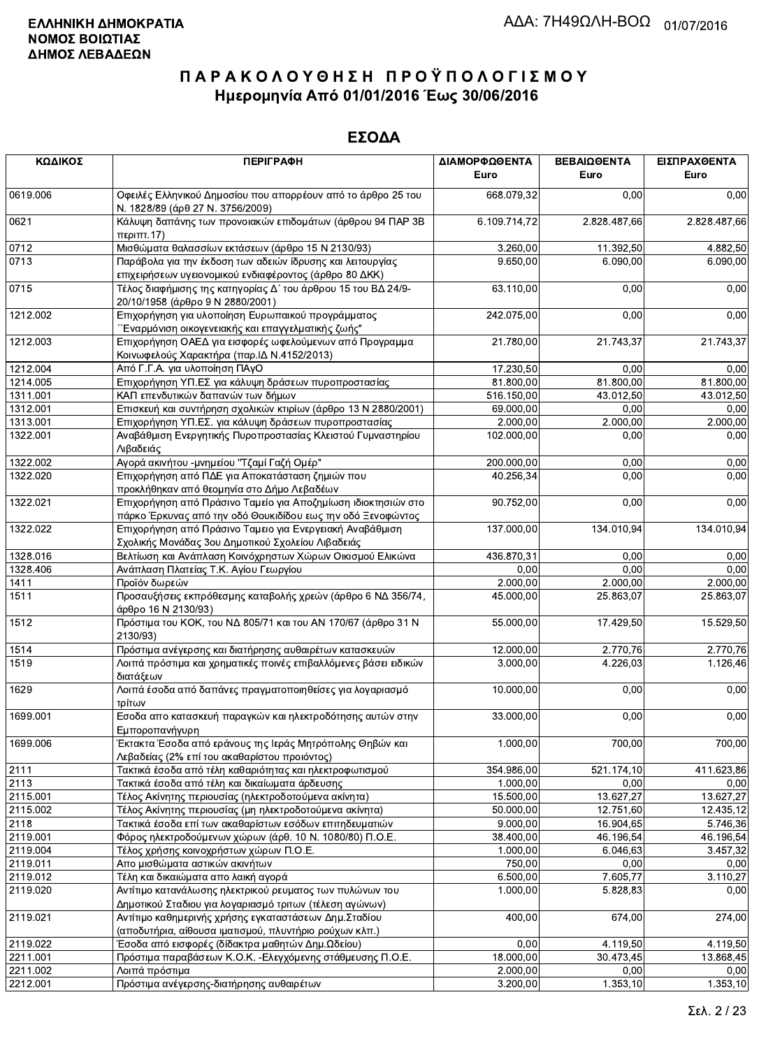**ΕΛΛΗΝΙΚΗ ΔΗΜΟΚΡΑΤΙΑ**
**ΝΟΜΟΣ ΒΟΙΩΤΙΑΣ**
**ΔΗΜΟΣ ΛΕΒΑΔΕΩΝ**

ΑΔΑ: 7Η49ΩΛΗ-ΒΟΩ 01/07/2016

# ΠΑΡΑΚΟΛΟΥΘΗΣΗ ΠΡΟΫΠΟΛΟΓΙΣΜΟΥ
## Ημερομηνία Από 01/01/2016 Έως 30/06/2016

## ΕΣΟΔΑ

| ΚΩΔΙΚΟΣ | ΠΕΡΙΓΡΑΦΗ | ΔΙΑΜΟΡΦΩΘΕΝΤΑ Euro | ΒΕΒΑΙΩΘΕΝΤΑ Euro | ΕΙΣΠΡΑΧΘΕΝΤΑ Euro |
|---|---|---|---|---|
| 0619.006 | Οφειλές Ελληνικού Δημοσίου που απορρέουν από το άρθρο 25 του Ν. 1828/89 (άρθ 27 Ν. 3756/2009) | 668.079,32 | 0,00 | 0,00 |
| 0621 | Κάλυψη δαπάνης των προνοιακών επιδομάτων (άρθρου 94 ΠΑΡ 3Β περιπτ.17) | 6.109.714,72 | 2.828.487,66 | 2.828.487,66 |
| 0712 | Μισθώματα θαλασσίων εκτάσεων (άρθρο 15 Ν 2130/93) | 3.260,00 | 11.392,50 | 4.882,50 |
| 0713 | Παράβολα για την έκδοση των αδειών ίδρυσης και λειτουργίας επιχειρήσεων υγειονομικού ενδιαφέροντος (άρθρο 80 ΔΚΚ) | 9.650,00 | 6.090,00 | 6.090,00 |
| 0715 | Τέλος διαφήμισης της κατηγορίας Δ΄ του άρθρου 15 του ΒΔ 24/9-20/10/1958 (άρθρο 9 Ν 2880/2001) | 63.110,00 | 0,00 | 0,00 |
| 1212.002 | Επιχορήγηση για υλοποίηση Ευρωπαικού προγράμματος ΄΄Εναρμόνιση οικογενειακής και επαγγελματικής ζωής" | 242.075,00 | 0,00 | 0,00 |
| 1212.003 | Επιχορήγηση ΟΑΕΔ για εισφορές ωφελούμενων από Προγραμμα Κοινωφελούς Χαρακτήρα (παρ.ΙΔ Ν.4152/2013) | 21.780,00 | 21.743,37 | 21.743,37 |
| 1212.004 | Από Γ.Γ.Α. για υλοποίηση ΠΑγΟ | 17.230,50 | 0,00 | 0,00 |
| 1214.005 | Επιχορήγηση ΥΠ.ΕΣ για κάλυψη δράσεων πυροπροστασίας | 81.800,00 | 81.800,00 | 81.800,00 |
| 1311.001 | ΚΑΠ επενδυτικών δαπανών των δήμων | 516.150,00 | 43.012,50 | 43.012,50 |
| 1312.001 | Επισκευή και συντήρηση σχολικών κτιρίων (άρθρο 13 Ν 2880/2001) | 69.000,00 | 0,00 | 0,00 |
| 1313.001 | Επιχορήγηση ΥΠ.ΕΣ. για κάλυψη δράσεων πυροπροστασίας | 2.000,00 | 2.000,00 | 2.000,00 |
| 1322.001 | Αναβάθμιση Ενεργητικής Πυροπροστασίας Κλειστού Γυμναστηρίου Λιβαδειάς | 102.000,00 | 0,00 | 0,00 |
| 1322.002 | Αγορά ακινήτου -μνημείου "Τζαμί Γαζή Ομέρ" | 200.000,00 | 0,00 | 0,00 |
| 1322.020 | Επιχορήγηση από ΠΔΕ για Αποκατάσταση ζημιών που προκλήθηκαν από θεομηνία στο Δήμο Λεβαδέων | 40.256,34 | 0,00 | 0,00 |
| 1322.021 | Επιχορήγηση από Πράσινο Ταμείο για Αποζημίωση ιδιοκτησιών στο πάρκο Έρκυνας από την οδό Θουκιδίδου εως την οδό Ξενοφώντος | 90.752,00 | 0,00 | 0,00 |
| 1322.022 | Επιχορήγηση από Πράσινο Ταμειο για Ενεργειακή Αναβάθμιση Σχολικής Μονάδας 3ου Δημοτικού Σχολείου Λιβαδειάς | 137.000,00 | 134.010,94 | 134.010,94 |
| 1328.016 | Βελτίωση και Ανάπλαση Κοινόχρηστων Χώρων Οικισμού Ελικώνα | 436.870,31 | 0,00 | 0,00 |
| 1328.406 | Ανάπλαση Πλατείας Τ.Κ. Αγίου Γεωργίου | 0,00 | 0,00 | 0,00 |
| 1411 | Προϊόν δωρεών | 2.000,00 | 2.000,00 | 2.000,00 |
| 1511 | Προσαυξήσεις εκπρόθεσμης καταβολής χρεών (άρθρο 6 ΝΔ 356/74, άρθρο 16 Ν 2130/93) | 45.000,00 | 25.863,07 | 25.863,07 |
| 1512 | Πρόστιμα του ΚΟΚ, του ΝΔ 805/71 και του ΑΝ 170/67 (άρθρο 31 Ν 2130/93) | 55.000,00 | 17.429,50 | 15.529,50 |
| 1514 | Πρόστιμα ανέγερσης και διατήρησης αυθαιρέτων κατασκευών | 12.000,00 | 2.770,76 | 2.770,76 |
| 1519 | Λοιπά πρόστιμα και χρηματικές ποινές επιβαλλόμενες βάσει ειδικών διατάξεων | 3.000,00 | 4.226,03 | 1.126,46 |
| 1629 | Λοιπά έσοδα από δαπάνες πραγματοποιηθείσες για λογαριασμό τρίτων | 10.000,00 | 0,00 | 0,00 |
| 1699.001 | Εσοδα απο κατασκευή παραγκών και ηλεκτροδότησης αυτών στην Εμποροπανήγυρη | 33.000,00 | 0,00 | 0,00 |
| 1699.006 | Έκτακτα Έσοδα από εράνους της Ιεράς Μητρόπολης Θηβών και Λεβαδείας (2% επί του ακαθαρίστου προιόντος) | 1.000,00 | 700,00 | 700,00 |
| 2111 | Τακτικά έσοδα από τέλη καθαριότητας και ηλεκτροφωτισμού | 354.986,00 | 521.174,10 | 411.623,86 |
| 2113 | Τακτικά έσοδα από τέλη και δικαιώματα άρδευσης | 1.000,00 | 0,00 | 0,00 |
| 2115.001 | Τέλος Ακίνητης περιουσίας (ηλεκτροδοτούμενα ακίνητα) | 15.500,00 | 13.627,27 | 13.627,27 |
| 2115.002 | Τέλος Ακίνητης περιουσίας (μη ηλεκτροδοτούμενα ακίνητα) | 50.000,00 | 12.751,60 | 12.435,12 |
| 2118 | Τακτικά έσοδα επί των ακαθαρίστων εσόδων επιτηδευματιών | 9.000,00 | 16.904,65 | 5.746,36 |
| 2119.001 | Φόρος ηλεκτροδούμενων χώρων (άρθ. 10 Ν. 1080/80) Π.Ο.Ε. | 38.400,00 | 46.196,54 | 46.196,54 |
| 2119.004 | Τέλος χρήσης κοινοχρήστων χώρων Π.Ο.Ε. | 1.000,00 | 6.046,63 | 3.457,32 |
| 2119.011 | Απο μισθώματα αστικών ακινήτων | 750,00 | 0,00 | 0,00 |
| 2119.012 | Τέλη και δικαιώματα απο λαική αγορά | 6.500,00 | 7.605,77 | 3.110,27 |
| 2119.020 | Αντίτιμο κατανάλωσης ηλεκτρικού ρευματος των πυλώνων του Δημοτικού Σταδιου για λογαριασμό τριτων (τέλεση αγώνων) | 1.000,00 | 5.828,83 | 0,00 |
| 2119.021 | Αντίτιμο καθημερινής χρήσης εγκαταστάσεων Δημ.Σταδίου (αποδυτήρια, αίθουσα ιματισμού, πλυντήριο ρούχων κλπ.) | 400,00 | 674,00 | 274,00 |
| 2119.022 | Έσοδα από εισφορές (δίδακτρα μαθητών Δημ.Ωδείου) | 0,00 | 4.119,50 | 4.119,50 |
| 2211.001 | Πρόστιμα παραβάσεων Κ.Ο.Κ. -Ελεγχόμενης στάθμευσης Π.Ο.Ε. | 18.000,00 | 30.473,45 | 13.868,45 |
| 2211.002 | Λοιπά πρόστιμα | 2.000,00 | 0,00 | 0,00 |
| 2212.001 | Πρόστιμα ανέγερσης-διατήρησης αυθαιρέτων | 3.200,00 | 1.353,10 | 1.353,10 |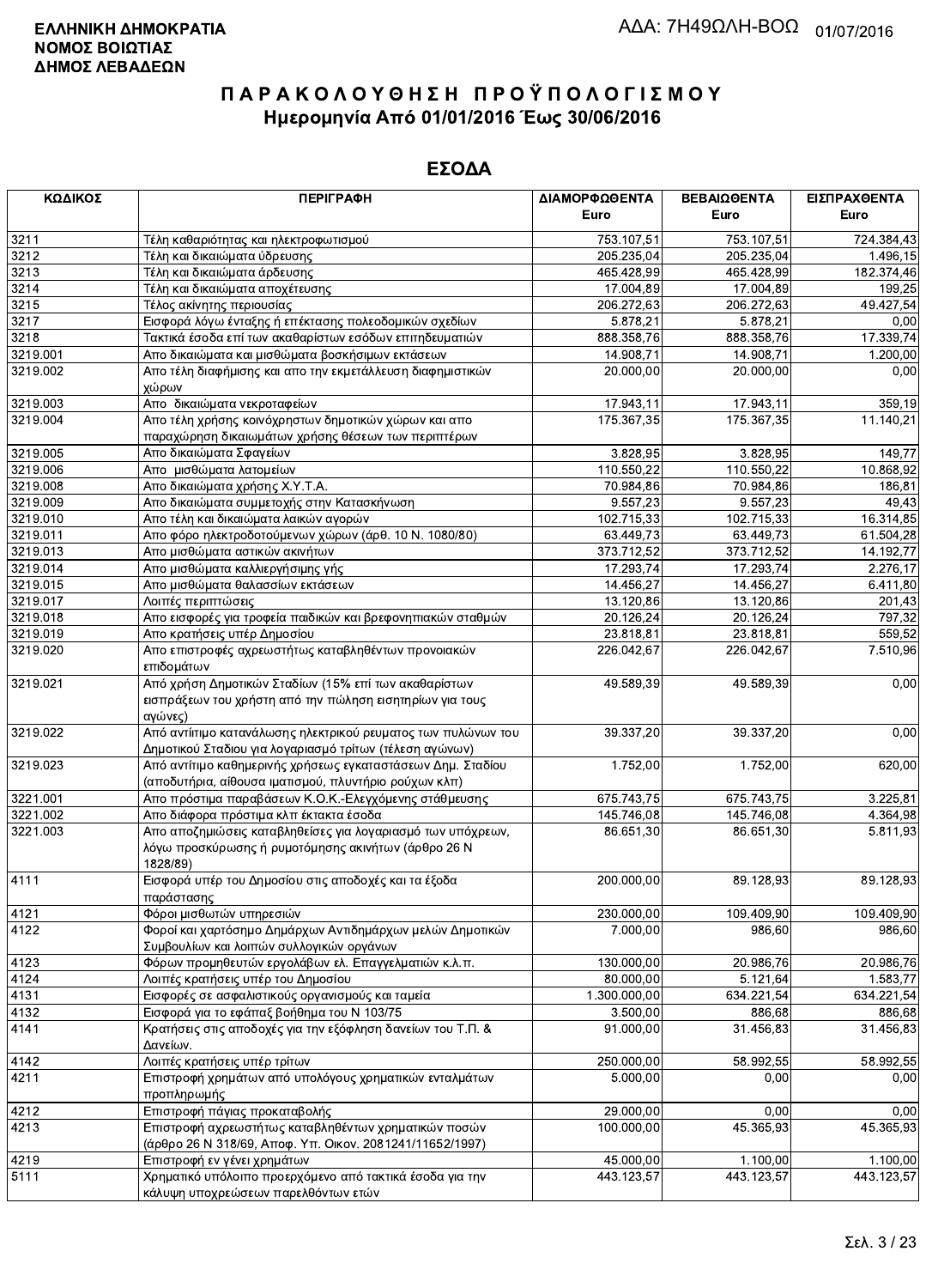**ΕΛΛΗΝΙΚΗ ΔΗΜΟΚΡΑΤΙΑ**
**ΝΟΜΟΣ ΒΟΙΩΤΙΑΣ**
**ΔΗΜΟΣ ΛΕΒΑΔΕΩΝ**

ΑΔΑ: 7Η49ΩΛΗ-ΒΟΩ 01/07/2016

# Π Α Ρ Α Κ Ο Λ Ο Υ Θ Η Σ Η  Π Ρ Ο Ϋ Π Ο Λ Ο Γ Ι Σ Μ Ο Υ

## Ημερομηνία Από 01/01/2016 Έως 30/06/2016

## ΕΣΟΔΑ

| ΚΩΔΙΚΟΣ | ΠΕΡΙΓΡΑΦΗ | ΔΙΑΜΟΡΦΩΘΕΝΤΑ Euro | ΒΕΒΑΙΩΘΕΝΤΑ Euro | ΕΙΣΠΡΑΧΘΕΝΤΑ Euro |
|---|---|---|---|---|
| 3211 | Τέλη καθαριότητας και ηλεκτροφωτισμού | 753.107,51 | 753.107,51 | 724.384,43 |
| 3212 | Τέλη και δικαιώματα ύδρευσης | 205.235,04 | 205.235,04 | 1.496,15 |
| 3213 | Τέλη και δικαιώματα άρδευσης | 465.428,99 | 465.428,99 | 182.374,46 |
| 3214 | Τέλη και δικαιώματα αποχέτευσης | 17.004,89 | 17.004,89 | 199,25 |
| 3215 | Τέλος ακίνητης περιουσίας | 206.272,63 | 206.272,63 | 49.427,54 |
| 3217 | Εισφορά λόγω ένταξης ή επέκτασης πολεοδομικών σχεδίων | 5.878,21 | 5.878,21 | 0,00 |
| 3218 | Τακτικά έσοδα επί των ακαθαρίστων εσόδων επιτηδευματιών | 888.358,76 | 888.358,76 | 17.339,74 |
| 3219.001 | Απο δικαιώματα και μισθώματα βοσκήσιμων εκτάσεων | 14.908,71 | 14.908,71 | 1.200,00 |
| 3219.002 | Απο τέλη διαφήμισης και απο την εκμετάλλευση διαφημιστικών χώρων | 20.000,00 | 20.000,00 | 0,00 |
| 3219.003 | Απο δικαιώματα νεκροταφείων | 17.943,11 | 17.943,11 | 359,19 |
| 3219.004 | Απο τέλη χρήσης κοινόχρηστων δημοτικών χώρων και απο παραχώρηση δικαιωμάτων χρήσης θέσεων των περιπτέρων | 175.367,35 | 175.367,35 | 11.140,21 |
| 3219.005 | Απο δικαιώματα Σφαγείων | 3.828,95 | 3.828,95 | 149,77 |
| 3219.006 | Απο μισθώματα λατομείων | 110.550,22 | 110.550,22 | 10.868,92 |
| 3219.008 | Απο δικαιώματα χρήσης Χ.Υ.Τ.Α. | 70.984,86 | 70.984,86 | 186,81 |
| 3219.009 | Απο δικαιώματα συμμετοχής στην Κατασκήνωση | 9.557,23 | 9.557,23 | 49,43 |
| 3219.010 | Απο τέλη και δικαιώματα λαικών αγορών | 102.715,33 | 102.715,33 | 16.314,85 |
| 3219.011 | Απο φόρο ηλεκτροδοτούμενων χώρων (άρθ. 10 Ν. 1080/80) | 63.449,73 | 63.449,73 | 61.504,28 |
| 3219.013 | Απο μισθώματα αστικών ακινήτων | 373.712,52 | 373.712,52 | 14.192,77 |
| 3219.014 | Απο μισθώματα καλλιεργήσιμης γής | 17.293,74 | 17.293,74 | 2.276,17 |
| 3219.015 | Απο μισθώματα θαλασσίων εκτάσεων | 14.456,27 | 14.456,27 | 6.411,80 |
| 3219.017 | Λοιπές περιπτώσεις | 13.120,86 | 13.120,86 | 201,43 |
| 3219.018 | Απο εισφορές για τροφεία παιδικών και βρεφονηπιακών σταθμών | 20.126,24 | 20.126,24 | 797,32 |
| 3219.019 | Απο κρατήσεις υπέρ Δημοσίου | 23.818,81 | 23.818,81 | 559,52 |
| 3219.020 | Απο επιστροφές αχρεωστήτως καταβληθέντων προνοιακών επιδομάτων | 226.042,67 | 226.042,67 | 7.510,96 |
| 3219.021 | Από χρήση Δημοτικών Σταδίων (15% επί των ακαθαρίστων εισπράξεων του χρήστη από την πώληση εισιτηρίων για τους αγώνες) | 49.589,39 | 49.589,39 | 0,00 |
| 3219.022 | Από αντίτιμο κατανάλωσης ηλεκτρικού ρευματος των πυλώνων του Δημοτικού Σταδιου για λογαριασμό τρίτων (τέλεση αγώνων) | 39.337,20 | 39.337,20 | 0,00 |
| 3219.023 | Από αντίτιμο καθημερινής χρήσεως εγκαταστάσεων Δημ. Σταδίου (αποδυτήρια, αίθουσα ιματισμού, πλυντήριο ρούχων κλπ) | 1.752,00 | 1.752,00 | 620,00 |
| 3221.001 | Απο πρόστιμα παραβάσεων Κ.Ο.Κ.-Ελεγχόμενης στάθμευσης | 675.743,75 | 675.743,75 | 3.225,81 |
| 3221.002 | Απο διάφορα πρόστιμα κλπ έκτακτα έσοδα | 145.746,08 | 145.746,08 | 4.364,98 |
| 3221.003 | Απο αποζημιώσεις καταβληθείσες για λογαριασμό των υπόχρεων, λόγω προσκύρωσης ή ρυμοτόμησης ακινήτων (άρθρο 26 Ν 1828/89) | 86.651,30 | 86.651,30 | 5.811,93 |
| 4111 | Εισφορά υπέρ του Δημοσίου στις αποδοχές και τα έξοδα παράστασης | 200.000,00 | 89.128,93 | 89.128,93 |
| 4121 | Φόροι μισθωτών υπηρεσιών | 230.000,00 | 109.409,90 | 109.409,90 |
| 4122 | Φοροί και χαρτόσημο Δημάρχων Αντιδημάρχων μελών Δημοτικών Συμβουλίων και λοιπών συλλογικών οργάνων | 7.000,00 | 986,60 | 986,60 |
| 4123 | Φόρων προμηθευτών εργολάβων ελ. Επαγγελματιών κ.λ.π. | 130.000,00 | 20.986,76 | 20.986,76 |
| 4124 | Λοιπές κρατήσεις υπέρ του Δημοσίου | 80.000,00 | 5.121,64 | 1.583,77 |
| 4131 | Εισφορές σε ασφαλιστικούς οργανισμούς και ταμεία | 1.300.000,00 | 634.221,54 | 634.221,54 |
| 4132 | Εισφορά για το εφάπαξ βοήθημα του Ν 103/75 | 3.500,00 | 886,68 | 886,68 |
| 4141 | Κρατήσεις στις αποδοχές για την εξόφληση δανείων του Τ.Π. & Δανείων. | 91.000,00 | 31.456,83 | 31.456,83 |
| 4142 | Λοιπές κρατήσεις υπέρ τρίτων | 250.000,00 | 58.992,55 | 58.992,55 |
| 4211 | Επιστροφή χρημάτων από υπολόγους χρηματικών ενταλμάτων προπληρωμής | 5.000,00 | 0,00 | 0,00 |
| 4212 | Επιστροφή πάγιας προκαταβολής | 29.000,00 | 0,00 | 0,00 |
| 4213 | Επιστροφή αχρεωστήτως καταβληθέντων χρηματικών ποσών (άρθρο 26 Ν 318/69, Αποφ. Υπ. Οικον. 2081241/11652/1997) | 100.000,00 | 45.365,93 | 45.365,93 |
| 4219 | Επιστροφή εν γένει χρημάτων | 45.000,00 | 1.100,00 | 1.100,00 |
| 5111 | Χρηματικό υπόλοιπο προερχόμενο από τακτικά έσοδα για την κάλυψη υποχρεώσεων παρελθόντων ετών | 443.123,57 | 443.123,57 | 443.123,57 |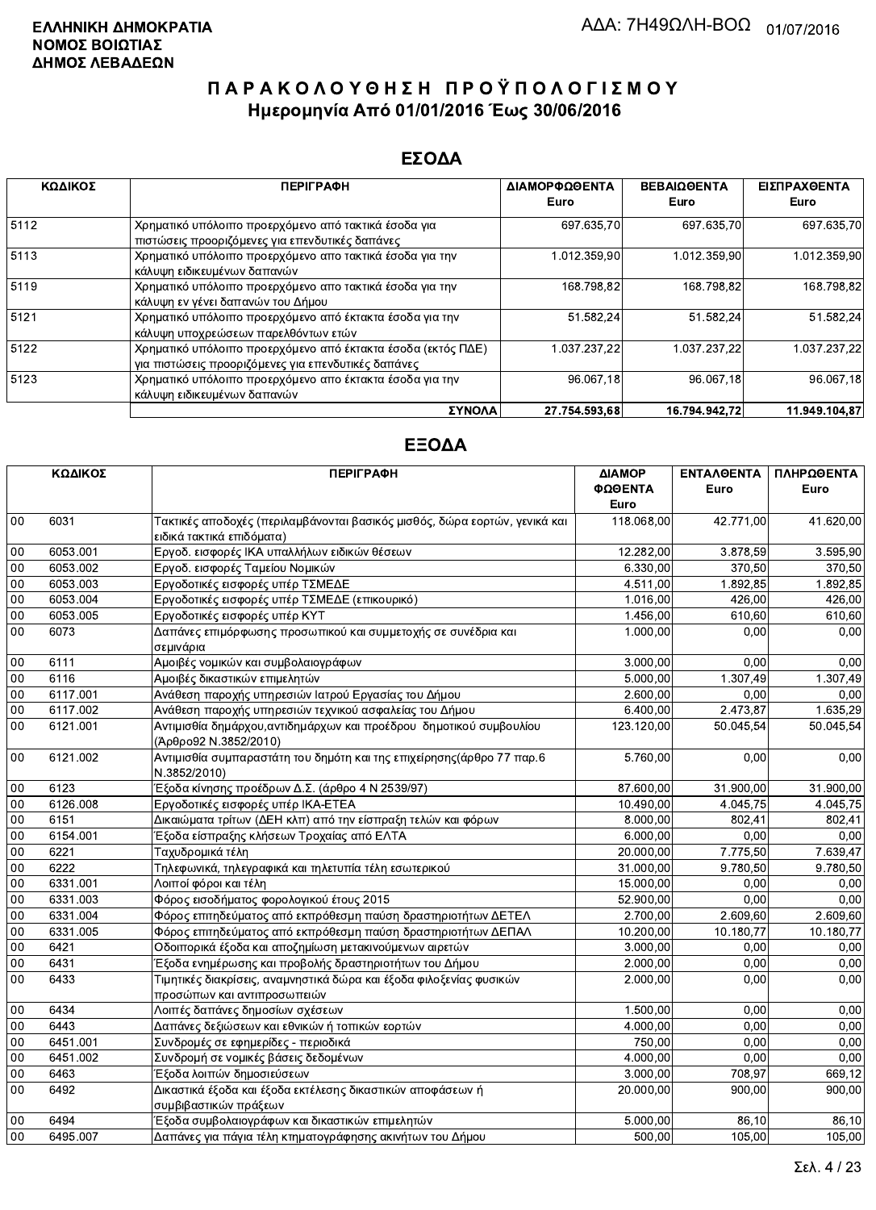**ΕΛΛΗΝΙΚΗ ΔΗΜΟΚΡΑΤΙΑ**
**ΝΟΜΟΣ ΒΟΙΩΤΙΑΣ**
**ΔΗΜΟΣ ΛΕΒΑΔΕΩΝ**

ΑΔΑ: 7Η49ΩΛΗ-ΒΟΩ 01/07/2016

# Π Α Ρ Α Κ Ο Λ Ο Υ Θ Η Σ Η  Π Ρ Ο Ϋ Π Ο Λ Ο Γ Ι Σ Μ Ο Υ

## Ημερομηνία Από 01/01/2016 Έως 30/06/2016

## ΕΣΟΔΑ

| ΚΩΔΙΚΟΣ | ΠΕΡΙΓΡΑΦΗ | ΔΙΑΜΟΡΦΩΘΕΝΤΑ Euro | ΒΕΒΑΙΩΘΕΝΤΑ Euro | ΕΙΣΠΡΑΧΘΕΝΤΑ Euro |
|---|---|---|---|---|
| 5112 | Χρηματικό υπόλοιπο προερχόμενο από τακτικά έσοδα για πιστώσεις προοριζόμενες για επενδυτικές δαπάνες | 697.635,70 | 697.635,70 | 697.635,70 |
| 5113 | Χρηματικό υπόλοιπο προερχόμενο απο τακτικά έσοδα για την κάλυψη ειδικευμένων δαπανών | 1.012.359,90 | 1.012.359,90 | 1.012.359,90 |
| 5119 | Χρηματικό υπόλοιπο προερχόμενο απο τακτικά έσοδα για την κάλυψη εν γένει δαπανών του Δήμου | 168.798,82 | 168.798,82 | 168.798,82 |
| 5121 | Χρηματικό υπόλοιπο προερχόμενο από έκτακτα έσοδα για την κάλυψη υποχρεώσεων παρελθόντων ετών | 51.582,24 | 51.582,24 | 51.582,24 |
| 5122 | Χρηματικό υπόλοιπο προερχόμενο από έκτακτα έσοδα (εκτός ΠΔΕ) για πιστώσεις προοριζόμενες για επενδυτικές δαπάνες | 1.037.237,22 | 1.037.237,22 | 1.037.237,22 |
| 5123 | Χρηματικό υπόλοιπο προερχόμενο απο έκτακτα έσοδα για την κάλυψη ειδικευμένων δαπανών | 96.067,18 | 96.067,18 | 96.067,18 |
| | **ΣΥΝΟΛΑ** | **27.754.593,68** | **16.794.942,72** | **11.949.104,87** |

## ΕΞΟΔΑ

| ΚΩΔΙΚΟΣ | | ΠΕΡΙΓΡΑΦΗ | ΔΙΑΜΟΡΦΩΘΕΝΤΑ Euro | ΕΝΤΑΛΘΕΝΤΑ Euro | ΠΛΗΡΩΘΕΝΤΑ Euro |
|---|---|---|---|---|---|
| 00 | 6031 | Τακτικές αποδοχές (περιλαμβάνονται βασικός μισθός, δώρα εορτών, γενικά και ειδικά τακτικά επιδόματα) | 118.068,00 | 42.771,00 | 41.620,00 |
| 00 | 6053.001 | Εργοδ. εισφορές ΙΚΑ υπαλλήλων ειδικών θέσεων | 12.282,00 | 3.878,59 | 3.595,90 |
| 00 | 6053.002 | Εργοδ. εισφορές Ταμείου Νομικών | 6.330,00 | 370,50 | 370,50 |
| 00 | 6053.003 | Εργοδοτικές εισφορές υπέρ ΤΣΜΕΔΕ | 4.511,00 | 1.892,85 | 1.892,85 |
| 00 | 6053.004 | Εργοδοτικές εισφορές υπέρ ΤΣΜΕΔΕ (επικουρικό) | 1.016,00 | 426,00 | 426,00 |
| 00 | 6053.005 | Εργοδοτικές εισφορές υπέρ ΚΥΤ | 1.456,00 | 610,60 | 610,60 |
| 00 | 6073 | Δαπάνες επιμόρφωσης προσωπικού και συμμετοχής σε συνέδρια και σεμινάρια | 1.000,00 | 0,00 | 0,00 |
| 00 | 6111 | Αμοιβές νομικών και συμβολαιογράφων | 3.000,00 | 0,00 | 0,00 |
| 00 | 6116 | Αμοιβές δικαστικών επιμελητών | 5.000,00 | 1.307,49 | 1.307,49 |
| 00 | 6117.001 | Ανάθεση παροχής υπηρεσιών Ιατρού Εργασίας του Δήμου | 2.600,00 | 0,00 | 0,00 |
| 00 | 6117.002 | Ανάθεση παροχής υπηρεσιών τεχνικού ασφαλείας του Δήμου | 6.400,00 | 2.473,87 | 1.635,29 |
| 00 | 6121.001 | Αντιμισθία δημάρχου,αντιδημάρχων και προέδρου δημοτικού συμβουλίου (Άρθρο92 Ν.3852/2010) | 123.120,00 | 50.045,54 | 50.045,54 |
| 00 | 6121.002 | Αντιμισθία συμπαραστάτη του δημότη και της επιχείρησης(άρθρο 77 παρ.6 Ν.3852/2010) | 5.760,00 | 0,00 | 0,00 |
| 00 | 6123 | Έξοδα κίνησης προέδρων Δ.Σ. (άρθρο 4 Ν 2539/97) | 87.600,00 | 31.900,00 | 31.900,00 |
| 00 | 6126.008 | Εργοδοτικές εισφορές υπέρ ΙΚΑ-ΕΤΕΑ | 10.490,00 | 4.045,75 | 4.045,75 |
| 00 | 6151 | Δικαιώματα τρίτων (ΔΕΗ κλπ) από την είσπραξη τελών και φόρων | 8.000,00 | 802,41 | 802,41 |
| 00 | 6154.001 | Έξοδα είσπραξης κλήσεων Τροχαίας από ΕΛΤΑ | 6.000,00 | 0,00 | 0,00 |
| 00 | 6221 | Ταχυδρομικά τέλη | 20.000,00 | 7.775,50 | 7.639,47 |
| 00 | 6222 | Τηλεφωνικά, τηλεγραφικά και τηλετυπία τέλη εσωτερικού | 31.000,00 | 9.780,50 | 9.780,50 |
| 00 | 6331.001 | Λοιποί φόροι και τέλη | 15.000,00 | 0,00 | 0,00 |
| 00 | 6331.003 | Φόρος εισοδήματος φορολογικού έτους 2015 | 52.900,00 | 0,00 | 0,00 |
| 00 | 6331.004 | Φόρος επιτηδεύματος από εκπρόθεσμη παύση δραστηριοτήτων ΔΕΤΕΛ | 2.700,00 | 2.609,60 | 2.609,60 |
| 00 | 6331.005 | Φόρος επιτηδεύματος από εκπρόθεσμη παύση δραστηριοτήτων ΔΕΠΑΛ | 10.200,00 | 10.180,77 | 10.180,77 |
| 00 | 6421 | Οδοιπορικά έξοδα και αποζημίωση μετακινούμενων αιρετών | 3.000,00 | 0,00 | 0,00 |
| 00 | 6431 | Έξοδα ενημέρωσης και προβολής δραστηριοτήτων του Δήμου | 2.000,00 | 0,00 | 0,00 |
| 00 | 6433 | Τιμητικές διακρίσεις, αναμνηστικά δώρα και έξοδα φιλοξενίας φυσικών προσώπων και αντιπροσωπειών | 2.000,00 | 0,00 | 0,00 |
| 00 | 6434 | Λοιπές δαπάνες δημοσίων σχέσεων | 1.500,00 | 0,00 | 0,00 |
| 00 | 6443 | Δαπάνες δεξιώσεων και εθνικών ή τοπικών εορτών | 4.000,00 | 0,00 | 0,00 |
| 00 | 6451.001 | Συνδρομές σε εφημερίδες - περιοδικά | 750,00 | 0,00 | 0,00 |
| 00 | 6451.002 | Συνδρομή σε νομικές βάσεις δεδομένων | 4.000,00 | 0,00 | 0,00 |
| 00 | 6463 | Έξοδα λοιπών δημοσιεύσεων | 3.000,00 | 708,97 | 669,12 |
| 00 | 6492 | Δικαστικά έξοδα και έξοδα εκτέλεσης δικαστικών αποφάσεων ή συμβιβαστικών πράξεων | 20.000,00 | 900,00 | 900,00 |
| 00 | 6494 | Έξοδα συμβολαιογράφων και δικαστικών επιμελητών | 5.000,00 | 86,10 | 86,10 |
| 00 | 6495.007 | Δαπάνες για πάγια τέλη κτηματογράφησης ακινήτων του Δήμου | 500,00 | 105,00 | 105,00 |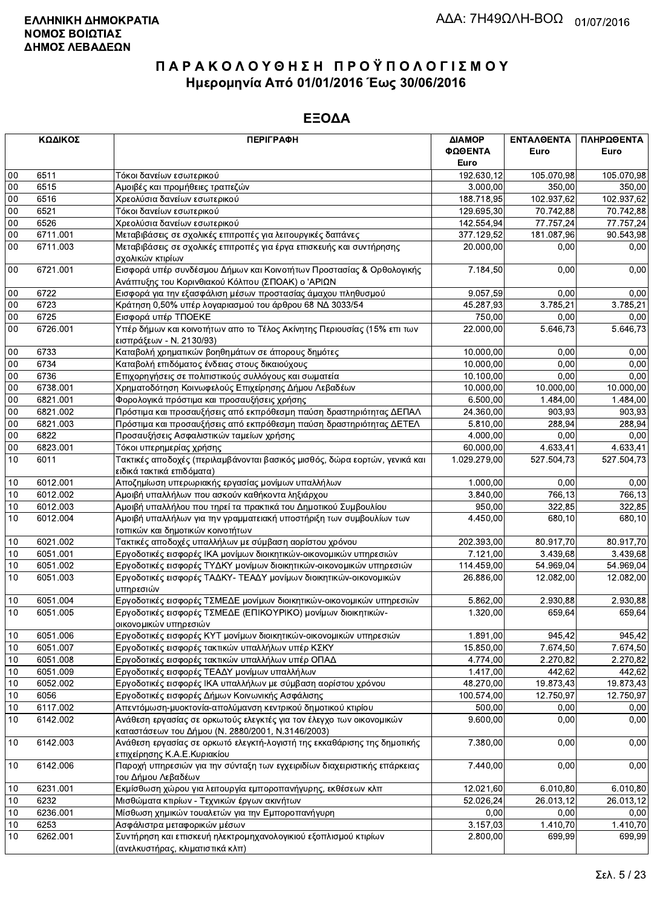**ΕΛΛΗΝΙΚΗ ΔΗΜΟΚΡΑΤΙΑ**
**ΝΟΜΟΣ ΒΟΙΩΤΙΑΣ**
**ΔΗΜΟΣ ΛΕΒΑΔΕΩΝ**

ΑΔΑ: 7Η49ΩΛΗ-ΒΟΩ 01/07/2016

# ΠΑΡΑΚΟΛΟΥΘΗΣΗ ΠΡΟΫΠΟΛΟΓΙΣΜΟΥ
## Ημερομηνία Από 01/01/2016 Έως 30/06/2016

## ΕΞΟΔΑ

| ΚΩΔΙΚΟΣ | | ΠΕΡΙΓΡΑΦΗ | ΔΙΑΜΟΡΦΩΘΕΝΤΑ Euro | ΕΝΤΑΛΘΕΝΤΑ Euro | ΠΛΗΡΩΘΕΝΤΑ Euro |
|---|---|---|---|---|---|
| 00 | 6511 | Τόκοι δανείων εσωτερικού | 192.630,12 | 105.070,98 | 105.070,98 |
| 00 | 6515 | Αμοιβές και προμήθειες τραπεζών | 3.000,00 | 350,00 | 350,00 |
| 00 | 6516 | Χρεολύσια δανείων εσωτερικού | 188.718,95 | 102.937,62 | 102.937,62 |
| 00 | 6521 | Τόκοι δανείων εσωτερικού | 129.695,30 | 70.742,88 | 70.742,88 |
| 00 | 6526 | Χρεολύσια δανείων εσωτερικού | 142.554,94 | 77.757,24 | 77.757,24 |
| 00 | 6711.001 | Μεταβιβάσεις σε σχολικές επιτροπές για λειτουργικές δαπάνες | 377.129,52 | 181.087,96 | 90.543,98 |
| 00 | 6711.003 | Μεταβιβάσεις σε σχολικές επιτροπές για έργα επισκευής και συντήρησης σχολικών κτιρίων | 20.000,00 | 0,00 | 0,00 |
| 00 | 6721.001 | Εισφορά υπέρ συνδέσμου Δήμων και Κοινοτήτων Προστασίας & Ορθολογικής Ανάπτυξης του Κορινθιακού Κόλπου (ΣΠΟΑΚ) ο 'ΑΡΙΩΝ | 7.184,50 | 0,00 | 0,00 |
| 00 | 6722 | Εισφορά για την εξασφάλιση μέσων προστασίας άμαχου πληθυσμού | 9.057,59 | 0,00 | 0,00 |
| 00 | 6723 | Κράτηση 0,50% υπέρ λογαριασμού του άρθρου 68 ΝΔ 3033/54 | 45.287,93 | 3.785,21 | 3.785,21 |
| 00 | 6725 | Εισφορά υπέρ ΤΠΟΕΚΕ | 750,00 | 0,00 | 0,00 |
| 00 | 6726.001 | Υπέρ δήμων και κοινοτήτων απο το Τέλος Ακίνητης Περιουσίας (15% επι των εισπράξεων - Ν. 2130/93) | 22.000,00 | 5.646,73 | 5.646,73 |
| 00 | 6733 | Καταβολή χρηματικών βοηθημάτων σε άπορους δημότες | 10.000,00 | 0,00 | 0,00 |
| 00 | 6734 | Καταβολή επιδόματος ένδειας στους δικαιούχους | 10.000,00 | 0,00 | 0,00 |
| 00 | 6736 | Επιχορηγήσεις σε πολιτιστικούς συλλόγους και σωματεία | 10.100,00 | 0,00 | 0,00 |
| 00 | 6738.001 | Χρηματοδότηση Κοινωφελούς Επιχείρησης Δήμου Λεβαδέων | 10.000,00 | 10.000,00 | 10.000,00 |
| 00 | 6821.001 | Φορολογικά πρόστιμα και προσαυξήσεις χρήσης | 6.500,00 | 1.484,00 | 1.484,00 |
| 00 | 6821.002 | Πρόστιμα και προσαυξήσεις από εκπρόθεσμη παύση δραστηριότητας ΔΕΠΑΛ | 24.360,00 | 903,93 | 903,93 |
| 00 | 6821.003 | Πρόστιμα και προσαυξήσεις από εκπρόθεσμη παύση δραστηριότητας ΔΕΤΕΛ | 5.810,00 | 288,94 | 288,94 |
| 00 | 6822 | Προσαυξήσεις Ασφαλιστικών ταμείων χρήσης | 4.000,00 | 0,00 | 0,00 |
| 00 | 6823.001 | Τόκοι υπερημερίας χρήσης | 60.000,00 | 4.633,41 | 4.633,41 |
| 10 | 6011 | Τακτικές αποδοχές (περιλαμβάνονται βασικός μισθός, δώρα εορτών, γενικά και ειδικά τακτικά επιδόματα) | 1.029.279,00 | 527.504,73 | 527.504,73 |
| 10 | 6012.001 | Αποζημίωση υπερωριακής εργασίας μονίμων υπαλλήλων | 1.000,00 | 0,00 | 0,00 |
| 10 | 6012.002 | Αμοιβή υπαλλήλων που ασκούν καθήκοντα ληξιάρχου | 3.840,00 | 766,13 | 766,13 |
| 10 | 6012.003 | Αμοιβή υπαλλήλου που τηρεί τα πρακτικά του Δημοτικού Συμβουλίου | 950,00 | 322,85 | 322,85 |
| 10 | 6012.004 | Αμοιβή υπαλλήλων για την γραμματειακή υποστήριξη των συμβουλίων των τοπικών και δημοτικών κοινοτήτων | 4.450,00 | 680,10 | 680,10 |
| 10 | 6021.002 | Τακτικές αποδοχές υπαλλήλων με σύμβαση αορίστου χρόνου | 202.393,00 | 80.917,70 | 80.917,70 |
| 10 | 6051.001 | Εργοδοτικές εισφορές ΙΚΑ μονίμων διοικητικών-οικονομικών υπηρεσιών | 7.121,00 | 3.439,68 | 3.439,68 |
| 10 | 6051.002 | Εργοδοτικές εισφορές ΤΥΔΚΥ μονίμων διοικητικών-οικονομικών υπηρεσιών | 114.459,00 | 54.969,04 | 54.969,04 |
| 10 | 6051.003 | Εργοδοτικές εισφορές ΤΑΔΚΥ- ΤΕΑΔΥ μονίμων διοικητικών-οικονομικών υπηρεσιών | 26.886,00 | 12.082,00 | 12.082,00 |
| 10 | 6051.004 | Εργοδοτικές εισφορές ΤΣΜΕΔΕ μονίμων διοικητικών-οικονομικών υπηρεσιών | 5.862,00 | 2.930,88 | 2.930,88 |
| 10 | 6051.005 | Εργοδοτικές εισφορές ΤΣΜΕΔΕ (ΕΠΙΚΟΥΡΙΚΟ) μονίμων διοικητικών-οικονομικών υπηρεσιών | 1.320,00 | 659,64 | 659,64 |
| 10 | 6051.006 | Εργοδοτικές εισφορές ΚΥΤ μονίμων διοικητικών-οικονομικών υπηρεσιών | 1.891,00 | 945,42 | 945,42 |
| 10 | 6051.007 | Εργοδοτικές εισφορές τακτικών υπαλλήλων υπέρ ΚΣΚΥ | 15.850,00 | 7.674,50 | 7.674,50 |
| 10 | 6051.008 | Εργοδοτικές εισφορές τακτικών υπαλλήλων υπέρ ΟΠΑΔ | 4.774,00 | 2.270,82 | 2.270,82 |
| 10 | 6051.009 | Εργοδοτικές εισφορές ΤΕΑΔΥ μονίμων υπαλλήλων | 1.417,00 | 442,62 | 442,62 |
| 10 | 6052.002 | Εργοδοτικές εισφορές ΙΚΑ υπαλλήλων με σύμβαση αορίστου χρόνου | 48.270,00 | 19.873,43 | 19.873,43 |
| 10 | 6056 | Εργοδοτικές εισφορές Δήμων Κοινωνικής Ασφάλισης | 100.574,00 | 12.750,97 | 12.750,97 |
| 10 | 6117.002 | Απεντόμωση-μυοκτονία-απολύμανση κεντρικού δημοτικού κτιρίου | 500,00 | 0,00 | 0,00 |
| 10 | 6142.002 | Ανάθεση εργασίας σε ορκωτούς ελεγκτές για τον έλεγχο των οικονομικών καταστάσεων του Δήμου (Ν. 2880/2001, Ν.3146/2003) | 9.600,00 | 0,00 | 0,00 |
| 10 | 6142.003 | Ανάθεση εργασίας σε ορκωτό ελεγκτή-λογιστή της εκκαθάρισης της δημοτικής επιχείρησης Κ.Α.Ε.Κυριακίου | 7.380,00 | 0,00 | 0,00 |
| 10 | 6142.006 | Παροχή υπηρεσιών για την σύνταξη των εγχειριδίων διαχειριστικής επάρκειας του Δήμου Λεβαδέων | 7.440,00 | 0,00 | 0,00 |
| 10 | 6231.001 | Εκμίσθωση χώρου για λειτουργία εμποροπανήγυρης, εκθέσεων κλπ | 12.021,60 | 6.010,80 | 6.010,80 |
| 10 | 6232 | Μισθώματα κτιρίων - Τεχνικών έργων ακινήτων | 52.026,24 | 26.013,12 | 26.013,12 |
| 10 | 6236.001 | Μίσθωση χημικών τουαλετών για την Εμποροπανήγυρη | 0,00 | 0,00 | 0,00 |
| 10 | 6253 | Ασφάλιστρα μεταφορικών μέσων | 3.157,03 | 1.410,70 | 1.410,70 |
| 10 | 6262.001 | Συντήρηση και επισκευή ηλεκτρομηχανολογικιού εξοπλισμού κτιρίων (ανελκυστήρας, κλιματιστικά κλπ) | 2.800,00 | 699,99 | 699,99 |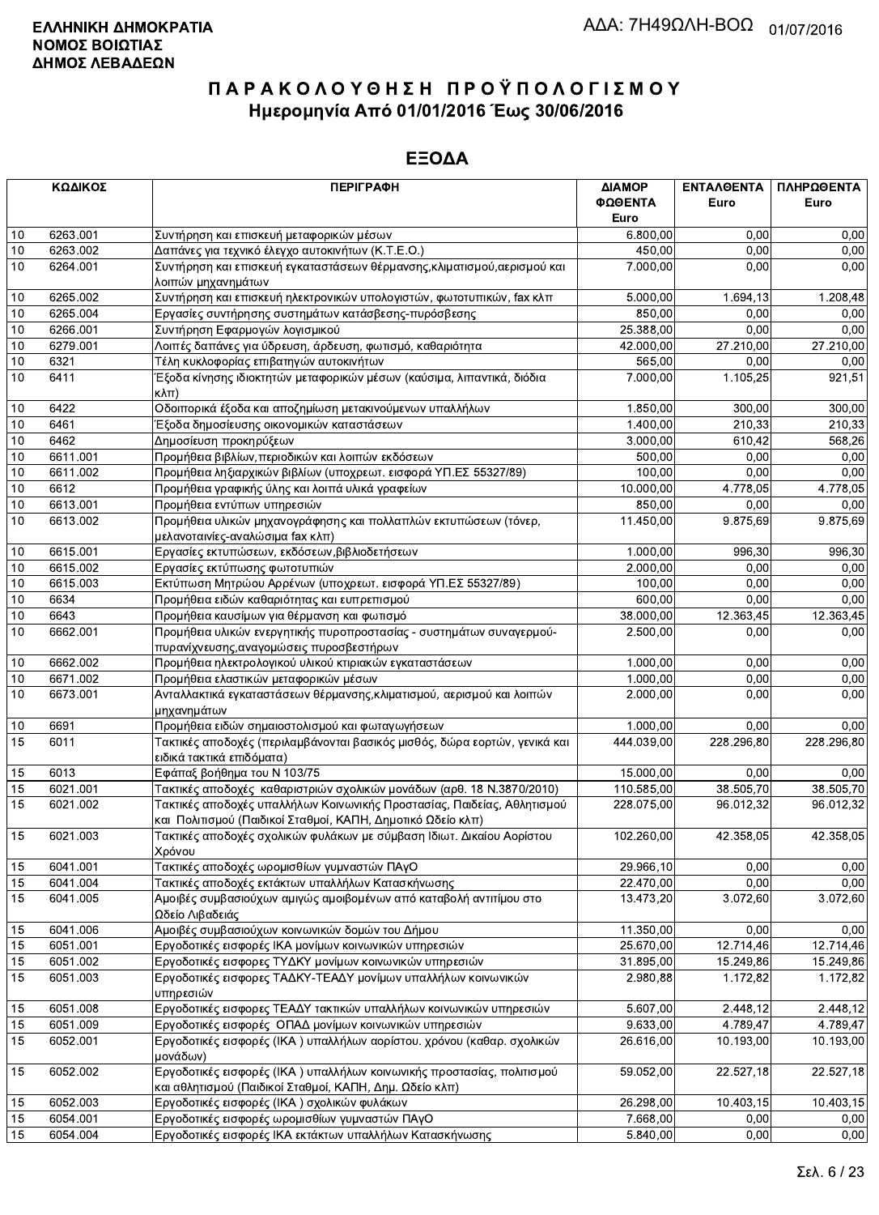**ΕΛΛΗΝΙΚΗ ΔΗΜΟΚΡΑΤΙΑ**
**ΝΟΜΟΣ ΒΟΙΩΤΙΑΣ**
**ΔΗΜΟΣ ΛΕΒΑΔΕΩΝ**

ΑΔΑ: 7Η49ΩΛΗ-ΒΟΩ 01/07/2016

# ΠΑΡΑΚΟΛΟΥΘΗΣΗ ΠΡΟΫΠΟΛΟΓΙΣΜΟΥ
## Ημερομηνία Από 01/01/2016 Έως 30/06/2016

## ΕΞΟΔΑ

| ΚΩΔΙΚΟΣ | | ΠΕΡΙΓΡΑΦΗ | ΔΙΑΜΟΡΦΩΘΕΝΤΑ Euro | ΕΝΤΑΛΘΕΝΤΑ Euro | ΠΛΗΡΩΘΕΝΤΑ Euro |
|---|---|---|---|---|---|
| 10 | 6263.001 | Συντήρηση και επισκευή μεταφορικών μέσων | 6.800,00 | 0,00 | 0,00 |
| 10 | 6263.002 | Δαπάνες για τεχνικό έλεγχο αυτοκινήτων (Κ.Τ.Ε.Ο.) | 450,00 | 0,00 | 0,00 |
| 10 | 6264.001 | Συντήρηση και επισκευή εγκαταστάσεων θέρμανσης,κλιματισμού,αερισμού και λοιπών μηχανημάτων | 7.000,00 | 0,00 | 0,00 |
| 10 | 6265.002 | Συντήρηση και επισκευή ηλεκτρονικών υπολογιστών, φωτοτυπικών, fax κλπ | 5.000,00 | 1.694,13 | 1.208,48 |
| 10 | 6265.004 | Εργασίες συντήρησης συστημάτων κατάσβεσης-πυρόσβεσης | 850,00 | 0,00 | 0,00 |
| 10 | 6266.001 | Συντήρηση Εφαρμογών λογισμικού | 25.388,00 | 0,00 | 0,00 |
| 10 | 6279.001 | Λοιπές δαπάνες για ύδρευση, άρδευση, φωτισμό, καθαριότητα | 42.000,00 | 27.210,00 | 27.210,00 |
| 10 | 6321 | Τέλη κυκλοφορίας επιβατηγών αυτοκινήτων | 565,00 | 0,00 | 0,00 |
| 10 | 6411 | Έξοδα κίνησης ιδιοκτητών μεταφορικών μέσων (καύσιμα, λιπαντικά, διόδια κλπ) | 7.000,00 | 1.105,25 | 921,51 |
| 10 | 6422 | Οδοιπορικά έξοδα και αποζημίωση μετακινούμενων υπαλλήλων | 1.850,00 | 300,00 | 300,00 |
| 10 | 6461 | Έξοδα δημοσίευσης οικονομικών καταστάσεων | 1.400,00 | 210,33 | 210,33 |
| 10 | 6462 | Δημοσίευση προκηρύξεων | 3.000,00 | 610,42 | 568,26 |
| 10 | 6611.001 | Προμήθεια βιβλίων,περιοδικών και λοιπών εκδόσεων | 500,00 | 0,00 | 0,00 |
| 10 | 6611.002 | Προμήθεια ληξιαρχικών βιβλίων (υποχρεωτ. εισφορά ΥΠ.ΕΣ 55327/89) | 100,00 | 0,00 | 0,00 |
| 10 | 6612 | Προμήθεια γραφικής ύλης και λοιπά υλικά γραφείων | 10.000,00 | 4.778,05 | 4.778,05 |
| 10 | 6613.001 | Προμήθεια εντύπων υπηρεσιών | 850,00 | 0,00 | 0,00 |
| 10 | 6613.002 | Προμήθεια υλικών μηχανογράφησης και πολλαπλών εκτυπώσεων (τόνερ, μελανοταινίες-αναλώσιμα fax κλπ) | 11.450,00 | 9.875,69 | 9.875,69 |
| 10 | 6615.001 | Εργασίες εκτυπώσεων, εκδόσεων,βιβλιοδετήσεων | 1.000,00 | 996,30 | 996,30 |
| 10 | 6615.002 | Εργασίες εκτύπωσης φωτοτυπιών | 2.000,00 | 0,00 | 0,00 |
| 10 | 6615.003 | Εκτύπωση Μητρώου Αρρένων (υποχρεωτ. εισφορά ΥΠ.ΕΣ 55327/89) | 100,00 | 0,00 | 0,00 |
| 10 | 6634 | Προμήθεια ειδών καθαριότητας και ευπρεπισμού | 600,00 | 0,00 | 0,00 |
| 10 | 6643 | Προμήθεια καυσίμων για θέρμανση και φωτισμό | 38.000,00 | 12.363,45 | 12.363,45 |
| 10 | 6662.001 | Προμήθεια υλικών ενεργητικής πυροπροστασίας - συστημάτων συναγερμού-πυρανίχνευσης,αναγομώσεις πυροσβεστήρων | 2.500,00 | 0,00 | 0,00 |
| 10 | 6662.002 | Προμήθεια ηλεκτρολογικού υλικού κτιριακών εγκαταστάσεων | 1.000,00 | 0,00 | 0,00 |
| 10 | 6671.002 | Προμήθεια ελαστικών μεταφορικών μέσων | 1.000,00 | 0,00 | 0,00 |
| 10 | 6673.001 | Ανταλλακτικά εγκαταστάσεων θέρμανσης,κλιματισμού, αερισμού και λοιπών μηχανημάτων | 2.000,00 | 0,00 | 0,00 |
| 10 | 6691 | Προμήθεια ειδών σημαιοστολισμού και φωταγωγήσεων | 1.000,00 | 0,00 | 0,00 |
| 15 | 6011 | Τακτικές αποδοχές (περιλαμβάνονται βασικός μισθός, δώρα εορτών, γενικά και ειδικά τακτικά επιδόματα) | 444.039,00 | 228.296,80 | 228.296,80 |
| 15 | 6013 | Εφάπαξ βοήθημα του Ν 103/75 | 15.000,00 | 0,00 | 0,00 |
| 15 | 6021.001 | Τακτικές αποδοχές καθαριστριών σχολικών μονάδων (αρθ. 18 Ν.3870/2010) | 110.585,00 | 38.505,70 | 38.505,70 |
| 15 | 6021.002 | Τακτικές αποδοχές υπαλλήλων Κοινωνικής Προστασίας, Παιδείας, Αθλητισμού και Πολιτισμού (Παιδικοί Σταθμοί, ΚΑΠΗ, Δημοτικό Ωδείο κλπ) | 228.075,00 | 96.012,32 | 96.012,32 |
| 15 | 6021.003 | Τακτικές αποδοχές σχολικών φυλάκων με σύμβαση Ιδιωτ. Δικαίου Αορίστου Χρόνου | 102.260,00 | 42.358,05 | 42.358,05 |
| 15 | 6041.001 | Τακτικές αποδοχές ωρομισθίων γυμναστών ΠΑγΟ | 29.966,10 | 0,00 | 0,00 |
| 15 | 6041.004 | Τακτικές αποδοχές εκτάκτων υπαλλήλων Κατασκήνωσης | 22.470,00 | 0,00 | 0,00 |
| 15 | 6041.005 | Αμοιβές συμβασιούχων αμιγώς αμοιβομένων από καταβολή αντιτίμου στο Ωδείο Λιβαδειάς | 13.473,20 | 3.072,60 | 3.072,60 |
| 15 | 6041.006 | Αμοιβές συμβασιούχων κοινωνικών δομών του Δήμου | 11.350,00 | 0,00 | 0,00 |
| 15 | 6051.001 | Εργοδοτικές εισφορές ΙΚΑ μονίμων κοινωνικών υπηρεσιών | 25.670,00 | 12.714,46 | 12.714,46 |
| 15 | 6051.002 | Εργοδοτικές εισφορές ΤΥΔΚΥ μονίμων κοινωνικών υπηρεσιών | 31.895,00 | 15.249,86 | 15.249,86 |
| 15 | 6051.003 | Εργοδοτικές εισφορές ΤΑΔΚΥ-ΤΕΑΔΥ μονίμων υπαλλήλων κοινωνικών υπηρεσιών | 2.980,88 | 1.172,82 | 1.172,82 |
| 15 | 6051.008 | Εργοδοτικές εισφορές ΤΕΑΔΥ τακτικών υπαλλήλων κοινωνικών υπηρεσιών | 5.607,00 | 2.448,12 | 2.448,12 |
| 15 | 6051.009 | Εργοδοτικές εισφορές ΟΠΑΔ μονίμων κοινωνικών υπηρεσιών | 9.633,00 | 4.789,47 | 4.789,47 |
| 15 | 6052.001 | Εργοδοτικές εισφορές (ΙΚΑ ) υπαλλήλων αορίστου. χρόνου (καθαρ. σχολικών μονάδων) | 26.616,00 | 10.193,00 | 10.193,00 |
| 15 | 6052.002 | Εργοδοτικές εισφορές (ΙΚΑ ) υπαλλήλων κοινωνικής προστασίας, πολιτισμού και αθλητισμού (Παιδικοί Σταθμοί, ΚΑΠΗ, Δημ. Ωδείο κλπ) | 59.052,00 | 22.527,18 | 22.527,18 |
| 15 | 6052.003 | Εργοδοτικές εισφορές (ΙΚΑ ) σχολικών φυλάκων | 26.298,00 | 10.403,15 | 10.403,15 |
| 15 | 6054.001 | Εργοδοτικές εισφορές ωρομισθίων γυμναστών ΠΑγΟ | 7.668,00 | 0,00 | 0,00 |
| 15 | 6054.004 | Εργοδοτικές εισφορές ΙΚΑ εκτάκτων υπαλλήλων Κατασκήνωσης | 5.840,00 | 0,00 | 0,00 |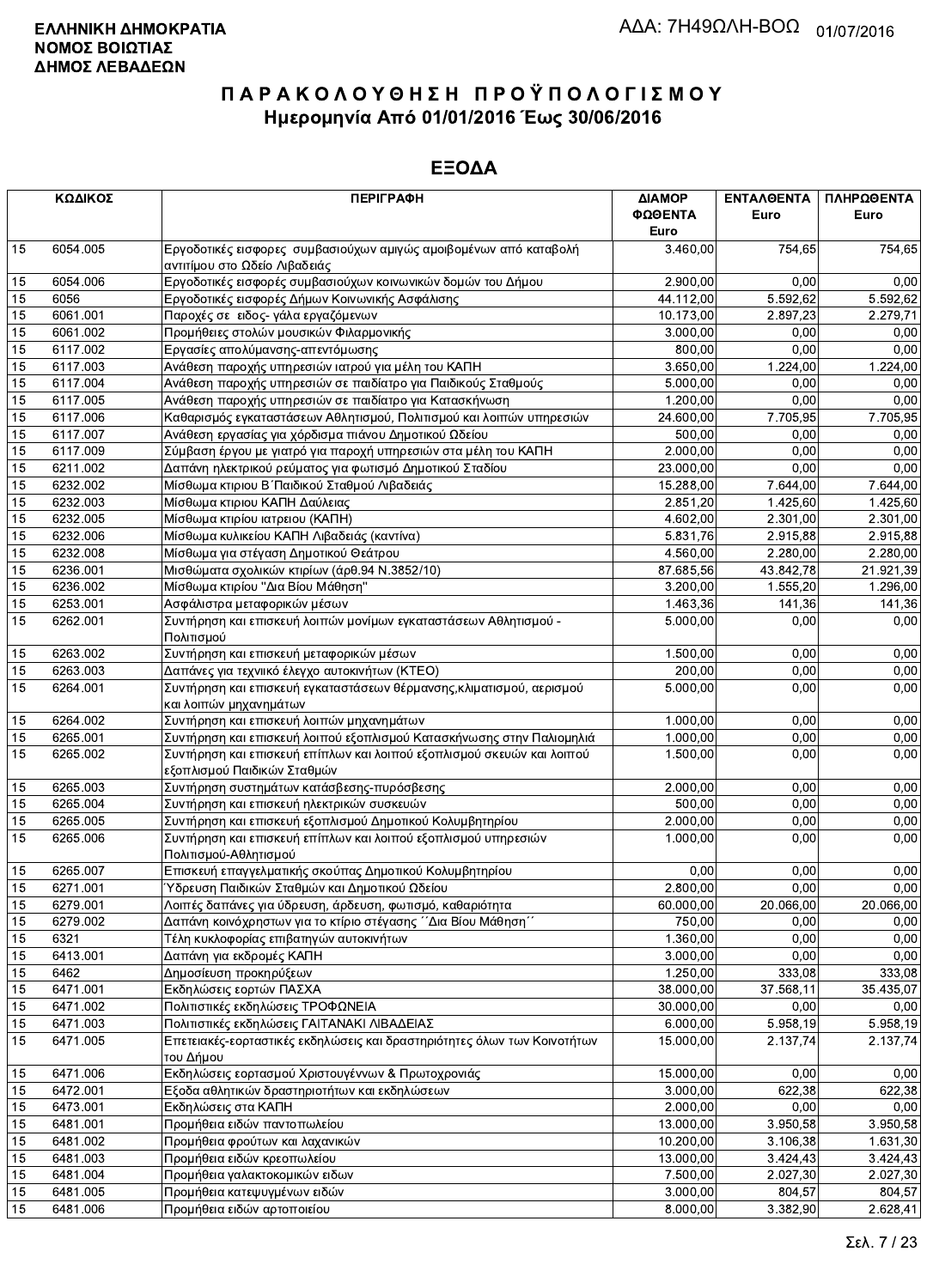**ΕΛΛΗΝΙΚΗ ΔΗΜΟΚΡΑΤΙΑ**
**ΝΟΜΟΣ ΒΟΙΩΤΙΑΣ**
**ΔΗΜΟΣ ΛΕΒΑΔΕΩΝ**

ΑΔΑ: 7Η49ΩΛΗ-ΒΟΩ 01/07/2016

# ΠΑΡΑΚΟΛΟΥΘΗΣΗ ΠΡΟΫΠΟΛΟΓΙΣΜΟΥ
## Ημερομηνία Από 01/01/2016 Έως 30/06/2016

## ΕΞΟΔΑ

| ΚΩΔΙΚΟΣ | | ΠΕΡΙΓΡΑΦΗ | ΔΙΑΜΟΡ ΦΩΘΕΝΤΑ Euro | ΕΝΤΑΛΘΕΝΤΑ Euro | ΠΛΗΡΩΘΕΝΤΑ Euro |
|---|---|---|---|---|---|
| 15 | 6054.005 | Εργοδοτικές εισφορες συμβασιούχων αμιγώς αμοιβομένων από καταβολή αντιτίμου στο Ωδείο Λιβαδειάς | 3.460,00 | 754,65 | 754,65 |
| 15 | 6054.006 | Εργοδοτικές εισφορές συμβασιούχων κοινωνικών δομών του Δήμου | 2.900,00 | 0,00 | 0,00 |
| 15 | 6056 | Εργοδοτικές εισφορές Δήμων Κοινωνικής Ασφάλισης | 44.112,00 | 5.592,62 | 5.592,62 |
| 15 | 6061.001 | Παροχές σε ειδος- γάλα εργαζόμενων | 10.173,00 | 2.897,23 | 2.279,71 |
| 15 | 6061.002 | Προμήθειες στολών μουσικών Φιλαρμονικής | 3.000,00 | 0,00 | 0,00 |
| 15 | 6117.002 | Εργασίες απολύμανσης-απεντόμωσης | 800,00 | 0,00 | 0,00 |
| 15 | 6117.003 | Ανάθεση παροχής υπηρεσιών ιατρού για μέλη του ΚΑΠΗ | 3.650,00 | 1.224,00 | 1.224,00 |
| 15 | 6117.004 | Ανάθεση παροχής υπηρεσιών σε παιδίατρο για Παιδικούς Σταθμούς | 5.000,00 | 0,00 | 0,00 |
| 15 | 6117.005 | Ανάθεση παροχής υπηρεσιών σε παιδίατρο για Κατασκήνωση | 1.200,00 | 0,00 | 0,00 |
| 15 | 6117.006 | Καθαρισμός εγκαταστάσεων Αθλητισμού, Πολιτισμού και λοιπών υπηρεσιών | 24.600,00 | 7.705,95 | 7.705,95 |
| 15 | 6117.007 | Ανάθεση εργασίας για χόρδισμα πιάνου Δημοτικού Ωδείου | 500,00 | 0,00 | 0,00 |
| 15 | 6117.009 | Σύμβαση έργου με γιατρό για παροχή υπηρεσιών στα μέλη του ΚΑΠΗ | 2.000,00 | 0,00 | 0,00 |
| 15 | 6211.002 | Δαπάνη ηλεκτρικού ρεύματος για φωτισμό Δημοτικού Σταδίου | 23.000,00 | 0,00 | 0,00 |
| 15 | 6232.002 | Μίσθωμα κτιριου Β΄Παιδικού Σταθμού Λιβαδειάς | 15.288,00 | 7.644,00 | 7.644,00 |
| 15 | 6232.003 | Μίσθωμα κτιριου ΚΑΠΗ Δαύλειας | 2.851,20 | 1.425,60 | 1.425,60 |
| 15 | 6232.005 | Μίσθωμα κτιρίου ιατρειου (ΚΑΠΗ) | 4.602,00 | 2.301,00 | 2.301,00 |
| 15 | 6232.006 | Μίσθωμα κυλικείου ΚΑΠΗ Λιβαδειάς (καντίνα) | 5.831,76 | 2.915,88 | 2.915,88 |
| 15 | 6232.008 | Μίσθωμα για στέγαση Δημοτικού Θεάτρου | 4.560,00 | 2.280,00 | 2.280,00 |
| 15 | 6236.001 | Μισθώματα σχολικών κτιρίων (άρθ.94 Ν.3852/10) | 87.685,56 | 43.842,78 | 21.921,39 |
| 15 | 6236.002 | Μίσθωμα κτιρίου "Δια Βίου Μάθηση" | 3.200,00 | 1.555,20 | 1.296,00 |
| 15 | 6253.001 | Ασφάλιστρα μεταφορικών μέσων | 1.463,36 | 141,36 | 141,36 |
| 15 | 6262.001 | Συντήρηση και επισκευή λοιπών μονίμων εγκαταστάσεων Αθλητισμού - Πολιτισμού | 5.000,00 | 0,00 | 0,00 |
| 15 | 6263.002 | Συντήρηση και επισκευή μεταφορικών μέσων | 1.500,00 | 0,00 | 0,00 |
| 15 | 6263.003 | Δαπάνες για τεχνιικό έλεγχο αυτοκινήτων (ΚΤΕΟ) | 200,00 | 0,00 | 0,00 |
| 15 | 6264.001 | Συντήρηση και επισκευή εγκαταστάσεων θέρμανσης,κλιματισμού, αερισμού και λοιπών μηχανημάτων | 5.000,00 | 0,00 | 0,00 |
| 15 | 6264.002 | Συντήρηση και επισκευή λοιπών μηχανημάτων | 1.000,00 | 0,00 | 0,00 |
| 15 | 6265.001 | Συντήρηση και επισκευή λοιπού εξοπλισμού Κατασκήνωσης στην Παλιομηλιά | 1.000,00 | 0,00 | 0,00 |
| 15 | 6265.002 | Συντήρηση και επισκευή επίπλων και λοιπού εξοπλισμού σκευών και λοιπού εξοπλισμού Παιδικών Σταθμών | 1.500,00 | 0,00 | 0,00 |
| 15 | 6265.003 | Συντήρηση συστημάτων κατάσβεσης-πυρόσβεσης | 2.000,00 | 0,00 | 0,00 |
| 15 | 6265.004 | Συντήρηση και επισκευή ηλεκτρικών συσκευών | 500,00 | 0,00 | 0,00 |
| 15 | 6265.005 | Συντήρηση και επισκευή εξοπλισμού Δημοτικού Κολυμβητηρίου | 2.000,00 | 0,00 | 0,00 |
| 15 | 6265.006 | Συντήρηση και επισκευή επίπλων και λοιπού εξοπλισμού υπηρεσιών Πολιτισμού-Αθλητισμού | 1.000,00 | 0,00 | 0,00 |
| 15 | 6265.007 | Επισκευή επαγγελματικής σκούπας Δημοτικού Κολυμβητηρίου | 0,00 | 0,00 | 0,00 |
| 15 | 6271.001 | Ύδρευση Παιδικών Σταθμών και Δημοτικού Ωδείου | 2.800,00 | 0,00 | 0,00 |
| 15 | 6279.001 | Λοιπές δαπάνες για ύδρευση, άρδευση, φωτισμό, καθαριότητα | 60.000,00 | 20.066,00 | 20.066,00 |
| 15 | 6279.002 | Δαπάνη κοινόχρηστων για το κτίριο στέγασης ΄΄Δια Βίου Μάθηση΄΄ | 750,00 | 0,00 | 0,00 |
| 15 | 6321 | Τέλη κυκλοφορίας επιβατηγών αυτοκινήτων | 1.360,00 | 0,00 | 0,00 |
| 15 | 6413.001 | Δαπάνη για εκδρομές ΚΑΠΗ | 3.000,00 | 0,00 | 0,00 |
| 15 | 6462 | Δημοσίευση προκηρύξεων | 1.250,00 | 333,08 | 333,08 |
| 15 | 6471.001 | Εκδηλώσεις εορτών ΠΑΣΧΑ | 38.000,00 | 37.568,11 | 35.435,07 |
| 15 | 6471.002 | Πολιτιστικές εκδηλώσεις ΤΡΟΦΩΝΕΙΑ | 30.000,00 | 0,00 | 0,00 |
| 15 | 6471.003 | Πολιτιστικές εκδηλώσεις ΓΑΙΤΑΝΑΚΙ ΛΙΒΑΔΕΙΑΣ | 6.000,00 | 5.958,19 | 5.958,19 |
| 15 | 6471.005 | Επετειακές-εορταστικές εκδηλώσεις και δραστηριότητες όλων των Κοινοτήτων του Δήμου | 15.000,00 | 2.137,74 | 2.137,74 |
| 15 | 6471.006 | Εκδηλώσεις εορτασμού Χριστουγέννων & Πρωτοχρονιάς | 15.000,00 | 0,00 | 0,00 |
| 15 | 6472.001 | Έξοδα αθλητικών δραστηριοτήτων και εκδηλώσεων | 3.000,00 | 622,38 | 622,38 |
| 15 | 6473.001 | Εκδηλώσεις στα ΚΑΠΗ | 2.000,00 | 0,00 | 0,00 |
| 15 | 6481.001 | Προμήθεια ειδών παντοπωλείου | 13.000,00 | 3.950,58 | 3.950,58 |
| 15 | 6481.002 | Προμήθεια φρούτων και λαχανικών | 10.200,00 | 3.106,38 | 1.631,30 |
| 15 | 6481.003 | Προμήθεια ειδών κρεοπωλείου | 13.000,00 | 3.424,43 | 3.424,43 |
| 15 | 6481.004 | Προμήθεια γαλακτοκομικών ειδων | 7.500,00 | 2.027,30 | 2.027,30 |
| 15 | 6481.005 | Προμήθεια κατεψυγμένων ειδών | 3.000,00 | 804,57 | 804,57 |
| 15 | 6481.006 | Προμήθεια ειδών αρτοποιείου | 8.000,00 | 3.382,90 | 2.628,41 |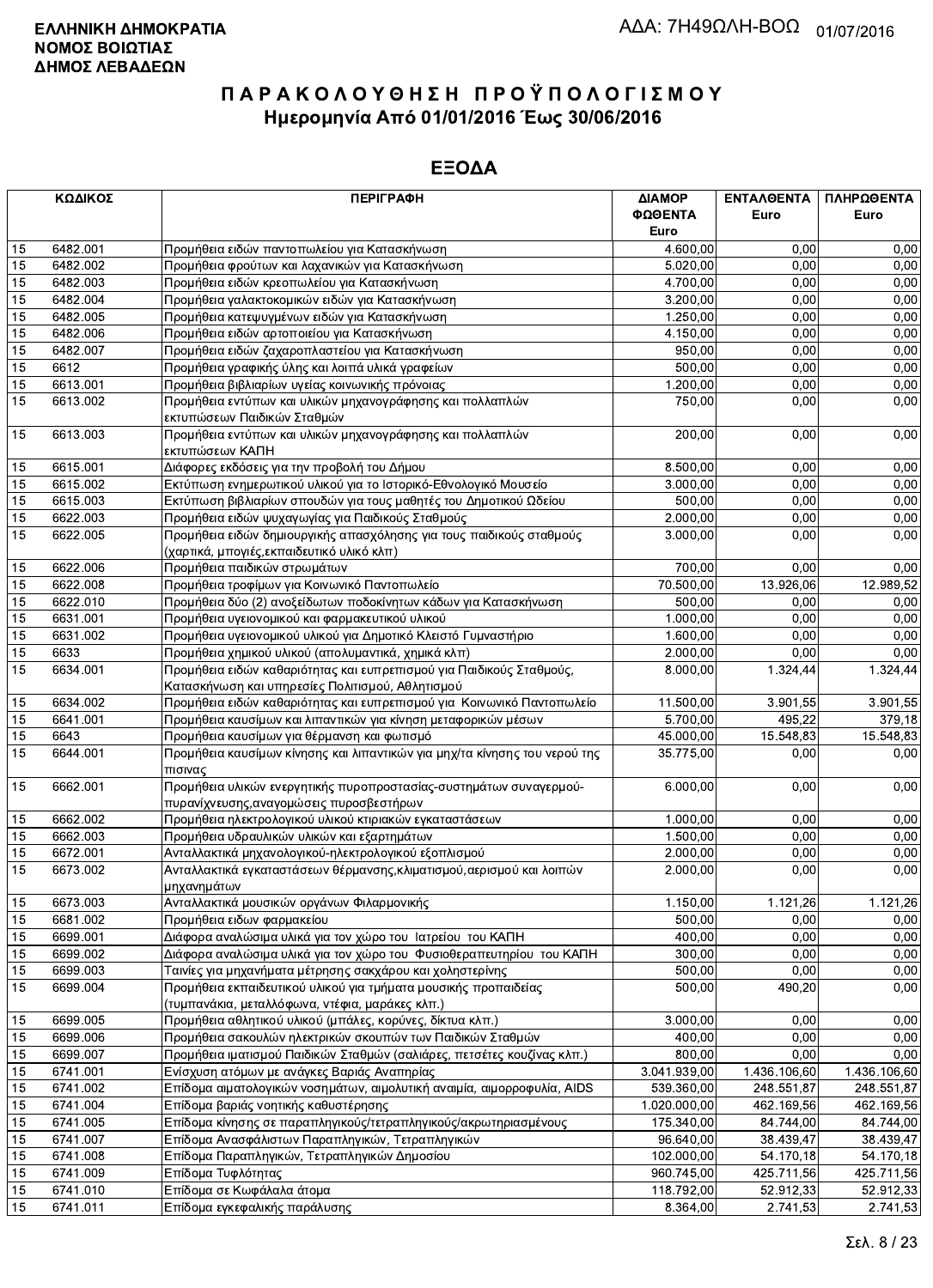**ΕΛΛΗΝΙΚΗ ΔΗΜΟΚΡΑΤΙΑ**
**ΝΟΜΟΣ ΒΟΙΩΤΙΑΣ**
**ΔΗΜΟΣ ΛΕΒΑΔΕΩΝ**

ΑΔΑ: 7Η49ΩΛΗ-ΒΟΩ 01/07/2016

# ΠΑΡΑΚΟΛΟΥΘΗΣΗ ΠΡΟΫΠΟΛΟΓΙΣΜΟΥ
## Ημερομηνία Από 01/01/2016 Έως 30/06/2016

## ΕΞΟΔΑ

| ΚΩΔΙΚΟΣ | | ΠΕΡΙΓΡΑΦΗ | ΔΙΑΜΟΡΦΩΘΕΝΤΑ Euro | ΕΝΤΑΛΘΕΝΤΑ Euro | ΠΛΗΡΩΘΕΝΤΑ Euro |
|---|---|---|---|---|---|
| 15 | 6482.001 | Προμήθεια ειδών παντοπωλείου για Κατασκήνωση | 4.600,00 | 0,00 | 0,00 |
| 15 | 6482.002 | Προμήθεια φρούτων και λαχανικών για Κατασκήνωση | 5.020,00 | 0,00 | 0,00 |
| 15 | 6482.003 | Προμήθεια ειδών κρεοπωλείου για Κατασκήνωση | 4.700,00 | 0,00 | 0,00 |
| 15 | 6482.004 | Προμήθεια γαλακτοκομικών ειδών για Κατασκήνωση | 3.200,00 | 0,00 | 0,00 |
| 15 | 6482.005 | Προμήθεια κατεψυγμένων ειδών για Κατασκήνωση | 1.250,00 | 0,00 | 0,00 |
| 15 | 6482.006 | Προμήθεια ειδών αρτοποιείου για Κατασκήνωση | 4.150,00 | 0,00 | 0,00 |
| 15 | 6482.007 | Προμήθεια ειδών ζαχαροπλαστείου για Κατασκήνωση | 950,00 | 0,00 | 0,00 |
| 15 | 6612 | Προμήθεια γραφικής ύλης και λοιπά υλικά γραφείων | 500,00 | 0,00 | 0,00 |
| 15 | 6613.001 | Προμήθεια βιβλιαρίων υγείας κοινωνικής πρόνοιας | 1.200,00 | 0,00 | 0,00 |
| 15 | 6613.002 | Προμήθεια εντύπων και υλικών μηχανογράφησης και πολλαπλών εκτυπώσεων Παιδικών Σταθμών | 750,00 | 0,00 | 0,00 |
| 15 | 6613.003 | Προμήθεια εντύπων και υλικών μηχανογράφησης και πολλαπλών εκτυπώσεων ΚΑΠΗ | 200,00 | 0,00 | 0,00 |
| 15 | 6615.001 | Διάφορες εκδόσεις για την προβολή του Δήμου | 8.500,00 | 0,00 | 0,00 |
| 15 | 6615.002 | Εκτύπωση ενημερωτικού υλικού για το Ιστορικό-Εθνολογικό Μουσείο | 3.000,00 | 0,00 | 0,00 |
| 15 | 6615.003 | Εκτύπωση βιβλιαρίων σπουδών για τους μαθητές του Δημοτικού Ωδείου | 500,00 | 0,00 | 0,00 |
| 15 | 6622.003 | Προμήθεια ειδών ψυχαγωγίας για Παιδικούς Σταθμούς | 2.000,00 | 0,00 | 0,00 |
| 15 | 6622.005 | Προμήθεια ειδών δημιουργικής απασχόλησης για τους παιδικούς σταθμούς (χαρτικά, μπογιές,εκπαιδευτικό υλικό κλπ) | 3.000,00 | 0,00 | 0,00 |
| 15 | 6622.006 | Προμήθεια παιδικών στρωμάτων | 700,00 | 0,00 | 0,00 |
| 15 | 6622.008 | Προμήθεια τροφίμων για Κοινωνικό Παντοπωλείο | 70.500,00 | 13.926,06 | 12.989,52 |
| 15 | 6622.010 | Προμήθεια δύο (2) ανοξείδωτων ποδοκίνητων κάδων για Κατασκήνωση | 500,00 | 0,00 | 0,00 |
| 15 | 6631.001 | Προμήθεια υγειονομικού και φαρμακευτικού υλικού | 1.000,00 | 0,00 | 0,00 |
| 15 | 6631.002 | Προμήθεια υγειονομικού υλικού για Δημοτικό Κλειστό Γυμναστήριο | 1.600,00 | 0,00 | 0,00 |
| 15 | 6633 | Προμήθεια χημικού υλικού (απολυμαντικά, χημικά κλπ) | 2.000,00 | 0,00 | 0,00 |
| 15 | 6634.001 | Προμήθεια ειδών καθαριότητας και ευπρεπισμού για Παιδικούς Σταθμούς, Κατασκήνωση και υπηρεσίες Πολιτισμού, Αθλητισμού | 8.000,00 | 1.324,44 | 1.324,44 |
| 15 | 6634.002 | Προμήθεια ειδών καθαριότητας και ευπρεπισμού για Κοινωνικό Παντοπωλείο | 11.500,00 | 3.901,55 | 3.901,55 |
| 15 | 6641.001 | Προμήθεια καυσίμων και λιπαντικών για κίνηση μεταφορικών μέσων | 5.700,00 | 495,22 | 379,18 |
| 15 | 6643 | Προμήθεια καυσίμων για θέρμανση και φωτισμό | 45.000,00 | 15.548,83 | 15.548,83 |
| 15 | 6644.001 | Προμήθεια καυσίμων κίνησης και λιπαντικών για μηχ/τα κίνησης του νερού της πισινας | 35.775,00 | 0,00 | 0,00 |
| 15 | 6662.001 | Προμήθεια υλικών ενεργητικής πυροπροστασίας-συστημάτων συναγερμού-πυρανίχνευσης,αναγομώσεις πυροσβεστήρων | 6.000,00 | 0,00 | 0,00 |
| 15 | 6662.002 | Προμήθεια ηλεκτρολογικού υλικού κτιριακών εγκαταστάσεων | 1.000,00 | 0,00 | 0,00 |
| 15 | 6662.003 | Προμήθεια υδραυλικών υλικών και εξαρτημάτων | 1.500,00 | 0,00 | 0,00 |
| 15 | 6672.001 | Ανταλλακτικά μηχανολογικού-ηλεκτρολογικού εξοπλισμού | 2.000,00 | 0,00 | 0,00 |
| 15 | 6673.002 | Ανταλλακτικά εγκαταστάσεων θέρμανσης,κλιματισμού,αερισμού και λοιπών μηχανημάτων | 2.000,00 | 0,00 | 0,00 |
| 15 | 6673.003 | Ανταλλακτικά μουσικών οργάνων Φιλαρμονικής | 1.150,00 | 1.121,26 | 1.121,26 |
| 15 | 6681.002 | Προμήθεια ειδων φαρμακείου | 500,00 | 0,00 | 0,00 |
| 15 | 6699.001 | Διάφορα αναλώσιμα υλικά για τον χώρο του Ιατρείου του ΚΑΠΗ | 400,00 | 0,00 | 0,00 |
| 15 | 6699.002 | Διάφορα αναλώσιμα υλικά για τον χώρο του Φυσιοθεραπευτηρίου του ΚΑΠΗ | 300,00 | 0,00 | 0,00 |
| 15 | 6699.003 | Ταινίες για μηχανήματα μέτρησης σακχάρου και χοληστερίνης | 500,00 | 0,00 | 0,00 |
| 15 | 6699.004 | Προμήθεια εκπαιδευτικού υλικού για τμήματα μουσικής προπαιδείας (τυμπανάκια, μεταλλόφωνα, ντέφια, μαράκες κλπ.) | 500,00 | 490,20 | 0,00 |
| 15 | 6699.005 | Προμήθεια αθλητικού υλικού (μπάλες, κορύνες, δίκτυα κλπ.) | 3.000,00 | 0,00 | 0,00 |
| 15 | 6699.006 | Προμήθεια σακουλών ηλεκτρικών σκουπών των Παιδικών Σταθμών | 400,00 | 0,00 | 0,00 |
| 15 | 6699.007 | Προμήθεια ιματισμού Παιδικών Σταθμών (σαλιάρες, πετσέτες κουζίνας κλπ.) | 800,00 | 0,00 | 0,00 |
| 15 | 6741.001 | Ενίσχυση ατόμων με ανάγκες Βαριάς Αναπηρίας | 3.041.939,00 | 1.436.106,60 | 1.436.106,60 |
| 15 | 6741.002 | Επίδομα αιματολογικών νοσημάτων, αιμολυτική αναιμία, αιμορροφυλία, AIDS | 539.360,00 | 248.551,87 | 248.551,87 |
| 15 | 6741.004 | Επίδομα βαριάς νοητικής καθυστέρησης | 1.020.000,00 | 462.169,56 | 462.169,56 |
| 15 | 6741.005 | Επίδομα κίνησης σε παραπληγικούς/τετραπληγικούς/ακρωτηριασμένους | 175.340,00 | 84.744,00 | 84.744,00 |
| 15 | 6741.007 | Επίδομα Ανασφάλιστων Παραπληγικών, Τετραπληγικών | 96.640,00 | 38.439,47 | 38.439,47 |
| 15 | 6741.008 | Επίδομα Παραπληγικών, Τετραπληγικών Δημοσίου | 102.000,00 | 54.170,18 | 54.170,18 |
| 15 | 6741.009 | Επίδομα Τυφλότητας | 960.745,00 | 425.711,56 | 425.711,56 |
| 15 | 6741.010 | Επίδομα σε Κωφάλαλα άτομα | 118.792,00 | 52.912,33 | 52.912,33 |
| 15 | 6741.011 | Επίδομα εγκεφαλικής παράλυσης | 8.364,00 | 2.741,53 | 2.741,53 |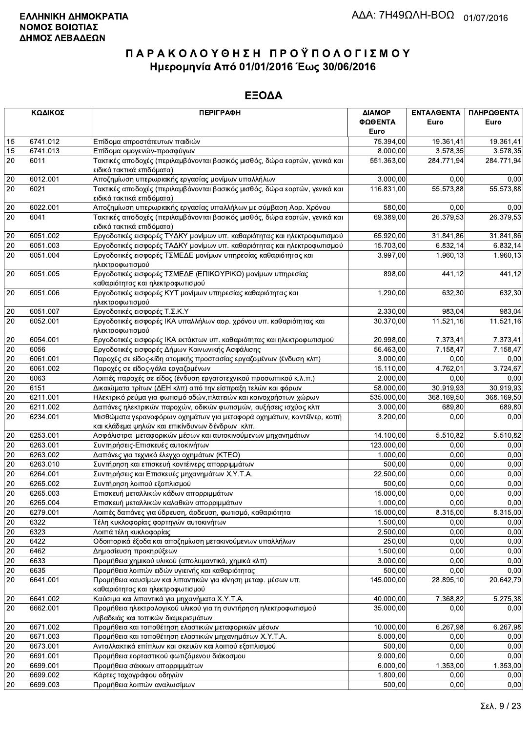**ΕΛΛΗΝΙΚΗ ΔΗΜΟΚΡΑΤΙΑ**
**ΝΟΜΟΣ ΒΟΙΩΤΙΑΣ**
**ΔΗΜΟΣ ΛΕΒΑΔΕΩΝ**

ΑΔΑ: 7Η49ΩΛΗ-ΒΟΩ 01/07/2016

# ΠΑΡΑΚΟΛΟΥΘΗΣΗ ΠΡΟΫΠΟΛΟΓΙΣΜΟΥ
## Ημερομηνία Από 01/01/2016 Έως 30/06/2016

## ΕΞΟΔΑ

| ΚΩΔΙΚΟΣ | | ΠΕΡΙΓΡΑΦΗ | ΔΙΑΜΟΡ ΦΩΘΕΝΤΑ Euro | ΕΝΤΑΛΘΕΝΤΑ Euro | ΠΛΗΡΩΘΕΝΤΑ Euro |
|---|---|---|---|---|---|
| 15 | 6741.012 | Επίδομα απροστάτευτων παιδιών | 75.394,00 | 19.361,41 | 19.361,41 |
| 15 | 6741.013 | Επίδομα ομογενών-προσφύγων | 8.000,00 | 3.578,35 | 3.578,35 |
| 20 | 6011 | Τακτικές αποδοχές (περιλαμβάνονται βασικός μισθός, δώρα εορτών, γενικά και ειδικά τακτικά επιδόματα) | 551.363,00 | 284.771,94 | 284.771,94 |
| 20 | 6012.001 | Αποζημίωση υπερωριακής εργασίας μονίμων υπαλλήλων | 3.000,00 | 0,00 | 0,00 |
| 20 | 6021 | Τακτικές αποδοχές (περιλαμβάνονται βασικός μισθός, δώρα εορτών, γενικά και ειδικά τακτικά επιδόματα) | 116.831,00 | 55.573,88 | 55.573,88 |
| 20 | 6022.001 | Αποζημίωση υπερωριακής εργασίας υπαλλήλων με σύμβαση Αορ. Χρόνου | 580,00 | 0,00 | 0,00 |
| 20 | 6041 | Τακτικές αποδοχές (περιλαμβάνονται βασικός μισθός, δώρα εορτών, γενικά και ειδικά τακτικά επιδόματα) | 69.389,00 | 26.379,53 | 26.379,53 |
| 20 | 6051.002 | Εργοδοτικές εισφορές ΤΥΔΚΥ μονίμων υπ. καθαριότητας και ηλεκτροφωτισμού | 65.920,00 | 31.841,86 | 31.841,86 |
| 20 | 6051.003 | Εργοδοτικές εισφορές ΤΑΔΚΥ μονίμων υπ. καθαριότητας και ηλεκτροφωτισμού | 15.703,00 | 6.832,14 | 6.832,14 |
| 20 | 6051.004 | Εργοδοτικές εισφορές ΤΣΜΕΔΕ μονίμων υπηρεσίας καθαριότητας και ηλεκτροφωτισμού | 3.997,00 | 1.960,13 | 1.960,13 |
| 20 | 6051.005 | Εργοδοτικές εισφορές ΤΣΜΕΔΕ (ΕΠΙΚΟΥΡΙΚΟ) μονίμων υπηρεσίας καθαριότητας και ηλεκτροφωτισμού | 898,00 | 441,12 | 441,12 |
| 20 | 6051.006 | Εργοδοτικές εισφορές ΚΥΤ μονίμων υπηρεσίας καθαριότητας και ηλεκτροφωτισμού | 1.290,00 | 632,30 | 632,30 |
| 20 | 6051.007 | Εργοδοτικές εισφορές Τ.Σ.Κ.Υ | 2.330,00 | 983,04 | 983,04 |
| 20 | 6052.001 | Εργοδοτικές εισφορές ΙΚΑ υπαλλήλων αορ. χρόνου υπ. καθαριότητας και ηλεκτροφωτισμού | 30.370,00 | 11.521,16 | 11.521,16 |
| 20 | 6054.001 | Εργοδοτικές εισφορές ΙΚΑ εκτάκτων υπ. καθαριότητας και ηλεκτροφωτισμού | 20.998,00 | 7.373,41 | 7.373,41 |
| 20 | 6056 | Εργοδοτικές εισφορές Δήμων Κοινωνικής Ασφάλισης | 56.463,00 | 7.158,47 | 7.158,47 |
| 20 | 6061.001 | Παροχές σε είδος-είδη ατομικής προστασίας εργαζομένων (ένδυση κλπ) | 3.000,00 | 0,00 | 0,00 |
| 20 | 6061.002 | Παροχές σε είδος-γάλα εργαζομένων | 15.110,00 | 4.762,01 | 3.724,67 |
| 20 | 6063 | Λοιπές παροχές σε είδος (ένδυση εργατοτεχνικού προσωπικού κ.λ.π.) | 2.000,00 | 0,00 | 0,00 |
| 20 | 6151 | Δικαιώματα τρίτων (ΔΕΗ κλπ) από την είσπραξη τελών και φόρων | 58.000,00 | 30.919,93 | 30.919,93 |
| 20 | 6211.001 | Ηλεκτρικό ρεύμα για φωτισμό οδών,πλατειών και κοινοχρήστων χώρων | 535.000,00 | 368.169,50 | 368.169,50 |
| 20 | 6211.002 | Δαπάνες ηλεκτρικών παροχών, οδικών φωτισμών, αυξήσεις ισχύος κλπ | 3.000,00 | 689,80 | 689,80 |
| 20 | 6234.001 | Μισθώματα γερανοφόρων οχημάτων για μεταφορά οχημάτων, κοντέινερ, κοπή και κλάδεμα ψηλών και επικίνδυνων δένδρων κλπ. | 3.200,00 | 0,00 | 0,00 |
| 20 | 6253.001 | Ασφάλιστρα μεταφορικών μέσων και αυτοκινούμενων μηχανημάτων | 14.100,00 | 5.510,82 | 5.510,82 |
| 20 | 6263.001 | Συντηρήσεις-Επισκευές αυτοκινήτων | 123.000,00 | 0,00 | 0,00 |
| 20 | 6263.002 | Δαπάνες για τεχνικό έλεγχο οχημάτων (ΚΤΕΟ) | 1.000,00 | 0,00 | 0,00 |
| 20 | 6263.010 | Συντήρηση και επισκευή κοντέινερς απορριμμάτων | 500,00 | 0,00 | 0,00 |
| 20 | 6264.001 | Συντηρήσεις και Επισκευές μηχανημάτων Χ.Υ.Τ.Α. | 22.500,00 | 0,00 | 0,00 |
| 20 | 6265.002 | Συντήρηση λοιπού εξοπλισμού | 500,00 | 0,00 | 0,00 |
| 20 | 6265.003 | Επισκευή μεταλλικών κάδων απορριμμάτων | 15.000,00 | 0,00 | 0,00 |
| 20 | 6265.004 | Επισκευή μεταλλικών καλαθιών απορριμμάτων | 1.000,00 | 0,00 | 0,00 |
| 20 | 6279.001 | Λοιπές δαπάνες για ύδρευση, άρδευση, φωτισμό, καθαριότητα | 15.000,00 | 8.315,00 | 8.315,00 |
| 20 | 6322 | Τέλη κυκλοφορίας φορτηγών αυτοκινήτων | 1.500,00 | 0,00 | 0,00 |
| 20 | 6323 | Λοιπά τέλη κυκλοφορίας | 2.500,00 | 0,00 | 0,00 |
| 20 | 6422 | Οδοιπορικά έξοδα και αποζημίωση μετακινούμενων υπαλλήλων | 250,00 | 0,00 | 0,00 |
| 20 | 6462 | Δημοσίευση προκηρύξεων | 1.500,00 | 0,00 | 0,00 |
| 20 | 6633 | Προμήθεια χημικού υλικού (απολυμαντικά, χημικά κλπ) | 3.000,00 | 0,00 | 0,00 |
| 20 | 6635 | Προμήθεια λοιπών ειδών υγιεινής και καθαριότητας | 500,00 | 0,00 | 0,00 |
| 20 | 6641.001 | Προμήθεια καυσίμων και λιπαντικών για κίνηση μεταφ. μέσων υπ. καθαριότητας και ηλεκτροφωτισμού | 145.000,00 | 28.895,10 | 20.642,79 |
| 20 | 6641.002 | Καύσιμα και λιπαντικά για μηχανήματα Χ.Υ.Τ.Α. | 40.000,00 | 7.368,82 | 5.275,38 |
| 20 | 6662.001 | Προμήθεια ηλεκτρολογικού υλικού για τη συντήρηση ηλεκτροφωτισμού Λιβαδειάς και τοπικών διαμερισμάτων | 35.000,00 | 0,00 | 0,00 |
| 20 | 6671.002 | Προμήθεια και τοποθέτηση ελαστικών μεταφορικών μέσων | 10.000,00 | 6.267,98 | 6.267,98 |
| 20 | 6671.003 | Προμήθεια και τοποθέτηση ελαστικών μηχανημάτων Χ.Υ.Τ.Α. | 5.000,00 | 0,00 | 0,00 |
| 20 | 6673.001 | Ανταλλακτικά επίπλων και σκευών και λοιπού εξοπλισμού | 500,00 | 0,00 | 0,00 |
| 20 | 6691.001 | Προμήθεια εορταστικού φωτιζόμενου διάκοσμου | 9.000,00 | 0,00 | 0,00 |
| 20 | 6699.001 | Προμήθεια σάκκων απορριμμάτων | 6.000,00 | 1.353,00 | 1.353,00 |
| 20 | 6699.002 | Κάρτες ταχογράφου οδηγών | 1.800,00 | 0,00 | 0,00 |
| 20 | 6699.003 | Προμήθεια λοιπών αναλωσίμων | 500,00 | 0,00 | 0,00 |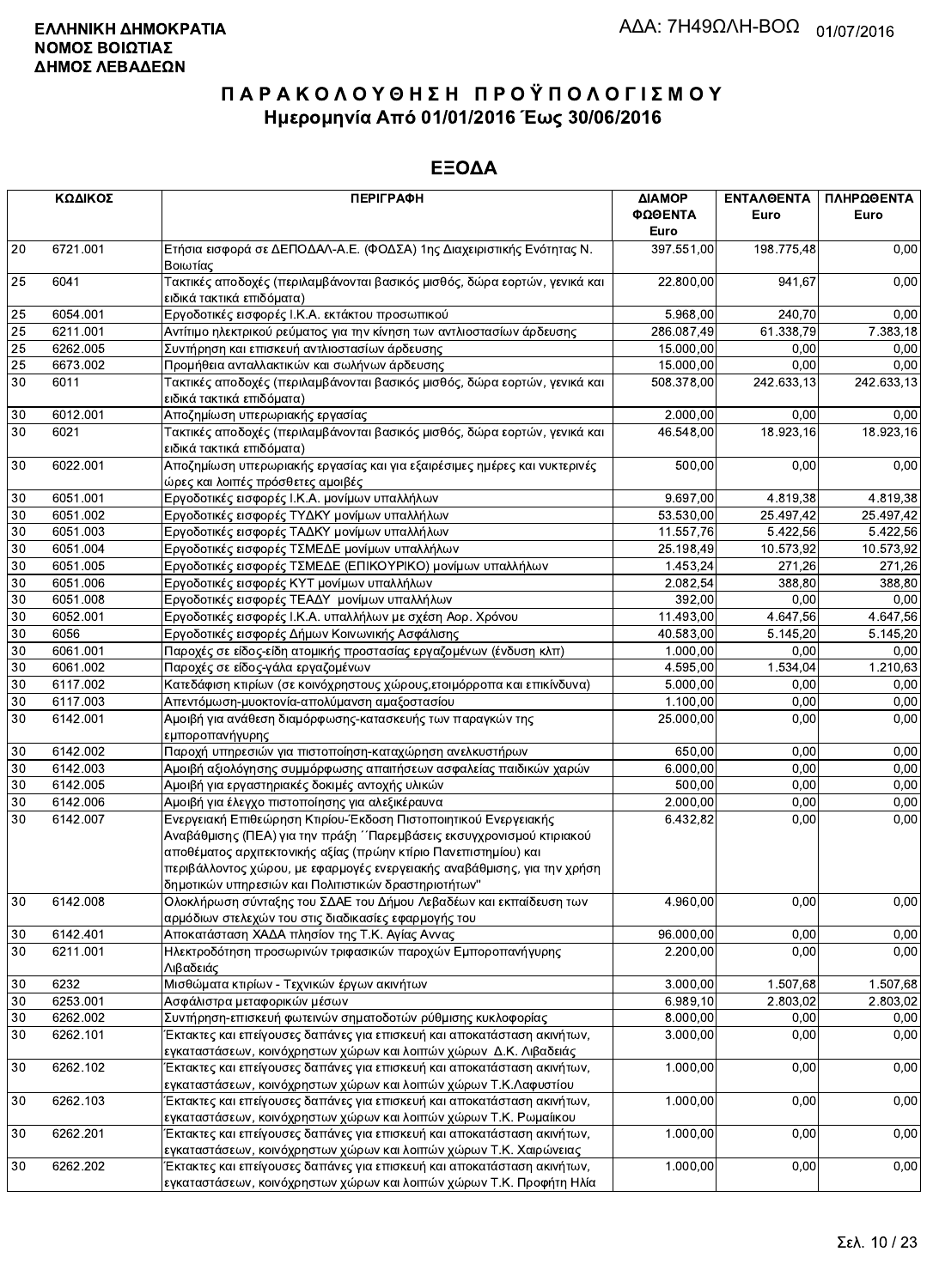**ΕΛΛΗΝΙΚΗ ΔΗΜΟΚΡΑΤΙΑ**
**ΝΟΜΟΣ ΒΟΙΩΤΙΑΣ**
**ΔΗΜΟΣ ΛΕΒΑΔΕΩΝ**

ΑΔΑ: 7Η49ΩΛΗ-ΒΟΩ 01/07/2016

# Π Α Ρ Α Κ Ο Λ Ο Υ Θ Η Σ Η   Π Ρ Ο Ϋ Π Ο Λ Ο Γ Ι Σ Μ Ο Υ

## Ημερομηνία Από 01/01/2016 Έως 30/06/2016

## ΕΞΟΔΑ

| ΚΩΔΙΚΟΣ | | ΠΕΡΙΓΡΑΦΗ | ΔΙΑΜΟΡ ΦΩΘΕΝΤΑ Euro | ΕΝΤΑΛΘΕΝΤΑ Euro | ΠΛΗΡΩΘΕΝΤΑ Euro |
|---|---|---|---|---|---|
| 20 | 6721.001 | Ετήσια εισφορά σε ΔΕΠΟΔΑΛ-Α.Ε. (ΦΟΔΣΑ) 1ης Διαχειριστικής Ενότητας Ν. Βοιωτίας | 397.551,00 | 198.775,48 | 0,00 |
| 25 | 6041 | Τακτικές αποδοχές (περιλαμβάνονται βασικός μισθός, δώρα εορτών, γενικά και ειδικά τακτικά επιδόματα) | 22.800,00 | 941,67 | 0,00 |
| 25 | 6054.001 | Εργοδοτικές εισφορές Ι.Κ.Α. εκτάκτου προσωπικού | 5.968,00 | 240,70 | 0,00 |
| 25 | 6211.001 | Αντίτιμο ηλεκτρικού ρεύματος για την κίνηση των αντλιοστασίων άρδευσης | 286.087,49 | 61.338,79 | 7.383,18 |
| 25 | 6262.005 | Συντήρηση και επισκευή αντλιοστασίων άρδευσης | 15.000,00 | 0,00 | 0,00 |
| 25 | 6673.002 | Προμήθεια ανταλλακτικών και σωλήνων άρδευσης | 15.000,00 | 0,00 | 0,00 |
| 30 | 6011 | Τακτικές αποδοχές (περιλαμβάνονται βασικός μισθός, δώρα εορτών, γενικά και ειδικά τακτικά επιδόματα) | 508.378,00 | 242.633,13 | 242.633,13 |
| 30 | 6012.001 | Αποζημίωση υπερωριακής εργασίας | 2.000,00 | 0,00 | 0,00 |
| 30 | 6021 | Τακτικές αποδοχές (περιλαμβάνονται βασικός μισθός, δώρα εορτών, γενικά και ειδικά τακτικά επιδόματα) | 46.548,00 | 18.923,16 | 18.923,16 |
| 30 | 6022.001 | Αποζημίωση υπερωριακής εργασίας και για εξαιρέσιμες ημέρες και νυκτερινές ώρες και λοιπές πρόσθετες αμοιβές | 500,00 | 0,00 | 0,00 |
| 30 | 6051.001 | Εργοδοτικές εισφορές Ι.Κ.Α. μονίμων υπαλλήλων | 9.697,00 | 4.819,38 | 4.819,38 |
| 30 | 6051.002 | Εργοδοτικές εισφορές ΤΥΔΚΥ μονίμων υπαλλήλων | 53.530,00 | 25.497,42 | 25.497,42 |
| 30 | 6051.003 | Εργοδοτικές εισφορές ΤΑΔΚΥ μονίμων υπαλλήλων | 11.557,76 | 5.422,56 | 5.422,56 |
| 30 | 6051.004 | Εργοδοτικές εισφορές ΤΣΜΕΔΕ μονίμων υπαλλήλων | 25.198,49 | 10.573,92 | 10.573,92 |
| 30 | 6051.005 | Εργοδοτικές εισφορές ΤΣΜΕΔΕ (ΕΠΙΚΟΥΡΙΚΟ) μονίμων υπαλλήλων | 1.453,24 | 271,26 | 271,26 |
| 30 | 6051.006 | Εργοδοτικές εισφορές ΚΥΤ μονίμων υπαλλήλων | 2.082,54 | 388,80 | 388,80 |
| 30 | 6051.008 | Εργοδοτικές εισφορές ΤΕΑΔΥ μονίμων υπαλλήλων | 392,00 | 0,00 | 0,00 |
| 30 | 6052.001 | Εργοδοτικές εισφορές Ι.Κ.Α. υπαλλήλων με σχέση Αορ. Χρόνου | 11.493,00 | 4.647,56 | 4.647,56 |
| 30 | 6056 | Εργοδοτικές εισφορές Δήμων Κοινωνικής Ασφάλισης | 40.583,00 | 5.145,20 | 5.145,20 |
| 30 | 6061.001 | Παροχές σε είδος-είδη ατομικής προστασίας εργαζομένων (ένδυση κλπ) | 1.000,00 | 0,00 | 0,00 |
| 30 | 6061.002 | Παροχές σε είδος-γάλα εργαζομένων | 4.595,00 | 1.534,04 | 1.210,63 |
| 30 | 6117.002 | Κατεδάφιση κτιρίων (σε κοινόχρηστους χώρους,ετοιμόρροπα και επικίνδυνα) | 5.000,00 | 0,00 | 0,00 |
| 30 | 6117.003 | Απεντόμωση-μυοκτονία-απολύμανση αμαξοστασίου | 1.100,00 | 0,00 | 0,00 |
| 30 | 6142.001 | Αμοιβή για ανάθεση διαμόρφωσης-κατασκευής των παραγκών της εμποροπανήγυρης | 25.000,00 | 0,00 | 0,00 |
| 30 | 6142.002 | Παροχή υπηρεσιών για πιστοποίηση-καταχώρηση ανελκυστήρων | 650,00 | 0,00 | 0,00 |
| 30 | 6142.003 | Αμοιβή αξιολόγησης συμμόρφωσης απαιτήσεων ασφαλείας παιδικών χαρών | 6.000,00 | 0,00 | 0,00 |
| 30 | 6142.005 | Αμοιβή για εργαστηριακές δοκιμές αντοχής υλικών | 500,00 | 0,00 | 0,00 |
| 30 | 6142.006 | Αμοιβή για έλεγχο πιστοποίησης για αλεξικέραυνα | 2.000,00 | 0,00 | 0,00 |
| 30 | 6142.007 | Ενεργειακή Επιθεώρηση Κτιρίου-Έκδοση Πιστοποιητικού Ενεργειακής Αναβάθμισης (ΠΕΑ) για την πράξη ΄΄Παρεμβάσεις εκσυγχρονισμού κτιριακού αποθέματος αρχιτεκτονικής αξίας (πρώην κτίριο Πανεπιστημίου) και περιβάλλοντος χώρου, με εφαρμογές ενεργειακής αναβάθμισης, για την χρήση δημοτικών υπηρεσιών και Πολιτιστικών δραστηριοτήτων" | 6.432,82 | 0,00 | 0,00 |
| 30 | 6142.008 | Ολοκλήρωση σύνταξης του ΣΔΑΕ του Δήμου Λεβαδέων και εκπαίδευση των αρμόδιων στελεχών του στις διαδικασίες εφαρμογής του | 4.960,00 | 0,00 | 0,00 |
| 30 | 6142.401 | Αποκατάσταση ΧΑΔΑ πλησίον της Τ.Κ. Αγίας Άννας | 96.000,00 | 0,00 | 0,00 |
| 30 | 6211.001 | Ηλεκτροδότηση προσωρινών τριφασικών παροχών Εμποροπανήγυρης Λιβαδειάς | 2.200,00 | 0,00 | 0,00 |
| 30 | 6232 | Μισθώματα κτιρίων - Τεχνικών έργων ακινήτων | 3.000,00 | 1.507,68 | 1.507,68 |
| 30 | 6253.001 | Ασφάλιστρα μεταφορικών μέσων | 6.989,10 | 2.803,02 | 2.803,02 |
| 30 | 6262.002 | Συντήρηση-επισκευή φωτεινών σηματοδοτών ρύθμισης κυκλοφορίας | 8.000,00 | 0,00 | 0,00 |
| 30 | 6262.101 | Έκτακτες και επείγουσες δαπάνες για επισκευή και αποκατάσταση ακινήτων, εγκαταστάσεων, κοινόχρηστων χώρων και λοιπών χώρων Δ.Κ. Λιβαδειάς | 3.000,00 | 0,00 | 0,00 |
| 30 | 6262.102 | Έκτακτες και επείγουσες δαπάνες για επισκευή και αποκατάσταση ακινήτων, εγκαταστάσεων, κοινόχρηστων χώρων και λοιπών χώρων Τ.Κ.Λαφυστίου | 1.000,00 | 0,00 | 0,00 |
| 30 | 6262.103 | Έκτακτες και επείγουσες δαπάνες για επισκευή και αποκατάσταση ακινήτων, εγκαταστάσεων, κοινόχρηστων χώρων και λοιπών χώρων Τ.Κ. Ρωμαίικου | 1.000,00 | 0,00 | 0,00 |
| 30 | 6262.201 | Έκτακτες και επείγουσες δαπάνες για επισκευή και αποκατάσταση ακινήτων, εγκαταστάσεων, κοινόχρηστων χώρων και λοιπών χώρων Τ.Κ. Χαιρώνειας | 1.000,00 | 0,00 | 0,00 |
| 30 | 6262.202 | Έκτακτες και επείγουσες δαπάνες για επισκευή και αποκατάσταση ακινήτων, εγκαταστάσεων, κοινόχρηστων χώρων και λοιπών χώρων Τ.Κ. Προφήτη Ηλία | 1.000,00 | 0,00 | 0,00 |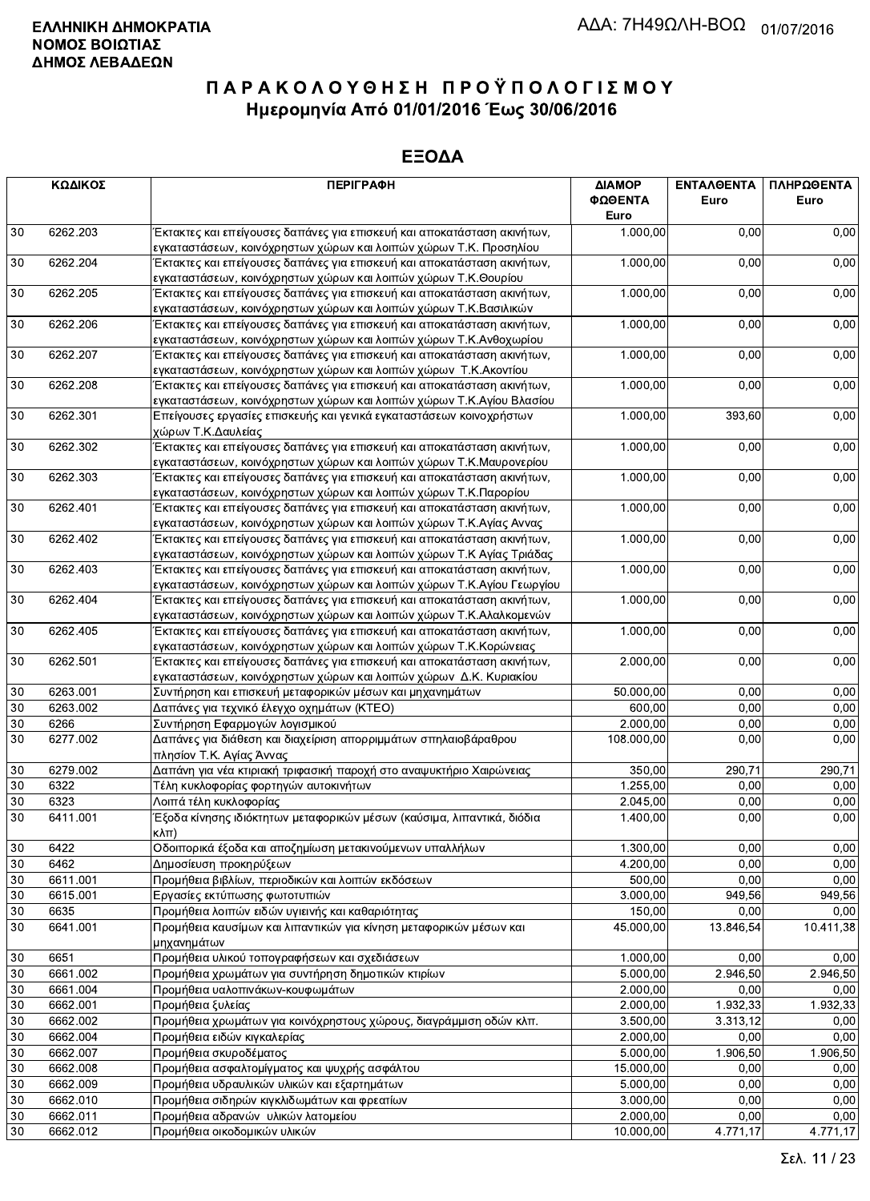**ΕΛΛΗΝΙΚΗ ΔΗΜΟΚΡΑΤΙΑ**
**ΝΟΜΟΣ ΒΟΙΩΤΙΑΣ**
**ΔΗΜΟΣ ΛΕΒΑΔΕΩΝ**

ΑΔΑ: 7Η49ΩΛΗ-ΒΟΩ 01/07/2016

# ΠΑΡΑΚΟΛΟΥΘΗΣΗ ΠΡΟΫΠΟΛΟΓΙΣΜΟΥ
## Ημερομηνία Από 01/01/2016 Έως 30/06/2016

## ΕΞΟΔΑ

| ΚΩΔΙΚΟΣ | | ΠΕΡΙΓΡΑΦΗ | ΔΙΑΜΟΡ ΦΩΘΕΝΤΑ Euro | ΕΝΤΑΛΘΕΝΤΑ Euro | ΠΛΗΡΩΘΕΝΤΑ Euro |
|---|---|---|---|---|---|
| 30 | 6262.203 | Έκτακτες και επείγουσες δαπάνες για επισκευή και αποκατάσταση ακινήτων, εγκαταστάσεων, κοινόχρηστων χώρων και λοιπών χώρων Τ.Κ. Προσηλίου | 1.000,00 | 0,00 | 0,00 |
| 30 | 6262.204 | Έκτακτες και επείγουσες δαπάνες για επισκευή και αποκατάσταση ακινήτων, εγκαταστάσεων, κοινόχρηστων χώρων και λοιπών χώρων Τ.Κ.Θουρίου | 1.000,00 | 0,00 | 0,00 |
| 30 | 6262.205 | Έκτακτες και επείγουσες δαπάνες για επισκευή και αποκατάσταση ακινήτων, εγκαταστάσεων, κοινόχρηστων χώρων και λοιπών χώρων Τ.Κ.Βασιλικών | 1.000,00 | 0,00 | 0,00 |
| 30 | 6262.206 | Έκτακτες και επείγουσες δαπάνες για επισκευή και αποκατάσταση ακινήτων, εγκαταστάσεων, κοινόχρηστων χώρων και λοιπών χώρων Τ.Κ.Ανθοχωρίου | 1.000,00 | 0,00 | 0,00 |
| 30 | 6262.207 | Έκτακτες και επείγουσες δαπάνες για επισκευή και αποκατάσταση ακινήτων, εγκαταστάσεων, κοινόχρηστων χώρων και λοιπών χώρων Τ.Κ.Ακοντίου | 1.000,00 | 0,00 | 0,00 |
| 30 | 6262.208 | Έκτακτες και επείγουσες δαπάνες για επισκευή και αποκατάσταση ακινήτων, εγκαταστάσεων, κοινόχρηστων χώρων και λοιπών χώρων Τ.Κ.Αγίου Βλασίου | 1.000,00 | 0,00 | 0,00 |
| 30 | 6262.301 | Επείγουσες εργασίες επισκευής και γενικά εγκαταστάσεων κοινοχρήστων χώρων Τ.Κ.Δαυλείας | 1.000,00 | 393,60 | 0,00 |
| 30 | 6262.302 | Έκτακτες και επείγουσες δαπάνες για επισκευή και αποκατάσταση ακινήτων, εγκαταστάσεων, κοινόχρηστων χώρων και λοιπών χώρων Τ.Κ.Μαυρονερίου | 1.000,00 | 0,00 | 0,00 |
| 30 | 6262.303 | Έκτακτες και επείγουσες δαπάνες για επισκευή και αποκατάσταση ακινήτων, εγκαταστάσεων, κοινόχρηστων χώρων και λοιπών χώρων Τ.Κ.Παρορίου | 1.000,00 | 0,00 | 0,00 |
| 30 | 6262.401 | Έκτακτες και επείγουσες δαπάνες για επισκευή και αποκατάσταση ακινήτων, εγκαταστάσεων, κοινόχρηστων χώρων και λοιπών χώρων Τ.Κ.Αγίας Αννας | 1.000,00 | 0,00 | 0,00 |
| 30 | 6262.402 | Έκτακτες και επείγουσες δαπάνες για επισκευή και αποκατάσταση ακινήτων, εγκαταστάσεων, κοινόχρηστων χώρων και λοιπών χώρων Τ.Κ Αγίας Τριάδας | 1.000,00 | 0,00 | 0,00 |
| 30 | 6262.403 | Έκτακτες και επείγουσες δαπάνες για επισκευή και αποκατάσταση ακινήτων, εγκαταστάσεων, κοινόχρηστων χώρων και λοιπών χώρων Τ.Κ.Αγίου Γεωργίου | 1.000,00 | 0,00 | 0,00 |
| 30 | 6262.404 | Έκτακτες και επείγουσες δαπάνες για επισκευή και αποκατάσταση ακινήτων, εγκαταστάσεων, κοινόχρηστων χώρων και λοιπών χώρων Τ.Κ.Αλαλκομενών | 1.000,00 | 0,00 | 0,00 |
| 30 | 6262.405 | Έκτακτες και επείγουσες δαπάνες για επισκευή και αποκατάσταση ακινήτων, εγκαταστάσεων, κοινόχρηστων χώρων και λοιπών χώρων Τ.Κ.Κορώνειας | 1.000,00 | 0,00 | 0,00 |
| 30 | 6262.501 | Έκτακτες και επείγουσες δαπάνες για επισκευή και αποκατάσταση ακινήτων, εγκαταστάσεων, κοινόχρηστων χώρων και λοιπών χώρων Δ.Κ. Κυριακίου | 2.000,00 | 0,00 | 0,00 |
| 30 | 6263.001 | Συντήρηση και επισκευή μεταφορικών μέσων και μηχανημάτων | 50.000,00 | 0,00 | 0,00 |
| 30 | 6263.002 | Δαπάνες για τεχνικό έλεγχο οχημάτων (ΚΤΕΟ) | 600,00 | 0,00 | 0,00 |
| 30 | 6266 | Συντήρηση Εφαρμογών λογισμικού | 2.000,00 | 0,00 | 0,00 |
| 30 | 6277.002 | Δαπάνες για διάθεση και διαχείριση απορριμμάτων σπηλαιοβάραθρου πλησίον Τ.Κ. Αγίας Άννας | 108.000,00 | 0,00 | 0,00 |
| 30 | 6279.002 | Δαπάνη για νέα κτιριακή τριφασική παροχή στο αναψυκτήριο Χαιρώνειας | 350,00 | 290,71 | 290,71 |
| 30 | 6322 | Τέλη κυκλοφορίας φορτηγών αυτοκινήτων | 1.255,00 | 0,00 | 0,00 |
| 30 | 6323 | Λοιπά τέλη κυκλοφορίας | 2.045,00 | 0,00 | 0,00 |
| 30 | 6411.001 | Έξοδα κίνησης ιδιόκτητων μεταφορικών μέσων (καύσιμα, λιπαντικά, διόδια κλπ) | 1.400,00 | 0,00 | 0,00 |
| 30 | 6422 | Οδοιπορικά έξοδα και αποζημίωση μετακινούμενων υπαλλήλων | 1.300,00 | 0,00 | 0,00 |
| 30 | 6462 | Δημοσίευση προκηρύξεων | 4.200,00 | 0,00 | 0,00 |
| 30 | 6611.001 | Προμήθεια βιβλίων, περιοδικών και λοιπών εκδόσεων | 500,00 | 0,00 | 0,00 |
| 30 | 6615.001 | Εργασίες εκτύπωσης φωτοτυπιών | 3.000,00 | 949,56 | 949,56 |
| 30 | 6635 | Προμήθεια λοιπών ειδών υγιεινής και καθαριότητας | 150,00 | 0,00 | 0,00 |
| 30 | 6641.001 | Προμήθεια καυσίμων και λιπαντικών για κίνηση μεταφορικών μέσων και μηχανημάτων | 45.000,00 | 13.846,54 | 10.411,38 |
| 30 | 6651 | Προμήθεια υλικού τοπογραφήσεων και σχεδιάσεων | 1.000,00 | 0,00 | 0,00 |
| 30 | 6661.002 | Προμήθεια χρωμάτων για συντήρηση δημοτικών κτιρίων | 5.000,00 | 2.946,50 | 2.946,50 |
| 30 | 6661.004 | Προμήθεια υαλοπινάκων-κουφωμάτων | 2.000,00 | 0,00 | 0,00 |
| 30 | 6662.001 | Προμήθεια ξυλείας | 2.000,00 | 1.932,33 | 1.932,33 |
| 30 | 6662.002 | Προμήθεια χρωμάτων για κοινόχρηστους χώρους, διαγράμμιση οδών κλπ. | 3.500,00 | 3.313,12 | 0,00 |
| 30 | 6662.004 | Προμήθεια ειδών κιγκαλερίας | 2.000,00 | 0,00 | 0,00 |
| 30 | 6662.007 | Προμήθεια σκυροδέματος | 5.000,00 | 1.906,50 | 1.906,50 |
| 30 | 6662.008 | Προμήθεια ασφαλτομίγματος και ψυχρής ασφάλτου | 15.000,00 | 0,00 | 0,00 |
| 30 | 6662.009 | Προμήθεια υδραυλικών υλικών και εξαρτημάτων | 5.000,00 | 0,00 | 0,00 |
| 30 | 6662.010 | Προμήθεια σιδηρών κιγκλιδωμάτων και φρεατίων | 3.000,00 | 0,00 | 0,00 |
| 30 | 6662.011 | Προμήθεια αδρανών υλικών λατομείου | 2.000,00 | 0,00 | 0,00 |
| 30 | 6662.012 | Προμήθεια οικοδομικών υλικών | 10.000,00 | 4.771,17 | 4.771,17 |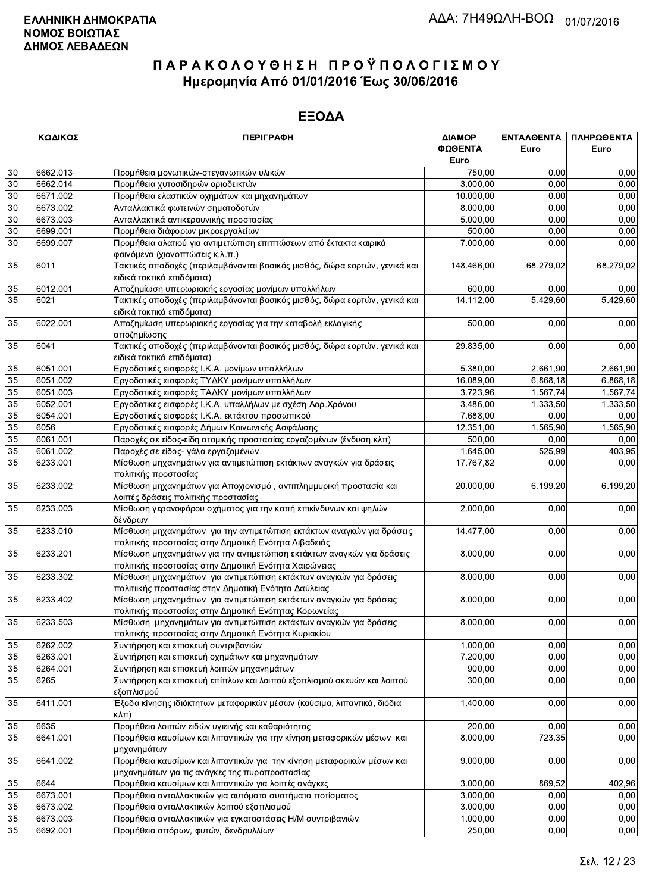**ΕΛΛΗΝΙΚΗ ΔΗΜΟΚΡΑΤΙΑ**
**ΝΟΜΟΣ ΒΟΙΩΤΙΑΣ**
**ΔΗΜΟΣ ΛΕΒΑΔΕΩΝ**

ΑΔΑ: 7Η49ΩΛΗ-ΒΟΩ 01/07/2016

# ΠΑΡΑΚΟΛΟΥΘΗΣΗ ΠΡΟΫΠΟΛΟΓΙΣΜΟΥ
## Ημερομηνία Από 01/01/2016 Έως 30/06/2016

## ΕΞΟΔΑ

| ΚΩΔΙΚΟΣ | | ΠΕΡΙΓΡΑΦΗ | ΔΙΑΜΟΡΦΩΘΕΝΤΑ Euro | ΕΝΤΑΛΘΕΝΤΑ Euro | ΠΛΗΡΩΘΕΝΤΑ Euro |
|---|---|---|---|---|---|
| 30 | 6662.013 | Προμήθεια μονωτικών-στεγανωτικών υλικών | 750,00 | 0,00 | 0,00 |
| 30 | 6662.014 | Προμήθεια χυτοσιδηρών οριοδεικτών | 3.000,00 | 0,00 | 0,00 |
| 30 | 6671.002 | Προμήθεια ελαστικών οχημάτων και μηχανημάτων | 10.000,00 | 0,00 | 0,00 |
| 30 | 6673.002 | Ανταλλακτικά φωτεινών σηματοδοτών | 8.000,00 | 0,00 | 0,00 |
| 30 | 6673.003 | Ανταλλακτικά αντικεραυνικής προστασίας | 5.000,00 | 0,00 | 0,00 |
| 30 | 6699.001 | Προμήθεια διάφορων μικροεργαλείων | 500,00 | 0,00 | 0,00 |
| 30 | 6699.007 | Προμήθεια αλατιού για αντιμετώπιση επιπτώσεων από έκτακτα καιρικά φαινόμενα (χιονοπτώσεις κ.λ.π.) | 7.000,00 | 0,00 | 0,00 |
| 35 | 6011 | Τακτικές αποδοχές (περιλαμβάνονται βασικός μισθός, δώρα εορτών, γενικά και ειδικά τακτικά επιδόματα) | 148.466,00 | 68.279,02 | 68.279,02 |
| 35 | 6012.001 | Αποζημίωση υπερωριακής εργασίας μονίμων υπαλλήλων | 600,00 | 0,00 | 0,00 |
| 35 | 6021 | Τακτικές αποδοχές (περιλαμβάνονται βασικός μισθός, δώρα εορτών, γενικά και ειδικά τακτικά επιδόματα) | 14.112,00 | 5.429,60 | 5.429,60 |
| 35 | 6022.001 | Αποζημίωση υπερωριακής εργασίας για την καταβολή εκλογικής αποζημίωσης | 500,00 | 0,00 | 0,00 |
| 35 | 6041 | Τακτικές αποδοχές (περιλαμβάνονται βασικός μισθός, δώρα εορτών, γενικά και ειδικά τακτικά επιδόματα) | 29.835,00 | 0,00 | 0,00 |
| 35 | 6051.001 | Εργοδοτικές εισφορές Ι.Κ.Α. μονίμων υπαλλήλων | 5.380,00 | 2.661,90 | 2.661,90 |
| 35 | 6051.002 | Εργοδοτικές εισφορές ΤΥΔΚΥ μονίμων υπαλλήλων | 16.089,00 | 6.868,18 | 6.868,18 |
| 35 | 6051.003 | Εργοδοτικές εισφορές ΤΑΔΚΥ μονίμων υπαλλήλων | 3.723,96 | 1.567,74 | 1.567,74 |
| 35 | 6052.001 | Εργοδοτικές εισφορές Ι.Κ.Α. υπαλλήλων με σχέση Αορ.Χρόνου | 3.486,00 | 1.333,50 | 1.333,50 |
| 35 | 6054.001 | Εργοδοτικές εισφορές Ι.Κ.Α. εκτάκτου προσωπικού | 7.688,00 | 0,00 | 0,00 |
| 35 | 6056 | Εργοδοτικές εισφορές Δήμων Κοινωνικής Ασφάλισης | 12.351,00 | 1.565,90 | 1.565,90 |
| 35 | 6061.001 | Παροχές σε είδος-είδη ατομικής προστασίας εργαζομένων (ένδυση κλπ) | 500,00 | 0,00 | 0,00 |
| 35 | 6061.002 | Παροχές σε είδος- γάλα εργαζομένων | 1.645,00 | 525,99 | 403,95 |
| 35 | 6233.001 | Μίσθωση μηχανημάτων για αντιμετώπιση εκτάκτων αναγκών για δράσεις πολιτικής προστασίας | 17.767,82 | 0,00 | 0,00 |
| 35 | 6233.002 | Μίσθωση μηχανημάτων για Αποχιονισμό , αντιπλημμυρική προστασία και λοιπές δράσεις πολιτικής προστασίας | 20.000,00 | 6.199,20 | 6.199,20 |
| 35 | 6233.003 | Μίσθωση γερανοφόρου οχήματος για την κοπή επικίνδυνων και ψηλών δένδρων | 2.000,00 | 0,00 | 0,00 |
| 35 | 6233.010 | Μίσθωση μηχανημάτων για την αντιμετώπιση εκτάκτων αναγκών για δράσεις πολιτικής προστασίας στην Δημοτική Ενότητα Λιβαδειάς | 14.477,00 | 0,00 | 0,00 |
| 35 | 6233.201 | Μίσθωση μηχανημάτων για την αντιμετώπιση εκτάκτων αναγκών για δράσεις πολιτικής προστασίας στην Δημοτική Ενότητα Χαιρώνειας | 8.000,00 | 0,00 | 0,00 |
| 35 | 6233.302 | Μίσθωση μηχανημάτων για αντιμετώπιση εκτάκτων αναγκών για δράσεις πολιτιικής προστασίας στην Δημοτική Ενότητα Δαύλειας | 8.000,00 | 0,00 | 0,00 |
| 35 | 6233.402 | Μίσθωση μηχανημάτων για αντιμετώπιση εκτάκτων αναγκών για δράσεις πολιτικής προστασίας στην Δημοτική Ενότητας Κορωνείας | 8.000,00 | 0,00 | 0,00 |
| 35 | 6233.503 | Μίσθωση μηχανημάτων για αντιμετώπιση εκτάκτων αναγκών για δράσεις πολιτικής προστασίας στην Δημοτική Ενότητα Κυριακίου | 8.000,00 | 0,00 | 0,00 |
| 35 | 6262.002 | Συντήρηση και επισκευή συντριβανιών | 1.000,00 | 0,00 | 0,00 |
| 35 | 6263.001 | Συντήρηση και επισκευή οχημάτων και μηχανημάτων | 7.200,00 | 0,00 | 0,00 |
| 35 | 6264.001 | Συντήρηση και επισκευή λοιπών μηχανημάτων | 900,00 | 0,00 | 0,00 |
| 35 | 6265 | Συντήρηση και επισκευή επίπλων και λοιπού εξοπλισμού σκευών και λοιπού εξοπλισμού | 300,00 | 0,00 | 0,00 |
| 35 | 6411.001 | Έξοδα κίνησης ιδιόκτητων μεταφορικών μέσων (καύσιμα, λιπαντικά, διόδια κλπ) | 1.400,00 | 0,00 | 0,00 |
| 35 | 6635 | Προμήθεια λοιπών ειδών υγιεινής και καθαριότητας | 200,00 | 0,00 | 0,00 |
| 35 | 6641.001 | Προμήθεια καυσίμων και λιπαντικών για την κίνηση μεταφορικών μέσων και μηχανημάτων | 8.000,00 | 723,35 | 0,00 |
| 35 | 6641.002 | Προμήθεια καυσίμων και λιπαντικών για την κίνηση μεταφορικών μέσων και μηχανημάτων για τις ανάγκες της πυροπροστασίας | 9.000,00 | 0,00 | 0,00 |
| 35 | 6644 | Προμήθεια καυσίμων και λιπαντικών για λοιπές ανάγκες | 3.000,00 | 869,52 | 402,96 |
| 35 | 6673.001 | Προμήθεια ανταλλακτικών για αυτόματα συστήματα ποτίσματος | 3.000,00 | 0,00 | 0,00 |
| 35 | 6673.002 | Προμήθεια ανταλλακτικών λοιπού εξοπλισμού | 3.000,00 | 0,00 | 0,00 |
| 35 | 6673.003 | Προμήθεια ανταλλακτικών για εγκαταστάσεις Η/Μ συντριβανιών | 1.000,00 | 0,00 | 0,00 |
| 35 | 6692.001 | Προμήθεια σπόρων, φυτών, δενδρυλλίων | 250,00 | 0,00 | 0,00 |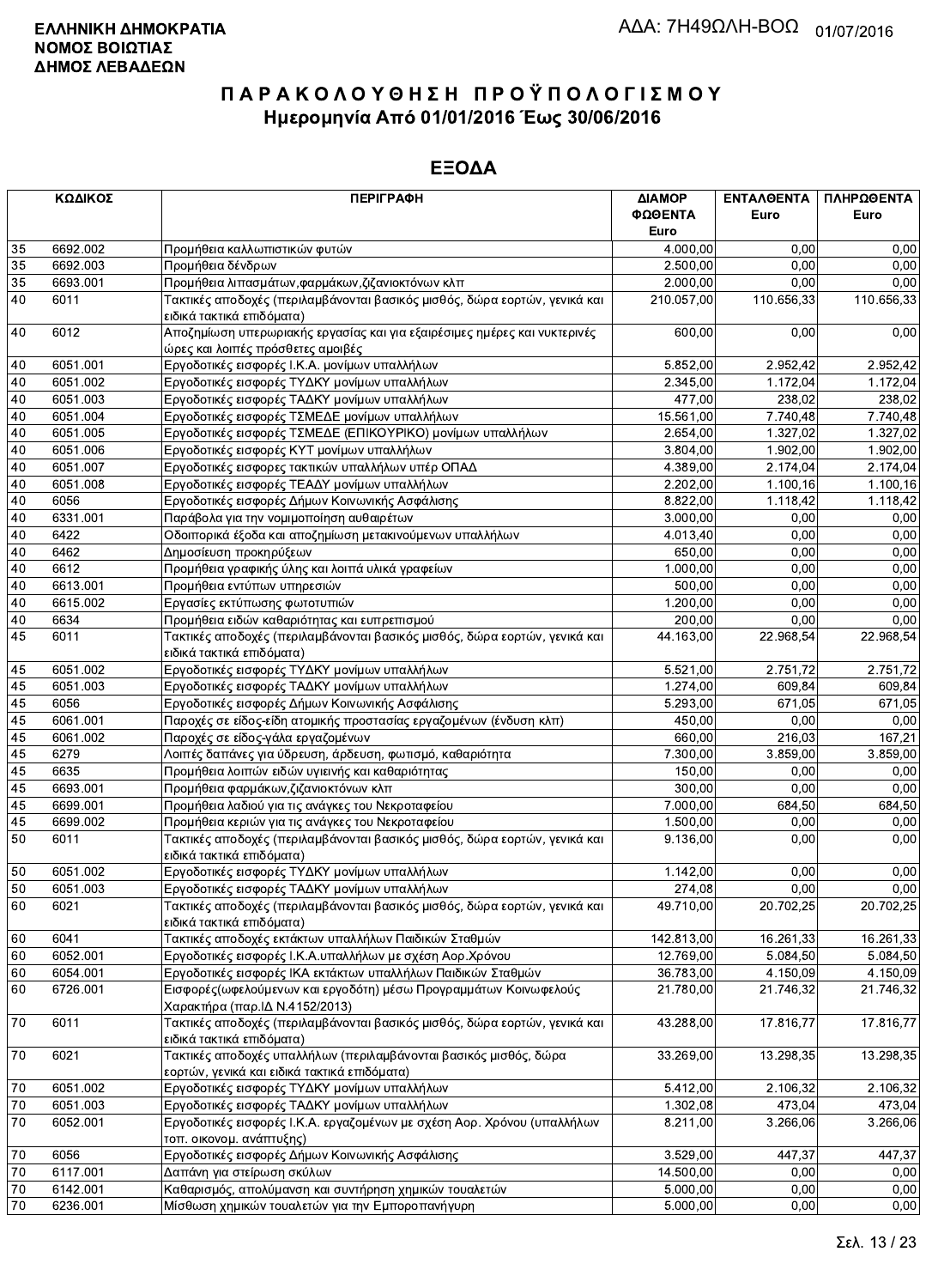**ΕΛΛΗΝΙΚΗ ΔΗΜΟΚΡΑΤΙΑ**
**ΝΟΜΟΣ ΒΟΙΩΤΙΑΣ**
**ΔΗΜΟΣ ΛΕΒΑΔΕΩΝ**

ΑΔΑ: 7Η49ΩΛΗ-ΒΟΩ 01/07/2016

# ΠΑΡΑΚΟΛΟΥΘΗΣΗ ΠΡΟΫΠΟΛΟΓΙΣΜΟΥ
## Ημερομηνία Από 01/01/2016 Έως 30/06/2016

## ΕΞΟΔΑ

| ΚΩΔΙΚΟΣ | | ΠΕΡΙΓΡΑΦΗ | ΔΙΑΜΟΡ ΦΩΘΕΝΤΑ Euro | ΕΝΤΑΛΘΕΝΤΑ Euro | ΠΛΗΡΩΘΕΝΤΑ Euro |
|---|---|---|---|---|---|
| 35 | 6692.002 | Προμήθεια καλλωπιστικών φυτών | 4.000,00 | 0,00 | 0,00 |
| 35 | 6692.003 | Προμήθεια δένδρων | 2.500,00 | 0,00 | 0,00 |
| 35 | 6693.001 | Προμήθεια λιπασμάτων,φαρμάκων,ζιζανιοκτόνων κλπ | 2.000,00 | 0,00 | 0,00 |
| 40 | 6011 | Τακτικές αποδοχές (περιλαμβάνονται βασικός μισθός, δώρα εορτών, γενικά και ειδικά τακτικά επιδόματα) | 210.057,00 | 110.656,33 | 110.656,33 |
| 40 | 6012 | Αποζημίωση υπερωριακής εργασίας και για εξαιρέσιμες ημέρες και νυκτερινές ώρες και λοιπές πρόσθετες αμοιβές | 600,00 | 0,00 | 0,00 |
| 40 | 6051.001 | Εργοδοτικές εισφορές Ι.Κ.Α. μονίμων υπαλλήλων | 5.852,00 | 2.952,42 | 2.952,42 |
| 40 | 6051.002 | Εργοδοτικές εισφορές ΤΥΔΚΥ μονίμων υπαλλήλων | 2.345,00 | 1.172,04 | 1.172,04 |
| 40 | 6051.003 | Εργοδοτικές εισφορές ΤΑΔΚΥ μονίμων υπαλλήλων | 477,00 | 238,02 | 238,02 |
| 40 | 6051.004 | Εργοδοτικές εισφορές ΤΣΜΕΔΕ μονίμων υπαλλήλων | 15.561,00 | 7.740,48 | 7.740,48 |
| 40 | 6051.005 | Εργοδοτικές εισφορές ΤΣΜΕΔΕ (ΕΠΙΚΟΥΡΙΚΟ) μονίμων υπαλλήλων | 2.654,00 | 1.327,02 | 1.327,02 |
| 40 | 6051.006 | Εργοδοτικές εισφορές ΚΥΤ μονίμων υπαλλήλων | 3.804,00 | 1.902,00 | 1.902,00 |
| 40 | 6051.007 | Εργοδοτικές εισφορες τακτικών υπαλλήλων υπέρ ΟΠΑΔ | 4.389,00 | 2.174,04 | 2.174,04 |
| 40 | 6051.008 | Εργοδοτικές εισφορές ΤΕΑΔΥ μονίμων υπαλλήλων | 2.202,00 | 1.100,16 | 1.100,16 |
| 40 | 6056 | Εργοδοτικές εισφορές Δήμων Κοινωνικής Ασφάλισης | 8.822,00 | 1.118,42 | 1.118,42 |
| 40 | 6331.001 | Παράβολα για την νομιμοποίηση αυθαιρέτων | 3.000,00 | 0,00 | 0,00 |
| 40 | 6422 | Οδοιπορικά έξοδα και αποζημίωση μετακινούμενων υπαλλήλων | 4.013,40 | 0,00 | 0,00 |
| 40 | 6462 | Δημοσίευση προκηρύξεων | 650,00 | 0,00 | 0,00 |
| 40 | 6612 | Προμήθεια γραφικής ύλης και λοιπά υλικά γραφείων | 1.000,00 | 0,00 | 0,00 |
| 40 | 6613.001 | Προμήθεια εντύπων υπηρεσιών | 500,00 | 0,00 | 0,00 |
| 40 | 6615.002 | Εργασίες εκτύπωσης φωτοτυπιών | 1.200,00 | 0,00 | 0,00 |
| 40 | 6634 | Προμήθεια ειδών καθαριότητας και ευπρεπισμού | 200,00 | 0,00 | 0,00 |
| 45 | 6011 | Τακτικές αποδοχές (περιλαμβάνονται βασικός μισθός, δώρα εορτών, γενικά και ειδικά τακτικά επιδόματα) | 44.163,00 | 22.968,54 | 22.968,54 |
| 45 | 6051.002 | Εργοδοτικές εισφορές ΤΥΔΚΥ μονίμων υπαλλήλων | 5.521,00 | 2.751,72 | 2.751,72 |
| 45 | 6051.003 | Εργοδοτικές εισφορές ΤΑΔΚΥ μονίμων υπαλλήλων | 1.274,00 | 609,84 | 609,84 |
| 45 | 6056 | Εργοδοτικές εισφορές Δήμων Κοινωνικής Ασφάλισης | 5.293,00 | 671,05 | 671,05 |
| 45 | 6061.001 | Παροχές σε είδος-είδη ατομικής προστασίας εργαζομένων (ένδυση κλπ) | 450,00 | 0,00 | 0,00 |
| 45 | 6061.002 | Παροχές σε είδος-γάλα εργαζομένων | 660,00 | 216,03 | 167,21 |
| 45 | 6279 | Λοιπές δαπάνες για ύδρευση, άρδευση, φωτισμό, καθαριότητα | 7.300,00 | 3.859,00 | 3.859,00 |
| 45 | 6635 | Προμήθεια λοιπών ειδών υγιεινής και καθαριότητας | 150,00 | 0,00 | 0,00 |
| 45 | 6693.001 | Προμήθεια φαρμάκων,ζιζανιοκτόνων κλπ | 300,00 | 0,00 | 0,00 |
| 45 | 6699.001 | Προμήθεια λαδιού για τις ανάγκες του Νεκροταφείου | 7.000,00 | 684,50 | 684,50 |
| 45 | 6699.002 | Προμήθεια κεριών για τις ανάγκες του Νεκροταφείου | 1.500,00 | 0,00 | 0,00 |
| 50 | 6011 | Τακτικές αποδοχές (περιλαμβάνονται βασικός μισθός, δώρα εορτών, γενικά και ειδικά τακτικά επιδόματα) | 9.136,00 | 0,00 | 0,00 |
| 50 | 6051.002 | Εργοδοτικές εισφορές ΤΥΔΚΥ μονίμων υπαλλήλων | 1.142,00 | 0,00 | 0,00 |
| 50 | 6051.003 | Εργοδοτικές εισφορές ΤΑΔΚΥ μονίμων υπαλλήλων | 274,08 | 0,00 | 0,00 |
| 60 | 6021 | Τακτικές αποδοχές (περιλαμβάνονται βασικός μισθός, δώρα εορτών, γενικά και ειδικά τακτικά επιδόματα) | 49.710,00 | 20.702,25 | 20.702,25 |
| 60 | 6041 | Τακτικές αποδοχές εκτάκτων υπαλλήλων Παιδικών Σταθμών | 142.813,00 | 16.261,33 | 16.261,33 |
| 60 | 6052.001 | Εργοδοτικές εισφορές Ι.Κ.Α.υπαλλήλων με σχέση Αορ.Χρόνου | 12.769,00 | 5.084,50 | 5.084,50 |
| 60 | 6054.001 | Εργοδοτικές εισφορές ΙΚΑ εκτάκτων υπαλλήλων Παιδικών Σταθμών | 36.783,00 | 4.150,09 | 4.150,09 |
| 60 | 6726.001 | Εισφορές(ωφελούμενων και εργοδότη) μέσω Προγραμμάτων Κοινωφελούς Χαρακτήρα (παρ.ΙΔ Ν.4152/2013) | 21.780,00 | 21.746,32 | 21.746,32 |
| 70 | 6011 | Τακτικές αποδοχές (περιλαμβάνονται βασικός μισθός, δώρα εορτών, γενικά και ειδικά τακτικά επιδόματα) | 43.288,00 | 17.816,77 | 17.816,77 |
| 70 | 6021 | Τακτικές αποδοχές υπαλλήλων (περιλαμβάνονται βασικός μισθός, δώρα εορτών, γενικά και ειδικά τακτικά επιδόματα) | 33.269,00 | 13.298,35 | 13.298,35 |
| 70 | 6051.002 | Εργοδοτικές εισφορές ΤΥΔΚΥ μονίμων υπαλλήλων | 5.412,00 | 2.106,32 | 2.106,32 |
| 70 | 6051.003 | Εργοδοτικές εισφορές ΤΑΔΚΥ μονίμων υπαλλήλων | 1.302,08 | 473,04 | 473,04 |
| 70 | 6052.001 | Εργοδοτικές εισφορές Ι.Κ.Α. εργαζομένων με σχέση Αορ. Χρόνου (υπαλλήλων τοπ. οικονομ. ανάπτυξης) | 8.211,00 | 3.266,06 | 3.266,06 |
| 70 | 6056 | Εργοδοτικές εισφορές Δήμων Κοινωνικής Ασφάλισης | 3.529,00 | 447,37 | 447,37 |
| 70 | 6117.001 | Δαπάνη για στείρωση σκύλων | 14.500,00 | 0,00 | 0,00 |
| 70 | 6142.001 | Καθαρισμός, απολύμανση και συντήρηση χημικών τουαλετών | 5.000,00 | 0,00 | 0,00 |
| 70 | 6236.001 | Μίσθωση χημικών τουαλετών για την Εμποροπανήγυρη | 5.000,00 | 0,00 | 0,00 |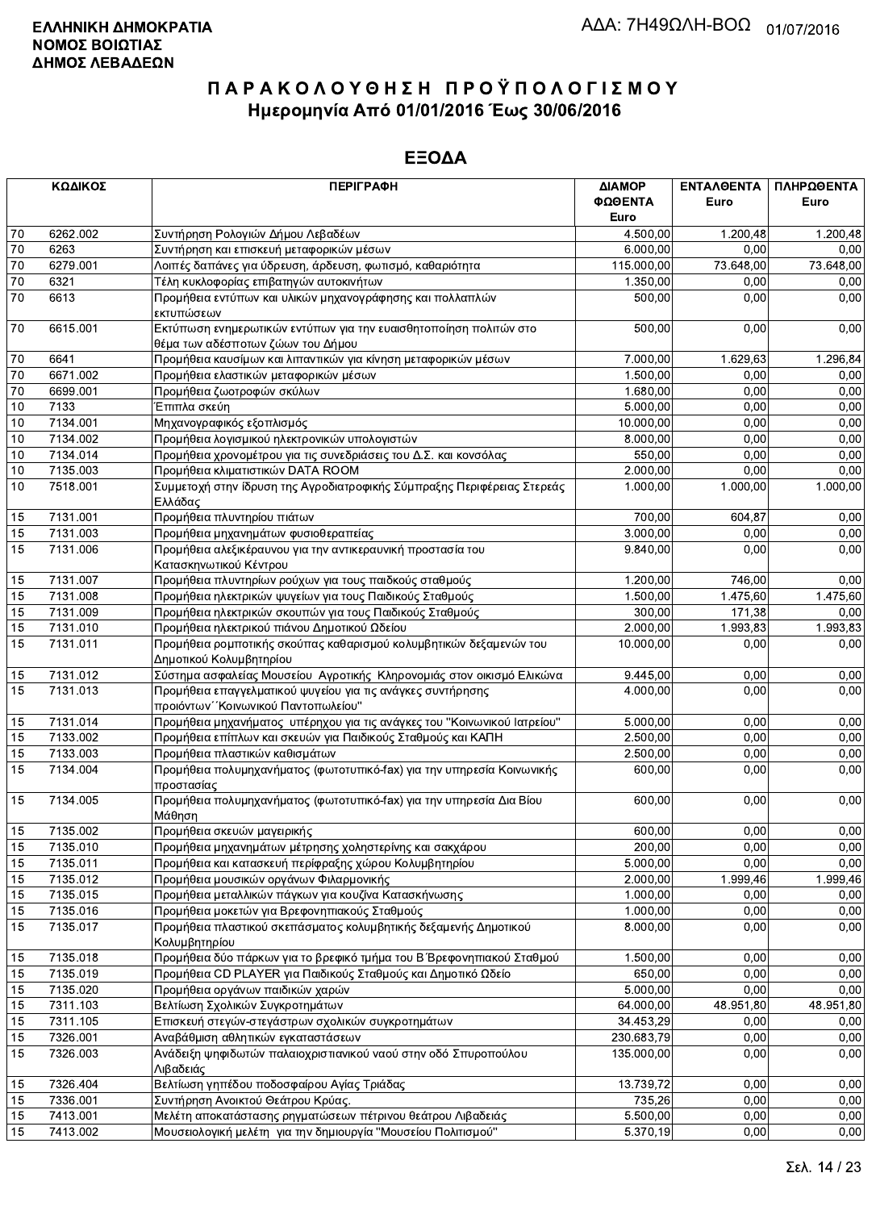**ΕΛΛΗΝΙΚΗ ΔΗΜΟΚΡΑΤΙΑ**
**ΝΟΜΟΣ ΒΟΙΩΤΙΑΣ**
**ΔΗΜΟΣ ΛΕΒΑΔΕΩΝ**

ΑΔΑ: 7Η49ΩΛΗ-ΒΟΩ 01/07/2016

# ΠΑΡΑΚΟΛΟΥΘΗΣΗ ΠΡΟΫΠΟΛΟΓΙΣΜΟΥ
## Ημερομηνία Από 01/01/2016 Έως 30/06/2016

## ΕΞΟΔΑ

| ΚΩΔΙΚΟΣ | | ΠΕΡΙΓΡΑΦΗ | ΔΙΑΜΟΡΦΩΘΕΝΤΑ Euro | ΕΝΤΑΛΘΕΝΤΑ Euro | ΠΛΗΡΩΘΕΝΤΑ Euro |
|---|---|---|---|---|---|
| 70 | 6262.002 | Συντήρηση Ρολογιών Δήμου Λεβαδέων | 4.500,00 | 1.200,48 | 1.200,48 |
| 70 | 6263 | Συντήρηση και επισκευή μεταφορικών μέσων | 6.000,00 | 0,00 | 0,00 |
| 70 | 6279.001 | Λοιπές δαπάνες για ύδρευση, άρδευση, φωτισμό, καθαριότητα | 115.000,00 | 73.648,00 | 73.648,00 |
| 70 | 6321 | Τέλη κυκλοφορίας επιβατηγών αυτοκινήτων | 1.350,00 | 0,00 | 0,00 |
| 70 | 6613 | Προμήθεια εντύπων και υλικών μηχανογράφησης και πολλαπλών εκτυπώσεων | 500,00 | 0,00 | 0,00 |
| 70 | 6615.001 | Εκτύπωση ενημερωτικών εντύπων για την ευαισθητοποίηση πολιτών στο θέμα των αδέσποτων ζώων του Δήμου | 500,00 | 0,00 | 0,00 |
| 70 | 6641 | Προμήθεια καυσίμων και λιπαντικών για κίνηση μεταφορικών μέσων | 7.000,00 | 1.629,63 | 1.296,84 |
| 70 | 6671.002 | Προμήθεια ελαστικών μεταφορικών μέσων | 1.500,00 | 0,00 | 0,00 |
| 70 | 6699.001 | Προμήθεια ζωοτροφών σκύλων | 1.680,00 | 0,00 | 0,00 |
| 10 | 7133 | Έπιπλα σκεύη | 5.000,00 | 0,00 | 0,00 |
| 10 | 7134.001 | Μηχανογραφικός εξοπλισμός | 10.000,00 | 0,00 | 0,00 |
| 10 | 7134.002 | Προμήθεια λογισμικού ηλεκτρονικών υπολογιστών | 8.000,00 | 0,00 | 0,00 |
| 10 | 7134.014 | Προμήθεια χρονομέτρου για τις συνεδριάσεις του Δ.Σ. και κονσόλας | 550,00 | 0,00 | 0,00 |
| 10 | 7135.003 | Προμήθεια κλιματιστικών DATA ROOM | 2.000,00 | 0,00 | 0,00 |
| 10 | 7518.001 | Συμμετοχή στην ίδρυση της Αγροδιατροφικής Σύμπραξης Περιφέρειας Στερεάς Ελλάδας | 1.000,00 | 1.000,00 | 1.000,00 |
| 15 | 7131.001 | Προμήθεια πλυντηρίου πιάτων | 700,00 | 604,87 | 0,00 |
| 15 | 7131.003 | Προμήθεια μηχανημάτων φυσιοθεραπείας | 3.000,00 | 0,00 | 0,00 |
| 15 | 7131.006 | Προμήθεια αλεξικέραυνου για την αντικεραυνική προστασία του Κατασκηνωτικού Κέντρου | 9.840,00 | 0,00 | 0,00 |
| 15 | 7131.007 | Προμήθεια πλυντηρίων ρούχων για τους παιδικούς σταθμούς | 1.200,00 | 746,00 | 0,00 |
| 15 | 7131.008 | Προμήθεια ηλεκτρικών ψυγείων για τους Παιδικούς Σταθμούς | 1.500,00 | 1.475,60 | 1.475,60 |
| 15 | 7131.009 | Προμήθεια ηλεκτρικών σκουπών για τους Παιδικούς Σταθμούς | 300,00 | 171,38 | 0,00 |
| 15 | 7131.010 | Προμήθεια ηλεκτρικού πιάνου Δημοτικού Ωδείου | 2.000,00 | 1.993,83 | 1.993,83 |
| 15 | 7131.011 | Προμήθεια ρομποτικής σκούπας καθαρισμού κολυμβητικών δεξαμενών του Δημοτικού Κολυμβητηρίου | 10.000,00 | 0,00 | 0,00 |
| 15 | 7131.012 | Σύστημα ασφαλείας Μουσείου Αγροτικής Κληρονομιάς στον οικισμό Ελικώνα | 9.445,00 | 0,00 | 0,00 |
| 15 | 7131.013 | Προμήθεια επαγγελματικού ψυγείου για τις ανάγκες συντήρησης προιόντων΄΄Κοινωνικού Παντοπωλείου" | 4.000,00 | 0,00 | 0,00 |
| 15 | 7131.014 | Προμήθεια μηχανήματος υπέρηχου για τις ανάγκες του "Κοινωνικού Ιατρείου" | 5.000,00 | 0,00 | 0,00 |
| 15 | 7133.002 | Προμήθεια επίπλων και σκευών για Παιδικούς Σταθμούς και ΚΑΠΗ | 2.500,00 | 0,00 | 0,00 |
| 15 | 7133.003 | Προμήθεια πλαστικών καθισμάτων | 2.500,00 | 0,00 | 0,00 |
| 15 | 7134.004 | Προμήθεια πολυμηχανήματος (φωτοτυπικό-fax) για την υπηρεσία Κοινωνικής προστασίας | 600,00 | 0,00 | 0,00 |
| 15 | 7134.005 | Προμήθεια πολυμηχανήματος (φωτοτυπικό-fax) για την υπηρεσία Δια Βίου Μάθηση | 600,00 | 0,00 | 0,00 |
| 15 | 7135.002 | Προμήθεια σκευών μαγειρικής | 600,00 | 0,00 | 0,00 |
| 15 | 7135.010 | Προμήθεια μηχανημάτων μέτρησης χοληστερίνης και σακχάρου | 200,00 | 0,00 | 0,00 |
| 15 | 7135.011 | Προμήθεια και κατασκευή περίφραξης χώρου Κολυμβητηρίου | 5.000,00 | 0,00 | 0,00 |
| 15 | 7135.012 | Προμήθεια μουσικών οργάνων Φιλαρμονικής | 2.000,00 | 1.999,46 | 1.999,46 |
| 15 | 7135.015 | Προμήθεια μεταλλικών πάγκων για κουζίνα Κατασκήνωσης | 1.000,00 | 0,00 | 0,00 |
| 15 | 7135.016 | Προμήθεια μοκετών για Βρεφονηπιακούς Σταθμούς | 1.000,00 | 0,00 | 0,00 |
| 15 | 7135.017 | Προμήθεια πλαστικού σκεπάσματος κολυμβητικής δεξαμενής Δημοτικού Κολυμβητηρίου | 8.000,00 | 0,00 | 0,00 |
| 15 | 7135.018 | Προμήθεια δύο πάρκων για το βρεφικό τμήμα του Β΄Βρεφονηπιακού Σταθμού | 1.500,00 | 0,00 | 0,00 |
| 15 | 7135.019 | Προμήθεια CD PLAYER για Παιδικούς Σταθμούς και Δημοτικό Ωδείο | 650,00 | 0,00 | 0,00 |
| 15 | 7135.020 | Προμήθεια οργάνων παιδικών χαρών | 5.000,00 | 0,00 | 0,00 |
| 15 | 7311.103 | Βελτίωση Σχολικών Συγκροτημάτων | 64.000,00 | 48.951,80 | 48.951,80 |
| 15 | 7311.105 | Επισκευή στεγών-στεγάστρων σχολικών συγκροτημάτων | 34.453,29 | 0,00 | 0,00 |
| 15 | 7326.001 | Αναβάθμιση αθλητικών εγκαταστάσεων | 230.683,79 | 0,00 | 0,00 |
| 15 | 7326.003 | Ανάδειξη ψηφιδωτών παλαιοχριστιανικού ναού στην οδό Σπυροπούλου Λιβαδειάς | 135.000,00 | 0,00 | 0,00 |
| 15 | 7326.404 | Βελτίωση γηπέδου ποδοσφαίρου Αγίας Τριάδας | 13.739,72 | 0,00 | 0,00 |
| 15 | 7336.001 | Συντήρηση Ανοικτού Θεάτρου Κρύας. | 735,26 | 0,00 | 0,00 |
| 15 | 7413.001 | Μελέτη αποκατάστασης ρηγματώσεων πέτρινου θεάτρου Λιβαδειάς | 5.500,00 | 0,00 | 0,00 |
| 15 | 7413.002 | Μουσειολογική μελέτη για την δημιουργία "Μουσείου Πολιτισμού" | 5.370,19 | 0,00 | 0,00 |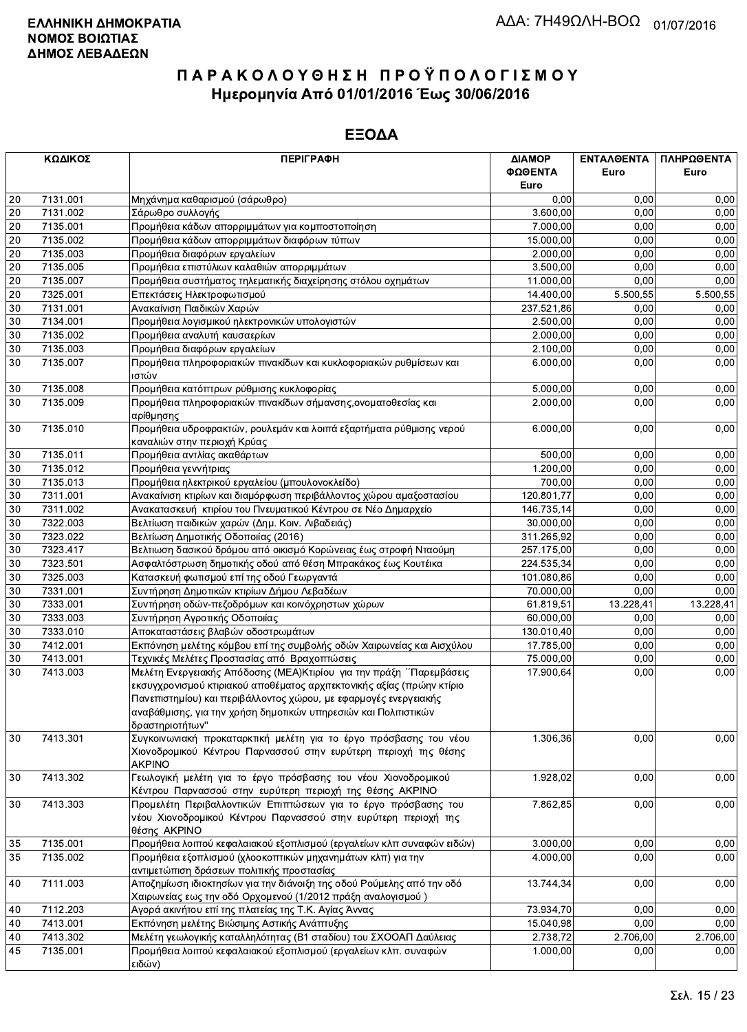**ΕΛΛΗΝΙΚΗ ΔΗΜΟΚΡΑΤΙΑ**
**ΝΟΜΟΣ ΒΟΙΩΤΙΑΣ**
**ΔΗΜΟΣ ΛΕΒΑΔΕΩΝ**

ΑΔΑ: 7Η49ΩΛΗ-ΒΟΩ 01/07/2016

# Π Α Ρ Α Κ Ο Λ Ο Υ Θ Η Σ Η  Π Ρ Ο Ϋ Π Ο Λ Ο Γ Ι Σ Μ Ο Υ
## Ημερομηνία Από 01/01/2016 Έως 30/06/2016

## ΕΞΟΔΑ

| ΚΩΔΙΚΟΣ | | ΠΕΡΙΓΡΑΦΗ | ΔΙΑΜΟΡ ΦΩΘΕΝΤΑ Euro | ΕΝΤΑΛΘΕΝΤΑ Euro | ΠΛΗΡΩΘΕΝΤΑ Euro |
|---|---|---|---|---|---|
| 20 | 7131.001 | Μηχάνημα καθαρισμού (σάρωθρο) | 0,00 | 0,00 | 0,00 |
| 20 | 7131.002 | Σάρωθρο συλλογής | 3.600,00 | 0,00 | 0,00 |
| 20 | 7135.001 | Προμήθεια κάδων απορριμμάτων για κομποστοποίηση | 7.000,00 | 0,00 | 0,00 |
| 20 | 7135.002 | Προμήθεια κάδων απορριμμάτων διαφόρων τύπων | 15.000,00 | 0,00 | 0,00 |
| 20 | 7135.003 | Προμήθεια διαφόρων εργαλείων | 2.000,00 | 0,00 | 0,00 |
| 20 | 7135.005 | Προμήθεια επιστύλιων καλαθιών απορριμμάτων | 3.500,00 | 0,00 | 0,00 |
| 20 | 7135.007 | Προμήθεια συστήματος τηλεματικής διαχείρησης στόλου οχημάτων | 11.000,00 | 0,00 | 0,00 |
| 20 | 7325.001 | Επεκτάσεις Ηλεκτροφωτισμού | 14.400,00 | 5.500,55 | 5.500,55 |
| 30 | 7131.001 | Ανακαίνιση Παιδικών Χαρών | 237.521,86 | 0,00 | 0,00 |
| 30 | 7134.001 | Προμήθεια λογισμικού ηλεκτρονικών υπολογιστών | 2.500,00 | 0,00 | 0,00 |
| 30 | 7135.002 | Προμήθεια αναλυτή καυσαερίων | 2.000,00 | 0,00 | 0,00 |
| 30 | 7135.003 | Προμήθεια διαφόρων εργαλείων | 2.100,00 | 0,00 | 0,00 |
| 30 | 7135.007 | Προμήθεια πληροφοριακών πινακίδων και κυκλοφοριακών ρυθμίσεων και ιστών | 6.000,00 | 0,00 | 0,00 |
| 30 | 7135.008 | Προμήθεια κατόπτρων ρύθμισης κυκλοφορίας | 5.000,00 | 0,00 | 0,00 |
| 30 | 7135.009 | Προμήθεια πληροφοριακών πινακίδων σήμανσης,ονοματοθεσίας και αρίθμησης | 2.000,00 | 0,00 | 0,00 |
| 30 | 7135.010 | Προμήθεια υδροφρακτών, ρουλεμάν και λοιπά εξαρτήματα ρύθμισης νερού καναλιών στην περιοχή Κρύας | 6.000,00 | 0,00 | 0,00 |
| 30 | 7135.011 | Προμήθεια αντλίας ακαθάρτων | 500,00 | 0,00 | 0,00 |
| 30 | 7135.012 | Προμήθεια γεννήτριας | 1.200,00 | 0,00 | 0,00 |
| 30 | 7135.013 | Προμήθεια ηλεκτρικού εργαλείου (μπουλονοκλείδο) | 700,00 | 0,00 | 0,00 |
| 30 | 7311.001 | Ανακαίνιση κτιρίων και διαμόρφωση περιβάλλοντος χώρου αμαξοστασίου | 120.801,77 | 0,00 | 0,00 |
| 30 | 7311.002 | Ανακατασκευή κτιρίου του Πνευματικού Κέντρου σε Νέο Δημαρχείο | 146.735,14 | 0,00 | 0,00 |
| 30 | 7322.003 | Βελτίωση παιδικών χαρών (Δημ. Κοιν. Λιβαδειάς) | 30.000,00 | 0,00 | 0,00 |
| 30 | 7323.022 | Βελτίωση Δημοτικής Οδοποιίας (2016) | 311.265,92 | 0,00 | 0,00 |
| 30 | 7323.417 | Βελτιωση δασικού δρόμου από οικισμό Κορώνειας έως στροφή Νταούμη | 257.175,00 | 0,00 | 0,00 |
| 30 | 7323.501 | Ασφαλτόστρωση δημοτικής οδού από θέση Μπρακάκος έως Κουτέικα | 224.535,34 | 0,00 | 0,00 |
| 30 | 7325.003 | Κατασκευή φωτισμού επί της οδού Γεωργαντά | 101.080,86 | 0,00 | 0,00 |
| 30 | 7331.001 | Συντήρηση Δημοτικών κτιρίων Δήμου Λεβαδέων | 70.000,00 | 0,00 | 0,00 |
| 30 | 7333.001 | Συντήρηση οδών-πεζοδρόμων και κοινόχρηστων χώρων | 61.819,51 | 13.228,41 | 13.228,41 |
| 30 | 7333.003 | Συντήρηση Αγροτικής Οδοποιίας | 60.000,00 | 0,00 | 0,00 |
| 30 | 7333.010 | Αποκαταστάσεις βλαβών οδοστρωμάτων | 130.010,40 | 0,00 | 0,00 |
| 30 | 7412.001 | Εκπόνηση μελέτης κόμβου επί της συμβολής οδών Χαιρωνείας και Αισχύλου | 17.785,00 | 0,00 | 0,00 |
| 30 | 7413.001 | Τεχνικές Μελέτες Προστασίας από Βραχοπτώσεις | 75.000,00 | 0,00 | 0,00 |
| 30 | 7413.003 | Μελέτη Ενεργειακής Απόδοσης (ΜΕΑ)Κτιρίου για την πράξη ΄΄Παρεμβάσεις εκσυγχρονισμού κτιριακού αποθέματος αρχιτεκτονικής αξίας (πρώην κτίριο Πανεπιστημίου) και περιβάλλοντος χώρου, με εφαρμογές ενεργειακής αναβάθμισης, για την χρήση δημοτικών υπηρεσιών και Πολιτιστικών δραστηριοτήτων" | 17.900,64 | 0,00 | 0,00 |
| 30 | 7413.301 | Συγκοινωνιακή προκαταρκτική μελέτη για το έργο πρόσβασης του νέου Χιονοδρομικού Κέντρου Παρνασσού στην ευρύτερη περιοχή της θέσης ΑΚΡΙΝΟ | 1.306,36 | 0,00 | 0,00 |
| 30 | 7413.302 | Γεωλογική μελέτη για το έργο πρόσβασης του νέου Χιονοδρομικού Κέντρου Παρνασσού στην ευρύτερη περιοχή της θέσης ΑΚΡΙΝΟ | 1.928,02 | 0,00 | 0,00 |
| 30 | 7413.303 | Προμελέτη Περιβαλλοντικών Επιπτώσεων για το έργο πρόσβασης του νέου Χιονοδρομικού Κέντρου Παρνασσού στην ευρύτερη περιοχή της θέσης ΑΚΡΙΝΟ | 7.862,85 | 0,00 | 0,00 |
| 35 | 7135.001 | Προμήθεια λοιπού κεφαλαιακού εξοπλισμού (εργαλείων κλπ συναφών ειδών) | 3.000,00 | 0,00 | 0,00 |
| 35 | 7135.002 | Προμήθεια εξοπλισμού (χλοοκοπτικών μηχανημάτων κλπ) για την αντιμετώπιση δράσεων πολιτικής προστασίας | 4.000,00 | 0,00 | 0,00 |
| 40 | 7111.003 | Αποζημίωση ιδιοκτησίων για την διάνοιξη της οδού Ρούμελης από την οδό Χαιρωνείας εως την οδό Ορχομενού (1/2012 πράξη αναλογισμού ) | 13.744,34 | 0,00 | 0,00 |
| 40 | 7112.203 | Αγορά ακινήτου επί της πλατείας της Τ.Κ. Αγίας Άννας | 73.934,70 | 0,00 | 0,00 |
| 40 | 7413.001 | Εκπόνηση μελέτης Βιώσιμης Αστικής Ανάπτυξης | 15.040,98 | 0,00 | 0,00 |
| 40 | 7413.302 | Μελέτη γεωλογικής καταλληλότητας (Β1 σταδίου) του ΣΧΟΟΑΠ Δαύλειας | 2.738,72 | 2.706,00 | 2.706,00 |
| 45 | 7135.001 | Προμήθεια λοιπού κεφαλαιακού εξοπλισμού (εργαλείων κλπ. συναφών ειδών) | 1.000,00 | 0,00 | 0,00 |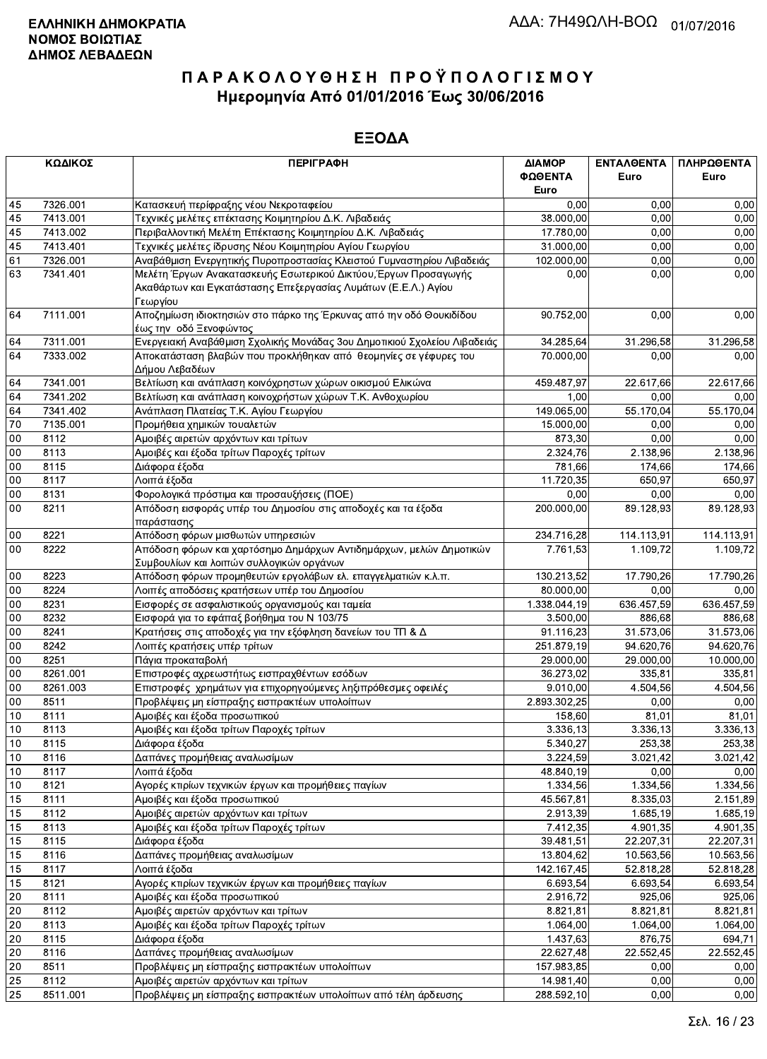**ΕΛΛΗΝΙΚΗ ΔΗΜΟΚΡΑΤΙΑ**
**ΝΟΜΟΣ ΒΟΙΩΤΙΑΣ**
**ΔΗΜΟΣ ΛΕΒΑΔΕΩΝ**

ΑΔΑ: 7Η49ΩΛΗ-ΒΟΩ 01/07/2016

# ΠΑΡΑΚΟΛΟΥΘΗΣΗ ΠΡΟΫΠΟΛΟΓΙΣΜΟΥ
## Ημερομηνία Από 01/01/2016 Έως 30/06/2016

## ΕΞΟΔΑ

| ΚΩΔΙΚΟΣ | | ΠΕΡΙΓΡΑΦΗ | ΔΙΑΜΟΡΦΩΘΕΝΤΑ Euro | ΕΝΤΑΛΘΕΝΤΑ Euro | ΠΛΗΡΩΘΕΝΤΑ Euro |
|---|---|---|---|---|---|
| 45 | 7326.001 | Κατασκευή περίφραξης νέου Νεκροταφείου | 0,00 | 0,00 | 0,00 |
| 45 | 7413.001 | Τεχνικές μελέτες επέκτασης Κοιμητηρίου Δ.Κ. Λιβαδειάς | 38.000,00 | 0,00 | 0,00 |
| 45 | 7413.002 | Περιβαλλοντική Μελέτη Επέκτασης Κοιμητηρίου Δ.Κ. Λιβαδειάς | 17.780,00 | 0,00 | 0,00 |
| 45 | 7413.401 | Τεχνικές μελέτες ίδρυσης Νέου Κοιμητηρίου Αγίου Γεωργίου | 31.000,00 | 0,00 | 0,00 |
| 61 | 7326.001 | Αναβάθμιση Ενεργητικής Πυροπροστασίας Κλειστού Γυμναστηρίου Λιβαδειάς | 102.000,00 | 0,00 | 0,00 |
| 63 | 7341.401 | Μελέτη Έργων Ανακατασκευής Εσωτερικού Δικτύου,Έργων Προσαγωγής Ακαθάρτων και Εγκατάστασης Επεξεργασίας Λυμάτων (Ε.Ε.Λ.) Αγίου Γεωργίου | 0,00 | 0,00 | 0,00 |
| 64 | 7111.001 | Αποζημίωση ιδιοκτησιών στο πάρκο της Έρκυνας από την οδό Θουκιδίδου έως την οδό Ξενοφώντος | 90.752,00 | 0,00 | 0,00 |
| 64 | 7311.001 | Ενεργειακή Αναβάθμιση Σχολικής Μονάδας 3ου Δημοτικιού Σχολείου Λιβαδειάς | 34.285,64 | 31.296,58 | 31.296,58 |
| 64 | 7333.002 | Αποκατάσταση βλαβών που προκλήθηκαν από θεομηνίες σε γέφυρες του Δήμου Λεβαδέων | 70.000,00 | 0,00 | 0,00 |
| 64 | 7341.001 | Βελτίωση και ανάπλαση κοινόχρηστων χώρων οικισμού Ελικώνα | 459.487,97 | 22.617,66 | 22.617,66 |
| 64 | 7341.202 | Βελτίωση και ανάπλαση κοινοχρήστων χώρων Τ.Κ. Ανθοχωρίου | 1,00 | 0,00 | 0,00 |
| 64 | 7341.402 | Ανάπλαση Πλατείας Τ.Κ. Αγίου Γεωργίου | 149.065,00 | 55.170,04 | 55.170,04 |
| 70 | 7135.001 | Προμήθεια χημικών τουαλετών | 15.000,00 | 0,00 | 0,00 |
| 00 | 8112 | Αμοιβές αιρετών αρχόντων και τρίτων | 873,30 | 0,00 | 0,00 |
| 00 | 8113 | Αμοιβές και έξοδα τρίτων Παροχές τρίτων | 2.324,76 | 2.138,96 | 2.138,96 |
| 00 | 8115 | Διάφορα έξοδα | 781,66 | 174,66 | 174,66 |
| 00 | 8117 | Λοιπά έξοδα | 11.720,35 | 650,97 | 650,97 |
| 00 | 8131 | Φορολογικά πρόστιμα και προσαυξήσεις (ΠΟΕ) | 0,00 | 0,00 | 0,00 |
| 00 | 8211 | Απόδοση εισφοράς υπέρ του Δημοσίου στις αποδοχές και τα έξοδα παράστασης | 200.000,00 | 89.128,93 | 89.128,93 |
| 00 | 8221 | Απόδοση φόρων μισθωτών υπηρεσιών | 234.716,28 | 114.113,91 | 114.113,91 |
| 00 | 8222 | Απόδοση φόρων και χαρτόσημο Δημάρχων Αντιδημάρχων, μελών Δημοτικών Συμβουλίων και λοιπών συλλογικών οργάνων | 7.761,53 | 1.109,72 | 1.109,72 |
| 00 | 8223 | Απόδοση φόρων προμηθευτών εργολάβων ελ. επαγγελματιών κ.λ.π. | 130.213,52 | 17.790,26 | 17.790,26 |
| 00 | 8224 | Λοιπές αποδόσεις κρατήσεων υπέρ του Δημοσίου | 80.000,00 | 0,00 | 0,00 |
| 00 | 8231 | Εισφορές σε ασφαλιστικούς οργανισμούς και ταμεία | 1.338.044,19 | 636.457,59 | 636.457,59 |
| 00 | 8232 | Εισφορά για το εφάπαξ βοήθημα του Ν 103/75 | 3.500,00 | 886,68 | 886,68 |
| 00 | 8241 | Κρατήσεις στις αποδοχές για την εξόφληση δανείων του ΤΠ & Δ | 91.116,23 | 31.573,06 | 31.573,06 |
| 00 | 8242 | Λοιπές κρατήσεις υπέρ τρίτων | 251.879,19 | 94.620,76 | 94.620,76 |
| 00 | 8251 | Πάγια προκαταβολή | 29.000,00 | 29.000,00 | 10.000,00 |
| 00 | 8261.001 | Επιστροφές αχρεωστήτως εισπραχθέντων εσόδων | 36.273,02 | 335,81 | 335,81 |
| 00 | 8261.003 | Επιστροφές χρημάτων για επιχορηγούμενες ληξιπρόθεσμες οφειλές | 9.010,00 | 4.504,56 | 4.504,56 |
| 00 | 8511 | Προβλέψεις μη είσπραξης εισπρακτέων υπολοίπων | 2.893.302,25 | 0,00 | 0,00 |
| 10 | 8111 | Αμοιβές και έξοδα προσωπικού | 158,60 | 81,01 | 81,01 |
| 10 | 8113 | Αμοιβές και έξοδα τρίτων Παροχές τρίτων | 3.336,13 | 3.336,13 | 3.336,13 |
| 10 | 8115 | Διάφορα έξοδα | 5.340,27 | 253,38 | 253,38 |
| 10 | 8116 | Δαπάνες προμήθειας αναλωσίμων | 3.224,59 | 3.021,42 | 3.021,42 |
| 10 | 8117 | Λοιπά έξοδα | 48.840,19 | 0,00 | 0,00 |
| 10 | 8121 | Αγορές κτιρίων τεχνικών έργων και προμήθειες παγίων | 1.334,56 | 1.334,56 | 1.334,56 |
| 15 | 8111 | Αμοιβές και έξοδα προσωπικού | 45.567,81 | 8.335,03 | 2.151,89 |
| 15 | 8112 | Αμοιβές αιρετών αρχόντων και τρίτων | 2.913,39 | 1.685,19 | 1.685,19 |
| 15 | 8113 | Αμοιβές και έξοδα τρίτων Παροχές τρίτων | 7.412,35 | 4.901,35 | 4.901,35 |
| 15 | 8115 | Διάφορα έξοδα | 39.481,51 | 22.207,31 | 22.207,31 |
| 15 | 8116 | Δαπάνες προμήθειας αναλωσίμων | 13.804,62 | 10.563,56 | 10.563,56 |
| 15 | 8117 | Λοιπά έξοδα | 142.167,45 | 52.818,28 | 52.818,28 |
| 15 | 8121 | Αγορές κτιρίων τεχνικών έργων και προμήθειες παγίων | 6.693,54 | 6.693,54 | 6.693,54 |
| 20 | 8111 | Αμοιβές και έξοδα προσωπικού | 2.916,72 | 925,06 | 925,06 |
| 20 | 8112 | Αμοιβές αιρετών αρχόντων και τρίτων | 8.821,81 | 8.821,81 | 8.821,81 |
| 20 | 8113 | Αμοιβές και έξοδα τρίτων Παροχές τρίτων | 1.064,00 | 1.064,00 | 1.064,00 |
| 20 | 8115 | Διάφορα έξοδα | 1.437,63 | 876,75 | 694,71 |
| 20 | 8116 | Δαπάνες προμήθειας αναλωσίμων | 22.627,48 | 22.552,45 | 22.552,45 |
| 20 | 8511 | Προβλέψεις μη είσπραξης εισπρακτέων υπολοίπων | 157.983,85 | 0,00 | 0,00 |
| 25 | 8112 | Αμοιβές αιρετών αρχόντων και τρίτων | 14.981,40 | 0,00 | 0,00 |
| 25 | 8511.001 | Προβλέψεις μη είσπραξης εισπρακτέων υπολοίπων από τέλη άρδευσης | 288.592,10 | 0,00 | 0,00 |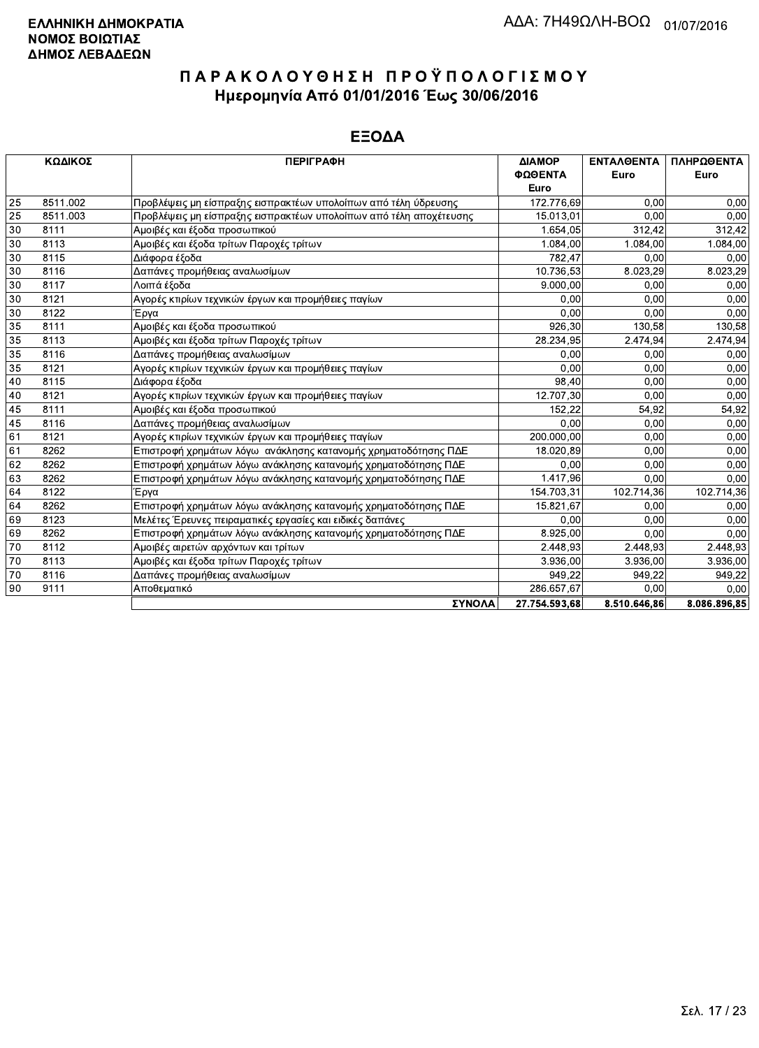**ΕΛΛΗΝΙΚΗ ΔΗΜΟΚΡΑΤΙΑ**
**ΝΟΜΟΣ ΒΟΙΩΤΙΑΣ**
**ΔΗΜΟΣ ΛΕΒΑΔΕΩΝ**

ΑΔΑ: 7Η49ΩΛΗ-ΒΟΩ 01/07/2016

# ΠΑΡΑΚΟΛΟΥΘΗΣΗ ΠΡΟΫΠΟΛΟΓΙΣΜΟΥ
## Ημερομηνία Από 01/01/2016 Έως 30/06/2016

## ΕΞΟΔΑ

| ΚΩΔΙΚΟΣ | | ΠΕΡΙΓΡΑΦΗ | ΔΙΑΜΟΡΦΩΘΕΝΤΑ Euro | ΕΝΤΑΛΘΕΝΤΑ Euro | ΠΛΗΡΩΘΕΝΤΑ Euro |
|---|---|---|---|---|---|
| 25 | 8511.002 | Προβλέψεις μη είσπραξης εισπρακτέων υπολοίπων από τέλη ύδρευσης | 172.776,69 | 0,00 | 0,00 |
| 25 | 8511.003 | Προβλέψεις μη είσπραξης εισπρακτέων υπολοίπων από τέλη αποχέτευσης | 15.013,01 | 0,00 | 0,00 |
| 30 | 8111 | Αμοιβές και έξοδα προσωπικού | 1.654,05 | 312,42 | 312,42 |
| 30 | 8113 | Αμοιβές και έξοδα τρίτων Παροχές τρίτων | 1.084,00 | 1.084,00 | 1.084,00 |
| 30 | 8115 | Διάφορα έξοδα | 782,47 | 0,00 | 0,00 |
| 30 | 8116 | Δαπάνες προμήθειας αναλωσίμων | 10.736,53 | 8.023,29 | 8.023,29 |
| 30 | 8117 | Λοιπά έξοδα | 9.000,00 | 0,00 | 0,00 |
| 30 | 8121 | Αγορές κτιρίων τεχνικών έργων και προμήθειες παγίων | 0,00 | 0,00 | 0,00 |
| 30 | 8122 | Έργα | 0,00 | 0,00 | 0,00 |
| 35 | 8111 | Αμοιβές και έξοδα προσωπικού | 926,30 | 130,58 | 130,58 |
| 35 | 8113 | Αμοιβές και έξοδα τρίτων Παροχές τρίτων | 28.234,95 | 2.474,94 | 2.474,94 |
| 35 | 8116 | Δαπάνες προμήθειας αναλωσίμων | 0,00 | 0,00 | 0,00 |
| 35 | 8121 | Αγορές κτιρίων τεχνικών έργων και προμήθειες παγίων | 0,00 | 0,00 | 0,00 |
| 40 | 8115 | Διάφορα έξοδα | 98,40 | 0,00 | 0,00 |
| 40 | 8121 | Αγορές κτιρίων τεχνικών έργων και προμήθειες παγίων | 12.707,30 | 0,00 | 0,00 |
| 45 | 8111 | Αμοιβές και έξοδα προσωπικού | 152,22 | 54,92 | 54,92 |
| 45 | 8116 | Δαπάνες προμήθειας αναλωσίμων | 0,00 | 0,00 | 0,00 |
| 61 | 8121 | Αγορές κτιρίων τεχνικών έργων και προμήθειες παγίων | 200.000,00 | 0,00 | 0,00 |
| 61 | 8262 | Επιστροφή χρημάτων λόγω ανάκλησης κατανομής χρηματοδότησης ΠΔΕ | 18.020,89 | 0,00 | 0,00 |
| 62 | 8262 | Επιστροφή χρημάτων λόγω ανάκλησης κατανομής χρηματοδότησης ΠΔΕ | 0,00 | 0,00 | 0,00 |
| 63 | 8262 | Επιστροφή χρημάτων λόγω ανάκλησης κατανομής χρηματοδότησης ΠΔΕ | 1.417,96 | 0,00 | 0,00 |
| 64 | 8122 | Έργα | 154.703,31 | 102.714,36 | 102.714,36 |
| 64 | 8262 | Επιστροφή χρημάτων λόγω ανάκλησης κατανομής χρηματοδότησης ΠΔΕ | 15.821,67 | 0,00 | 0,00 |
| 69 | 8123 | Μελέτες Έρευνες πειραματικές εργασίες και ειδικές δαπάνες | 0,00 | 0,00 | 0,00 |
| 69 | 8262 | Επιστροφή χρημάτων λόγω ανάκλησης κατανομής χρηματοδότησης ΠΔΕ | 8.925,00 | 0,00 | 0,00 |
| 70 | 8112 | Αμοιβές αιρετών αρχόντων και τρίτων | 2.448,93 | 2.448,93 | 2.448,93 |
| 70 | 8113 | Αμοιβές και έξοδα τρίτων Παροχές τρίτων | 3.936,00 | 3.936,00 | 3.936,00 |
| 70 | 8116 | Δαπάνες προμήθειας αναλωσίμων | 949,22 | 949,22 | 949,22 |
| 90 | 9111 | Αποθεματικό | 286.657,67 | 0,00 | 0,00 |
| | | **ΣΥΝΟΛΑ** | **27.754.593,68** | **8.510.646,86** | **8.086.896,85** |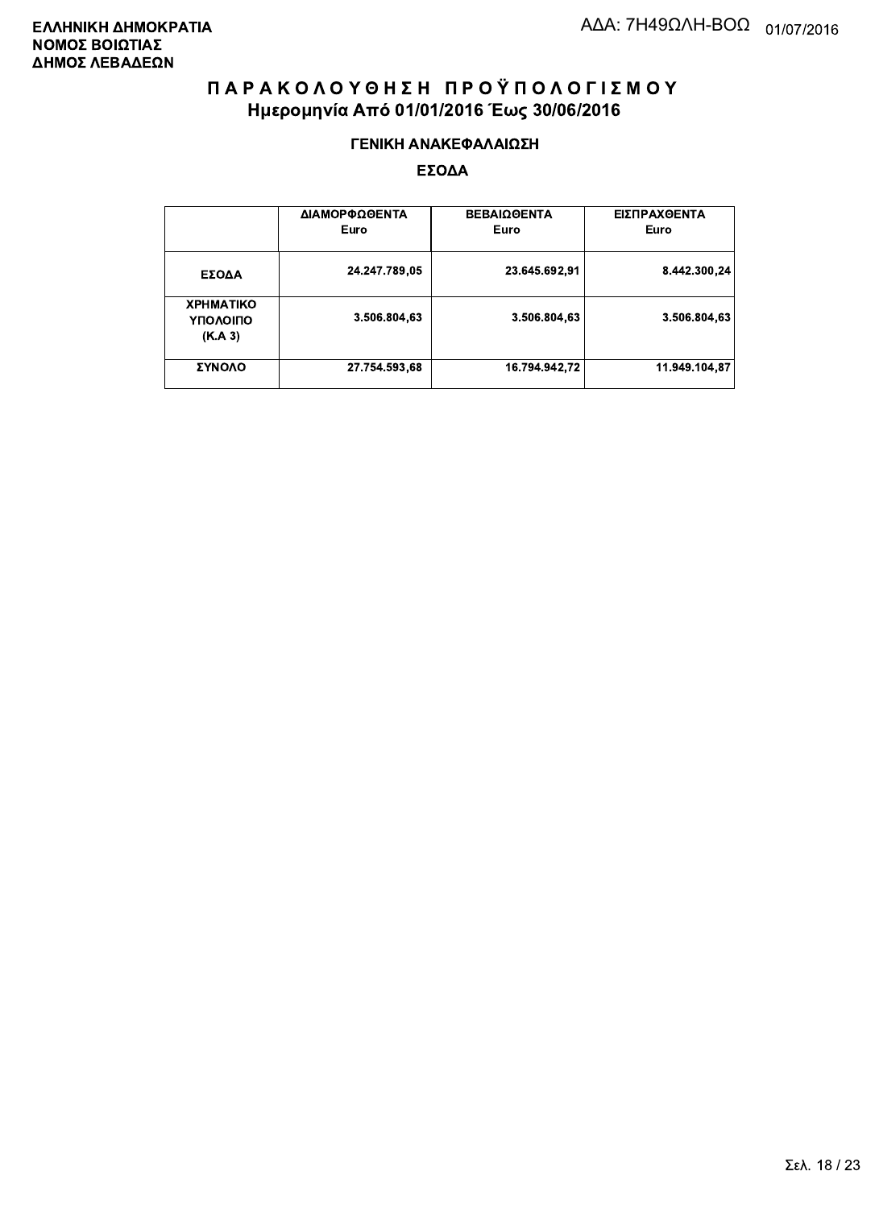**ΕΛΛΗΝΙΚΗ ΔΗΜΟΚΡΑΤΙΑ**
**ΝΟΜΟΣ ΒΟΙΩΤΙΑΣ**
**ΔΗΜΟΣ ΛΕΒΑΔΕΩΝ**

ΑΔΑ: 7Η49ΩΛΗ-ΒΟΩ 01/07/2016

# Π Α Ρ Α Κ Ο Λ Ο Υ Θ Η Σ Η  Π Ρ Ο Ϋ Π Ο Λ Ο Γ Ι Σ Μ Ο Υ

## Ημερομηνία Από 01/01/2016 Έως 30/06/2016

### ΓΕΝΙΚΗ ΑΝΑΚΕΦΑΛΑΙΩΣΗ

### ΕΣΟΔΑ

| | ΔΙΑΜΟΡΦΩΘΕΝΤΑ Euro | ΒΕΒΑΙΩΘΕΝΤΑ Euro | ΕΙΣΠΡΑΧΘΕΝΤΑ Euro |
|---|---|---|---|
| ΕΣΟΔΑ | 24.247.789,05 | 23.645.692,91 | 8.442.300,24 |
| ΧΡΗΜΑΤΙΚΟ ΥΠΟΛΟΙΠΟ (Κ.Α 3) | 3.506.804,63 | 3.506.804,63 | 3.506.804,63 |
| ΣΥΝΟΛΟ | 27.754.593,68 | 16.794.942,72 | 11.949.104,87 |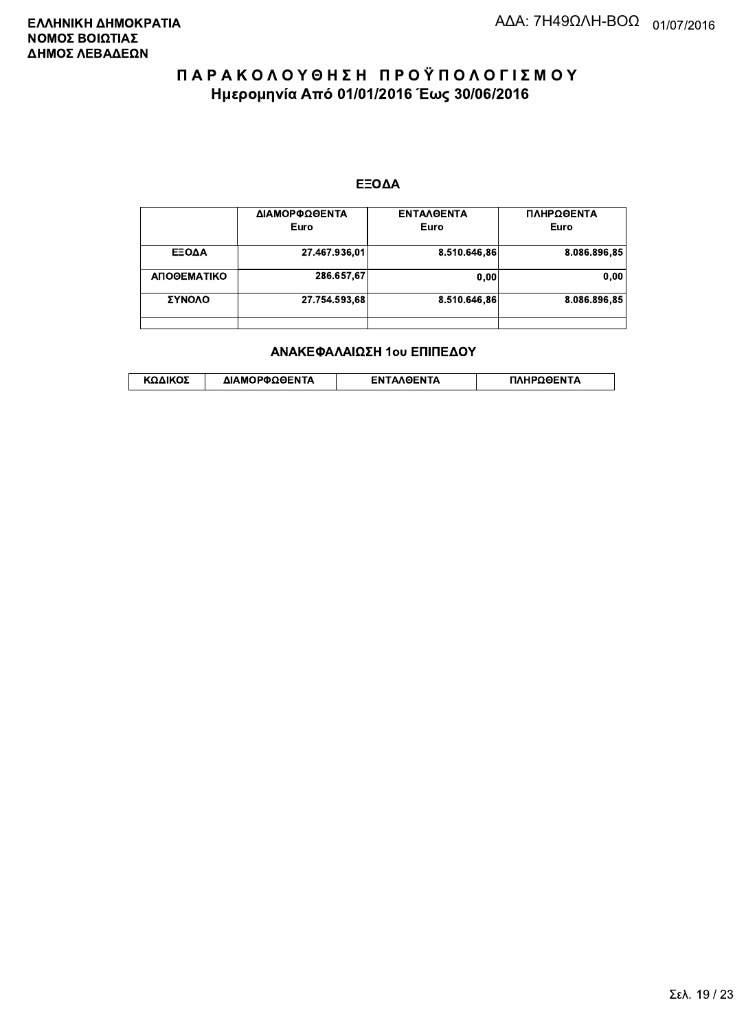**ΕΛΛΗΝΙΚΗ ΔΗΜΟΚΡΑΤΙΑ**
**ΝΟΜΟΣ ΒΟΙΩΤΙΑΣ**
**ΔΗΜΟΣ ΛΕΒΑΔΕΩΝ**

ΑΔΑ: 7Η49ΩΛΗ-ΒΟΩ 01/07/2016

# ΠΑΡΑΚΟΛΟΥΘΗΣΗ ΠΡΟΫΠΟΛΟΓΙΣΜΟΥ

## Ημερομηνία Από 01/01/2016 Έως 30/06/2016

### ΕΞΟΔΑ

| | ΔΙΑΜΟΡΦΩΘΕΝΤΑ Euro | ΕΝΤΑΛΘΕΝΤΑ Euro | ΠΛΗΡΩΘΕΝΤΑ Euro |
|---|---|---|---|
| ΕΞΟΔΑ | 27.467.936,01 | 8.510.646,86 | 8.086.896,85 |
| ΑΠΟΘΕΜΑΤΙΚΟ | 286.657,67 | 0,00 | 0,00 |
| ΣΥΝΟΛΟ | 27.754.593,68 | 8.510.646,86 | 8.086.896,85 |
| | | | |

### ΑΝΑΚΕΦΑΛΑΙΩΣΗ 1ου ΕΠΙΠΕΔΟΥ

| ΚΩΔΙΚΟΣ | ΔΙΑΜΟΡΦΩΘΕΝΤΑ | ΕΝΤΑΛΘΕΝΤΑ | ΠΛΗΡΩΘΕΝΤΑ |
|---|---|---|---|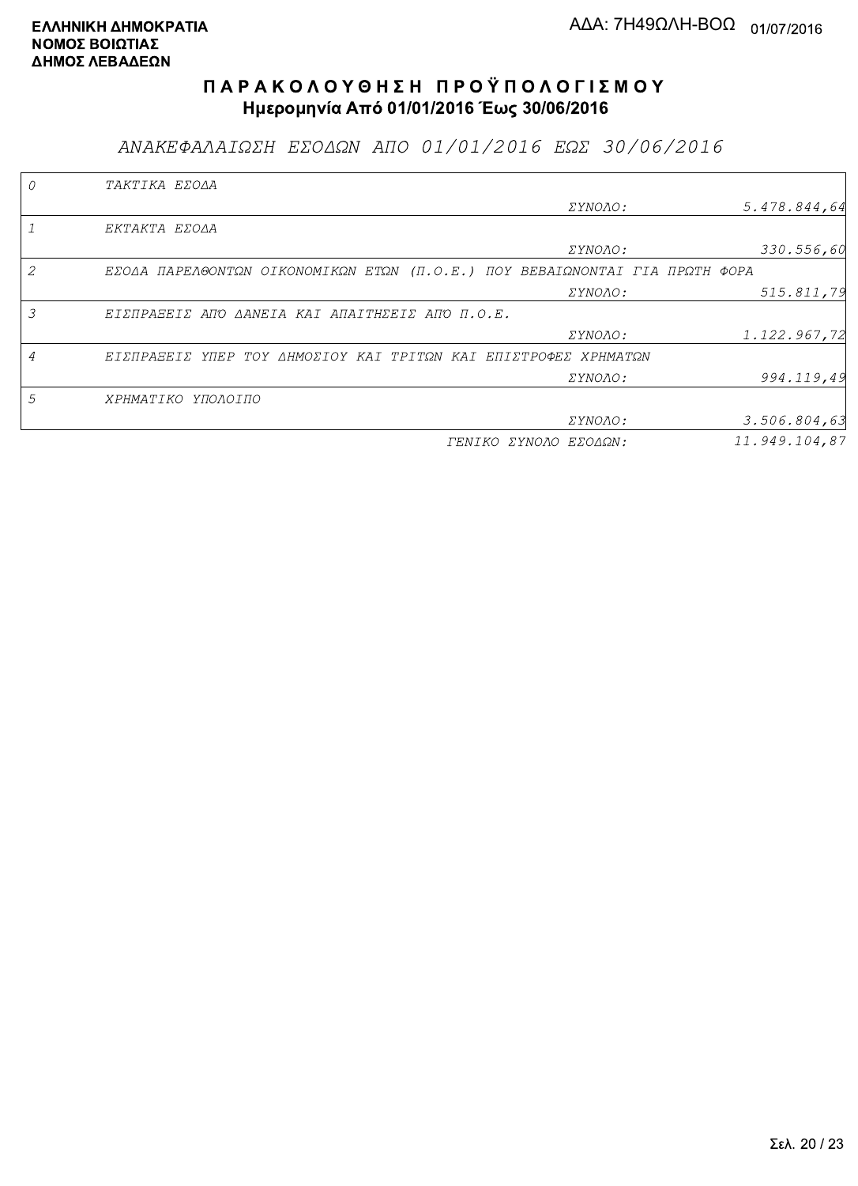**ΕΛΛΗΝΙΚΗ ΔΗΜΟΚΡΑΤΙΑ**
**ΝΟΜΟΣ ΒΟΙΩΤΙΑΣ**
**ΔΗΜΟΣ ΛΕΒΑΔΕΩΝ**

ΑΔΑ: 7Η49ΩΛΗ-ΒΟΩ 01/07/2016

# ΠΑΡΑΚΟΛΟΥΘΗΣΗ ΠΡΟΫΠΟΛΟΓΙΣΜΟΥ
## Ημερομηνία Από 01/01/2016 Έως 30/06/2016

### *ΑΝΑΚΕΦΑΛΑΙΩΣΗ ΕΣΟΔΩΝ ΑΠΟ 01/01/2016 ΕΩΣ 30/06/2016*

| | | | |
|---|---|---|---|
| *0* | *ΤΑΚΤΙΚΑ ΕΣΟΔΑ* | | |
| | | *ΣΥΝΟΛΟ:* | *5.478.844,64* |
| *1* | *ΕΚΤΑΚΤΑ ΕΣΟΔΑ* | | |
| | | *ΣΥΝΟΛΟ:* | *330.556,60* |
| *2* | *ΕΣΟΔΑ ΠΑΡΕΛΘΟΝΤΩΝ ΟΙΚΟΝΟΜΙΚΩΝ ΕΤΩΝ (Π.Ο.Ε.) ΠΟΥ ΒΕΒΑΙΩΝΟΝΤΑΙ ΓΙΑ ΠΡΩΤΗ ΦΟΡΑ* | | |
| | | *ΣΥΝΟΛΟ:* | *515.811,79* |
| *3* | *ΕΙΣΠΡΑΞΕΙΣ ΑΠΌ ΔΑΝΕΙΑ ΚΑΙ ΑΠΑΙΤΗΣΕΙΣ ΑΠΌ Π.Ο.Ε.* | | |
| | | *ΣΥΝΟΛΟ:* | *1.122.967,72* |
| *4* | *ΕΙΣΠΡΑΞΕΙΣ ΥΠΕΡ ΤΟΥ ΔΗΜΟΣΙΟΥ ΚΑΙ ΤΡΙΤΩΝ ΚΑΙ ΕΠΙΣΤΡΟΦΕΣ ΧΡΗΜΑΤΩΝ* | | |
| | | *ΣΥΝΟΛΟ:* | *994.119,49* |
| *5* | *ΧΡΗΜΑΤΙΚΟ ΥΠΟΛΟΙΠΟ* | | |
| | | *ΣΥΝΟΛΟ:* | *3.506.804,63* |
| | | *ΓΕΝΙΚΟ ΣΥΝΟΛΟ ΕΣΟΔΩΝ:* | *11.949.104,87* |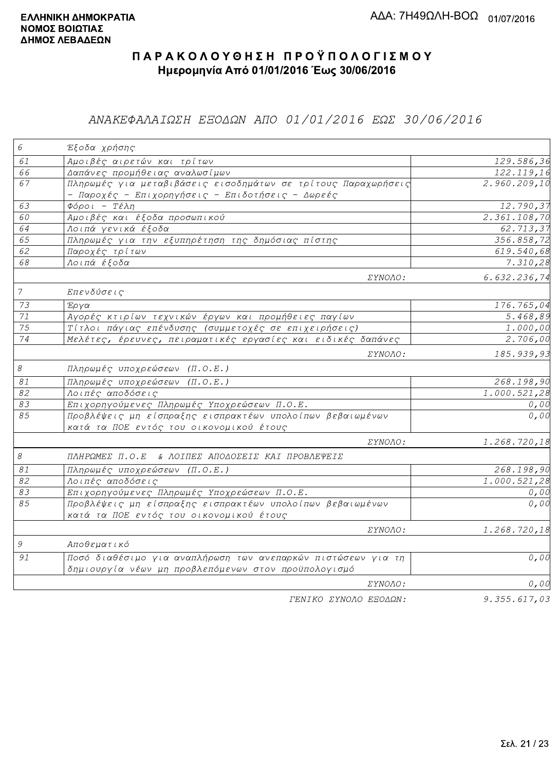**ΕΛΛΗΝΙΚΗ ΔΗΜΟΚΡΑΤΙΑ**
**ΝΟΜΟΣ ΒΟΙΩΤΙΑΣ**
**ΔΗΜΟΣ ΛΕΒΑΔΕΩΝ**

ΑΔΑ: 7Η49ΩΛΗ-ΒΟΩ 01/07/2016

# ΠΑΡΑΚΟΛΟΥΘΗΣΗ ΠΡΟΫΠΟΛΟΓΙΣΜΟΥ

## Ημερομηνία Από 01/01/2016 Έως 30/06/2016

### *ΑΝΑΚΕΦΑΛΑΙΩΣΗ ΕΞΟΔΩΝ ΑΠΟ 01/01/2016 ΕΩΣ 30/06/2016*

| | | |
|---|---|---|
| 6 | Έξοδα χρήσης | |
| 61 | Αμοιβές αιρετών και τρίτων | 129.586,36 |
| 66 | Δαπάνες προμήθειας αναλωσίμων | 122.119,16 |
| 67 | Πληρωμές για μεταβιβάσεις εισοδημάτων σε τρίτους Παραχωρήσεις - Παροχές - Επιχορηγήσεις - Επιδοτήσεις - Δωρεές | 2.960.209,10 |
| 63 | Φόροι - Τέλη | 12.790,37 |
| 60 | Αμοιβές και έξοδα προσωπικού | 2.361.108,70 |
| 64 | Λοιπά γενικά έξοδα | 62.713,37 |
| 65 | Πληρωμές για την εξυπηρέτηση της δημόσιας πίστης | 356.858,72 |
| 62 | Παροχές τρίτων | 619.540,68 |
| 68 | Λοιπά έξοδα | 7.310,28 |
| | ΣΥΝΟΛΟ: | 6.632.236,74 |
| 7 | Επενδύσεις | |
| 73 | Έργα | 176.765,04 |
| 71 | Αγορές κτιρίων τεχνικών έργων και προμήθειες παγίων | 5.468,89 |
| 75 | Τίτλοι πάγιας επένδυσης (συμμετοχές σε επιχειρήσεις) | 1.000,00 |
| 74 | Μελέτες, έρευνες, πειραματικές εργασίες και ειδικές δαπάνες | 2.706,00 |
| | ΣΥΝΟΛΟ: | 185.939,93 |
| 8 | Πληρωμές υποχρεώσεων (Π.Ο.Ε.) | |
| 81 | Πληρωμές υποχρεώσεων (Π.Ο.Ε.) | 268.198,90 |
| 82 | Λοιπές αποδόσεις | 1.000.521,28 |
| 83 | Επιχορηγούμενες Πληρωμές Υποχρεώσεων Π.Ο.Ε. | 0,00 |
| 85 | Προβλέψεις μη είσπραξης εισπρακτέων υπολοίπων βεβαιωμένων κατά τα ΠΟΕ εντός του οικονομικού έτους | 0,00 |
| | ΣΥΝΟΛΟ: | 1.268.720,18 |
| 8 | ΠΛΗΡΩΜΕΣ Π.Ο.Ε & ΛΟΙΠΕΣ ΑΠΟΔΟΣΕΙΣ ΚΑΙ ΠΡΟΒΛΕΨΕΙΣ | |
| 81 | Πληρωμές υποχρεώσεων (Π.Ο.Ε.) | 268.198,90 |
| 82 | Λοιπές αποδόσεις | 1.000.521,28 |
| 83 | Επιχορηγούμενες Πληρωμές Υποχρεώσεων Π.Ο.Ε. | 0,00 |
| 85 | Προβλέψεις μη είσπραξης εισπρακτέων υπολοίπων βεβαιωμένων κατά τα ΠΟΕ εντός του οικονομικού έτους | 0,00 |
| | ΣΥΝΟΛΟ: | 1.268.720,18 |
| 9 | Αποθεματικό | |
| 91 | Ποσό διαθέσιμο για αναπλήρωση των ανεπαρκών πιστώσεων για τη δημιουργία νέων μη προβλεπόμενων στον προϋπολογισμό | 0,00 |
| | ΣΥΝΟΛΟ: | 0,00 |
| | ΓΕΝΙΚΟ ΣΥΝΟΛΟ ΕΞΟΔΩΝ: | 9.355.617,03 |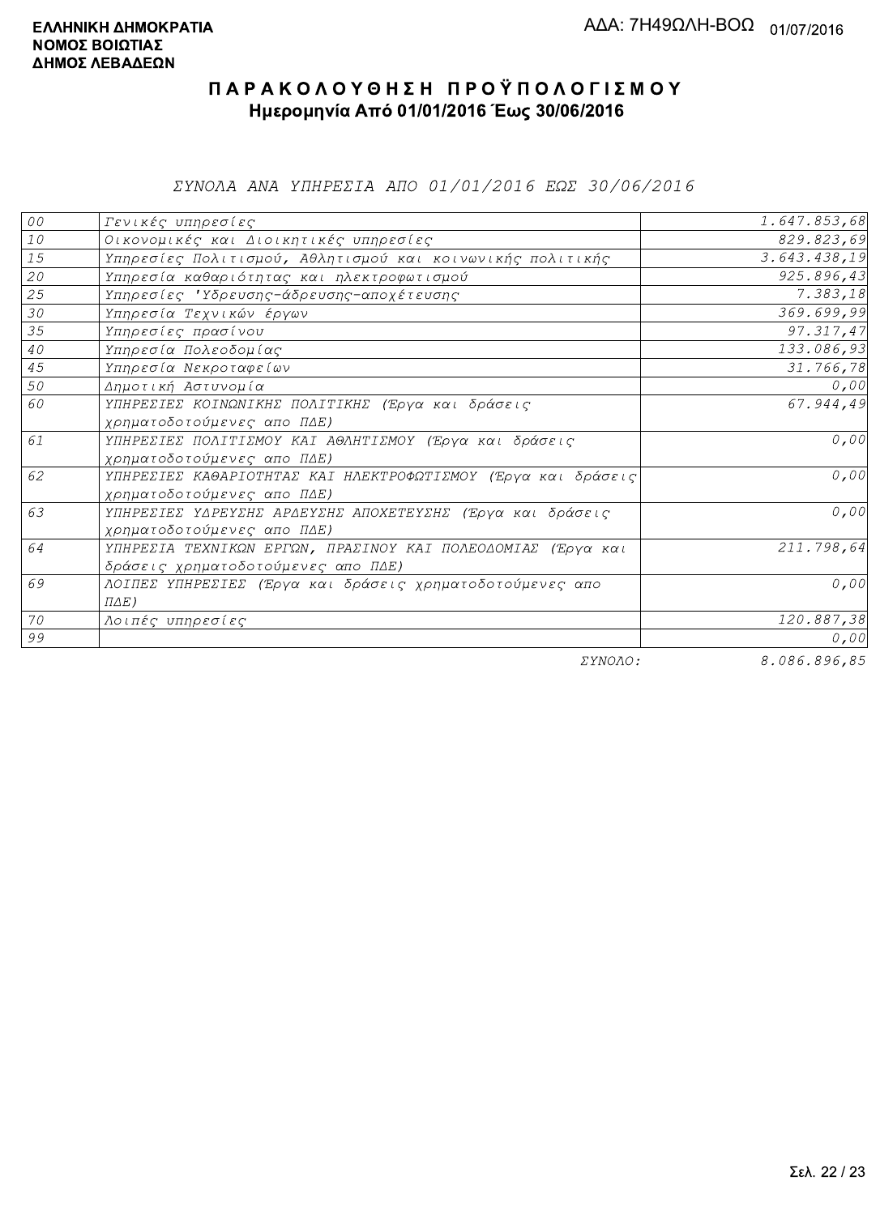**ΕΛΛΗΝΙΚΗ ΔΗΜΟΚΡΑΤΙΑ**
**ΝΟΜΟΣ ΒΟΙΩΤΙΑΣ**
**ΔΗΜΟΣ ΛΕΒΑΔΕΩΝ**

ΑΔΑ: 7Η49ΩΛΗ-ΒΟΩ 01/07/2016

# ΠΑΡΑΚΟΛΟΥΘΗΣΗ ΠΡΟΫΠΟΛΟΓΙΣΜΟΥ

**Ημερομηνία Από 01/01/2016 Έως 30/06/2016**

*ΣΥΝΟΛΑ ΑΝΑ ΥΠΗΡΕΣΙΑ ΑΠΟ 01/01/2016 ΕΩΣ 30/06/2016*

| | | |
|---|---|---:|
| 00 | Γενικές υπηρεσίες | 1.647.853,68 |
| 10 | Οικονομικές και Διοικητικές υπηρεσίες | 829.823,69 |
| 15 | Υπηρεσίες Πολιτισμού, Αθλητισμού και κοινωνικής πολιτικής | 3.643.438,19 |
| 20 | Υπηρεσία καθαριότητας και ηλεκτροφωτισμού | 925.896,43 |
| 25 | Υπηρεσίες 'Υδρευσης-άδρευσης-αποχέτευσης | 7.383,18 |
| 30 | Υπηρεσία Τεχνικών έργων | 369.699,99 |
| 35 | Υπηρεσίες πρασίνου | 97.317,47 |
| 40 | Υπηρεσία Πολεοδομίας | 133.086,93 |
| 45 | Υπηρεσία Νεκροταφείων | 31.766,78 |
| 50 | Δημοτική Αστυνομία | 0,00 |
| 60 | ΥΠΗΡΕΣΙΕΣ ΚΟΙΝΩΝΙΚΗΣ ΠΟΛΙΤΙΚΗΣ (Έργα και δράσεις χρηματοδοτούμενες απο ΠΔΕ) | 67.944,49 |
| 61 | ΥΠΗΡΕΣΙΕΣ ΠΟΛΙΤΙΣΜΟΥ ΚΑΙ ΑΘΛΗΤΙΣΜΟΥ (Έργα και δράσεις χρηματοδοτούμενες απο ΠΔΕ) | 0,00 |
| 62 | ΥΠΗΡΕΣΙΕΣ ΚΑΘΑΡΙΟΤΗΤΑΣ ΚΑΙ ΗΛΕΚΤΡΟΦΩΤΙΣΜΟΥ (Έργα και δράσεις χρηματοδοτούμενες απο ΠΔΕ) | 0,00 |
| 63 | ΥΠΗΡΕΣΙΕΣ ΥΔΡΕΥΣΗΣ ΑΡΔΕΥΣΗΣ ΑΠΟΧΕΤΕΥΣΗΣ (Έργα και δράσεις χρηματοδοτούμενες απο ΠΔΕ) | 0,00 |
| 64 | ΥΠΗΡΕΣΙΑ ΤΕΧΝΙΚΩΝ ΕΡΓΩΝ, ΠΡΑΣΙΝΟΥ ΚΑΙ ΠΟΛΕΟΔΟΜΙΑΣ (Έργα και δράσεις χρηματοδοτούμενες απο ΠΔΕ) | 211.798,64 |
| 69 | ΛΟΙΠΕΣ ΥΠΗΡΕΣΙΕΣ (Έργα και δράσεις χρηματοδοτούμενες απο ΠΔΕ) | 0,00 |
| 70 | Λοιπές υπηρεσίες | 120.887,38 |
| 99 | | 0,00 |
| | ΣΥΝΟΛΟ: | 8.086.896,85 |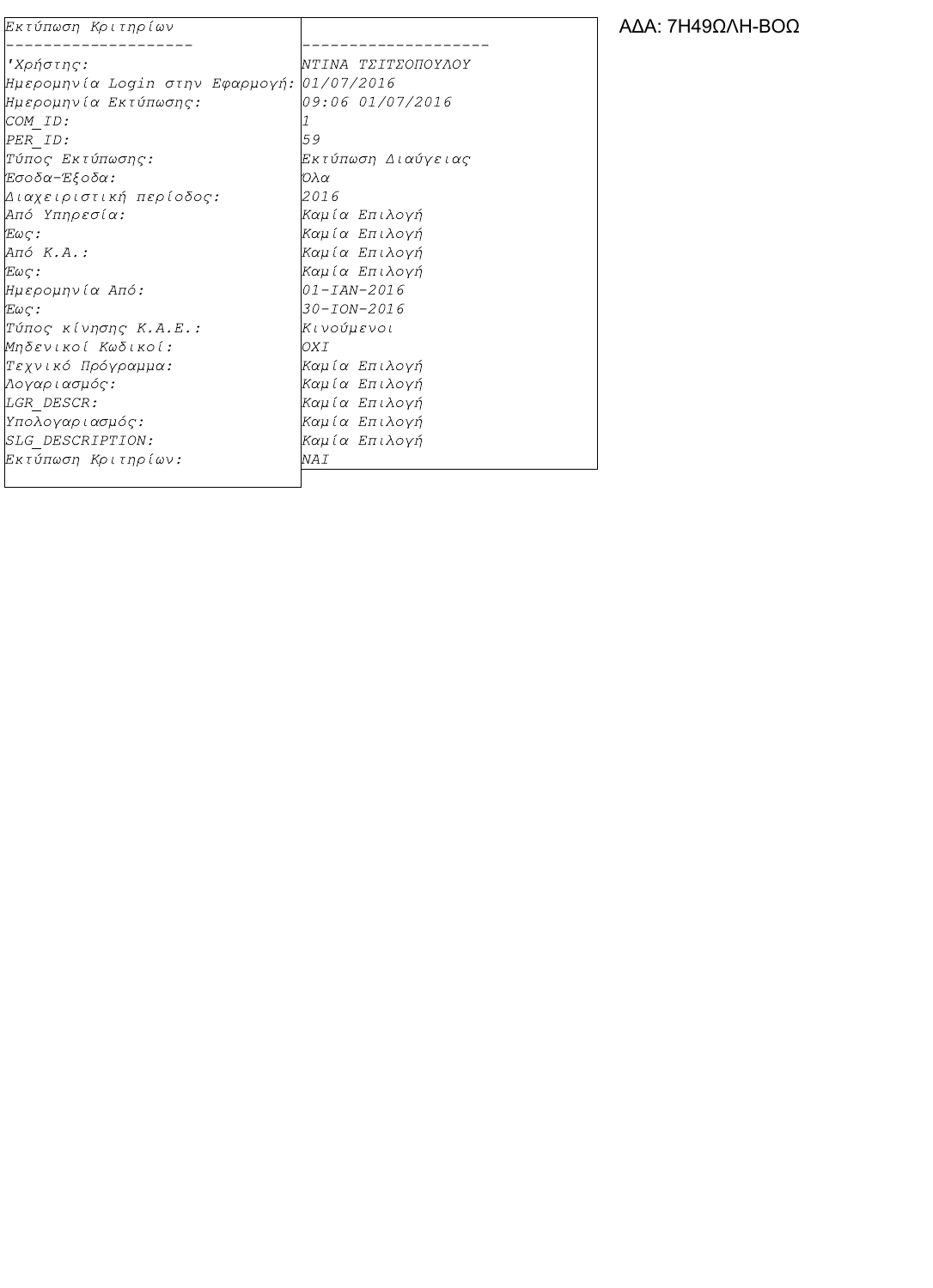ΑΔΑ: 7Η49ΩΛΗ-ΒΟΩ

| Εκτύπωση Κριτηρίων | |
| --- | --- |
| 'Χρήστης: | ΝΤΙΝΑ ΤΣΙΤΣΟΠΟΥΛΟΥ |
| Ημερομηνία Login στην Εφαρμογή: | 01/07/2016 |
| Ημερομηνία Εκτύπωσης: | 09:06 01/07/2016 |
| COM_ID: | 1 |
| PER_ID: | 59 |
| Τύπος Εκτύπωσης: | Εκτύπωση Διαύγειας |
| Έσοδα-Έξοδα: | Όλα |
| Διαχειριστική περίοδος: | 2016 |
| Από Υπηρεσία: | Καμία Επιλογή |
| Έως: | Καμία Επιλογή |
| Από Κ.Α.: | Καμία Επιλογή |
| Έως: | Καμία Επιλογή |
| Ημερομηνία Από: | 01-ΙΑΝ-2016 |
| Έως: | 30-ΙΟΝ-2016 |
| Τύπος κίνησης Κ.Α.Ε.: | Κινούμενοι |
| Μηδενικοί Κωδικοί: | ΟΧΙ |
| Τεχνικό Πρόγραμμα: | Καμία Επιλογή |
| Λογαριασμός: | Καμία Επιλογή |
| LGR_DESCR: | Καμία Επιλογή |
| Υπολογαριασμός: | Καμία Επιλογή |
| SLG_DESCRIPTION: | Καμία Επιλογή |
| Εκτύπωση Κριτηρίων: | ΝΑΙ |